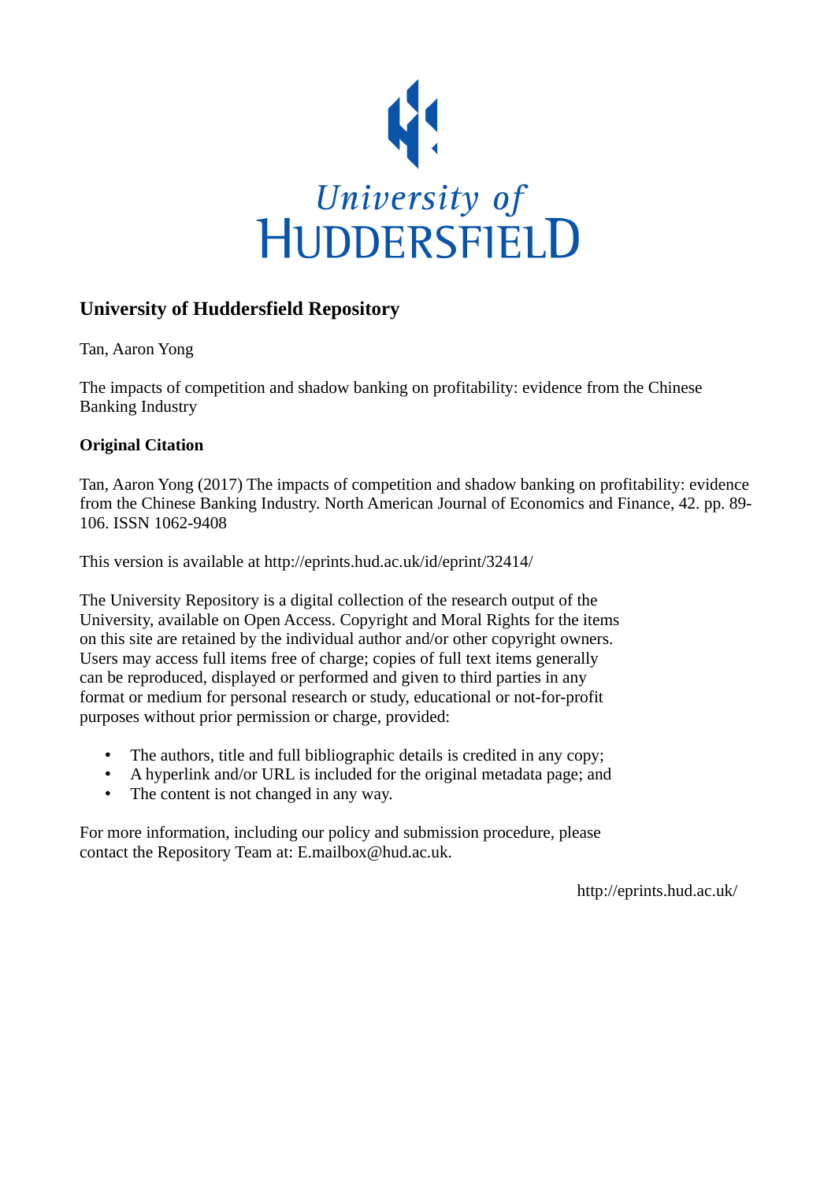University of HUDDERSFIELD

## University of Huddersfield Repository

Tan, Aaron Yong

The impacts of competition and shadow banking on profitability: evidence from the Chinese Banking Industry

### Original Citation

Tan, Aaron Yong (2017) The impacts of competition and shadow banking on profitability: evidence from the Chinese Banking Industry. North American Journal of Economics and Finance, 42. pp. 89-106. ISSN 1062-9408

This version is available at http://eprints.hud.ac.uk/id/eprint/32414/

The University Repository is a digital collection of the research output of the University, available on Open Access. Copyright and Moral Rights for the items on this site are retained by the individual author and/or other copyright owners. Users may access full items free of charge; copies of full text items generally can be reproduced, displayed or performed and given to third parties in any format or medium for personal research or study, educational or not-for-profit purposes without prior permission or charge, provided:

- The authors, title and full bibliographic details is credited in any copy;
- A hyperlink and/or URL is included for the original metadata page; and
- The content is not changed in any way.

For more information, including our policy and submission procedure, please contact the Repository Team at: E.mailbox@hud.ac.uk.

http://eprints.hud.ac.uk/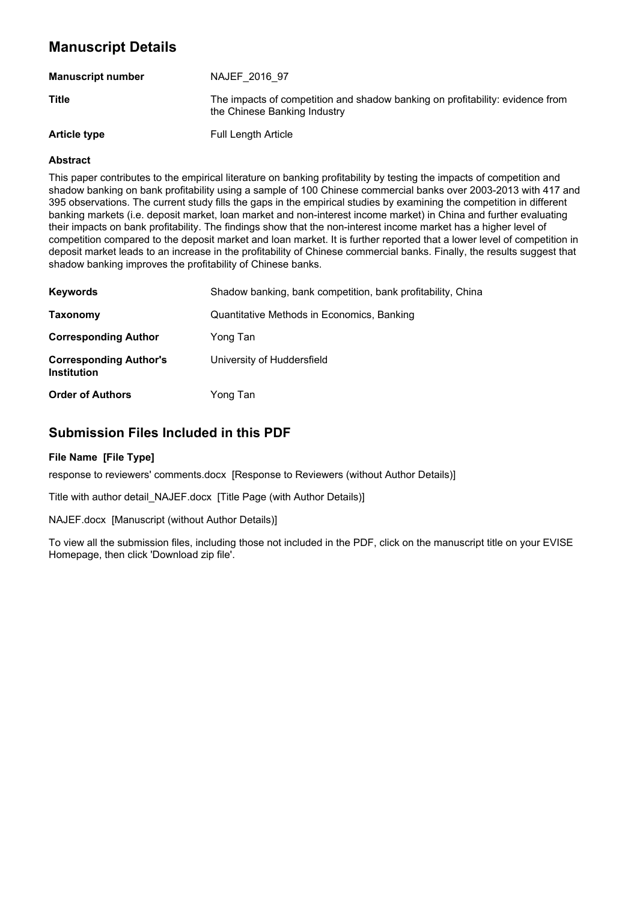## Manuscript Details

| | |
|---|---|
| **Manuscript number** | NAJEF_2016_97 |
| **Title** | The impacts of competition and shadow banking on profitability: evidence from the Chinese Banking Industry |
| **Article type** | Full Length Article |

### Abstract

This paper contributes to the empirical literature on banking profitability by testing the impacts of competition and shadow banking on bank profitability using a sample of 100 Chinese commercial banks over 2003-2013 with 417 and 395 observations. The current study fills the gaps in the empirical studies by examining the competition in different banking markets (i.e. deposit market, loan market and non-interest income market) in China and further evaluating their impacts on bank profitability. The findings show that the non-interest income market has a higher level of competition compared to the deposit market and loan market. It is further reported that a lower level of competition in deposit market leads to an increase in the profitability of Chinese commercial banks. Finally, the results suggest that shadow banking improves the profitability of Chinese banks.

| | |
|---|---|
| **Keywords** | Shadow banking, bank competition, bank profitability, China |
| **Taxonomy** | Quantitative Methods in Economics, Banking |
| **Corresponding Author** | Yong Tan |
| **Corresponding Author's Institution** | University of Huddersfield |
| **Order of Authors** | Yong Tan |

## Submission Files Included in this PDF

**File Name [File Type]**

response to reviewers' comments.docx [Response to Reviewers (without Author Details)]

Title with author detail_NAJEF.docx [Title Page (with Author Details)]

NAJEF.docx [Manuscript (without Author Details)]

To view all the submission files, including those not included in the PDF, click on the manuscript title on your EVISE Homepage, then click 'Download zip file'.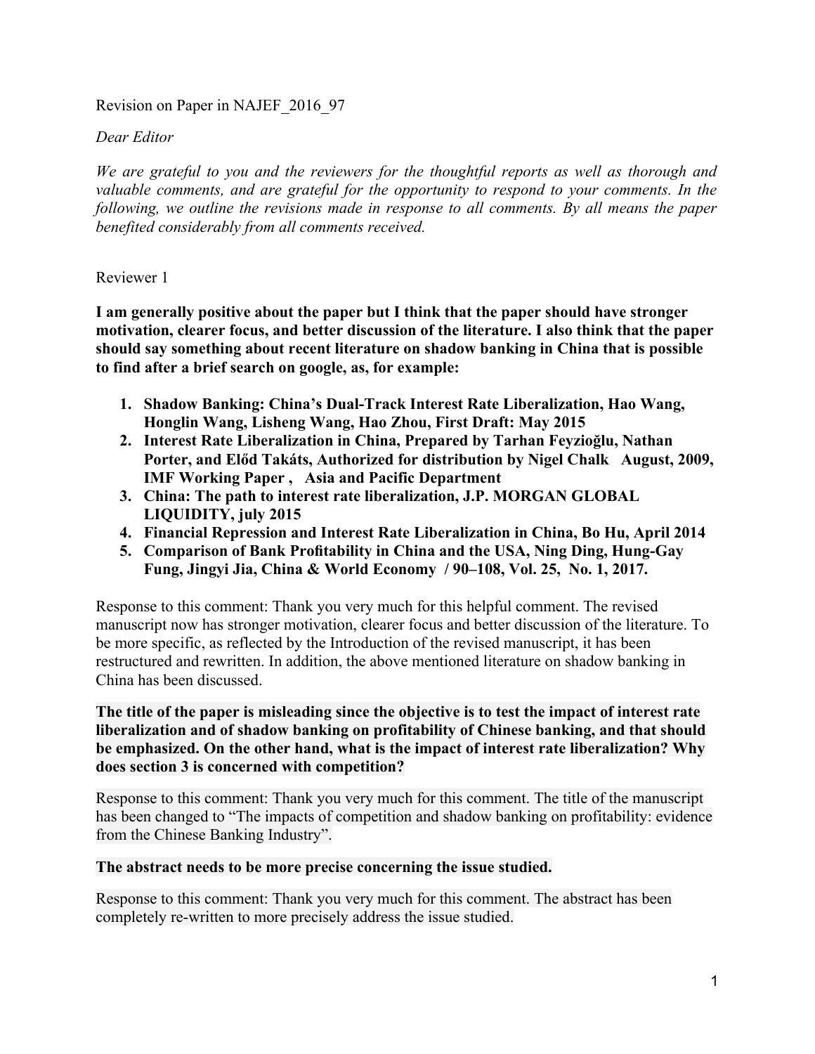Revision on Paper in NAJEF_2016_97

*Dear Editor*

*We are grateful to you and the reviewers for the thoughtful reports as well as thorough and valuable comments, and are grateful for the opportunity to respond to your comments. In the following, we outline the revisions made in response to all comments. By all means the paper benefited considerably from all comments received.*

Reviewer 1

**I am generally positive about the paper but I think that the paper should have stronger motivation, clearer focus, and better discussion of the literature. I also think that the paper should say something about recent literature on shadow banking in China that is possible to find after a brief search on google, as, for example:**

1. **Shadow Banking: China's Dual-Track Interest Rate Liberalization, Hao Wang, Honglin Wang, Lisheng Wang, Hao Zhou, First Draft: May 2015**
2. **Interest Rate Liberalization in China, Prepared by Tarhan Feyzioğlu, Nathan Porter, and Elődd Takáts, Authorized for distribution by Nigel Chalk August, 2009, IMF Working Paper , Asia and Pacific Department**
3. **China: The path to interest rate liberalization, J.P. MORGAN GLOBAL LIQUIDITY, july 2015**
4. **Financial Repression and Interest Rate Liberalization in China, Bo Hu, April 2014**
5. **Comparison of Bank Profitability in China and the USA, Ning Ding, Hung-Gay Fung, Jingyi Jia, China & World Economy / 90–108, Vol. 25, No. 1, 2017.**

Response to this comment: Thank you very much for this helpful comment. The revised manuscript now has stronger motivation, clearer focus and better discussion of the literature. To be more specific, as reflected by the Introduction of the revised manuscript, it has been restructured and rewritten. In addition, the above mentioned literature on shadow banking in China has been discussed.

**The title of the paper is misleading since the objective is to test the impact of interest rate liberalization and of shadow banking on profitability of Chinese banking, and that should be emphasized. On the other hand, what is the impact of interest rate liberalization? Why does section 3 is concerned with competition?**

Response to this comment: Thank you very much for this comment. The title of the manuscript has been changed to "The impacts of competition and shadow banking on profitability: evidence from the Chinese Banking Industry".

**The abstract needs to be more precise concerning the issue studied.**

Response to this comment: Thank you very much for this comment. The abstract has been completely re-written to more precisely address the issue studied.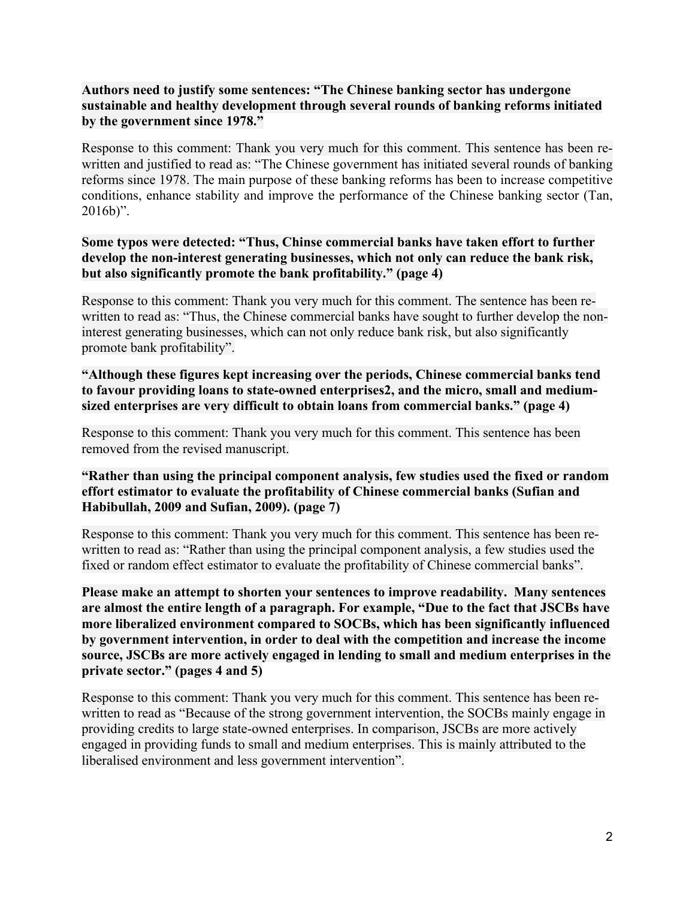**Authors need to justify some sentences: "The Chinese banking sector has undergone sustainable and healthy development through several rounds of banking reforms initiated by the government since 1978."**

Response to this comment: Thank you very much for this comment. This sentence has been re-written and justified to read as: "The Chinese government has initiated several rounds of banking reforms since 1978. The main purpose of these banking reforms has been to increase competitive conditions, enhance stability and improve the performance of the Chinese banking sector (Tan, 2016b)".

**Some typos were detected: "Thus, Chinse commercial banks have taken effort to further develop the non-interest generating businesses, which not only can reduce the bank risk, but also significantly promote the bank profitability." (page 4)**

Response to this comment: Thank you very much for this comment. The sentence has been re-written to read as: "Thus, the Chinese commercial banks have sought to further develop the non-interest generating businesses, which can not only reduce bank risk, but also significantly promote bank profitability".

**"Although these figures kept increasing over the periods, Chinese commercial banks tend to favour providing loans to state-owned enterprises2, and the micro, small and medium-sized enterprises are very difficult to obtain loans from commercial banks." (page 4)**

Response to this comment: Thank you very much for this comment. This sentence has been removed from the revised manuscript.

**"Rather than using the principal component analysis, few studies used the fixed or random effort estimator to evaluate the profitability of Chinese commercial banks (Sufian and Habibullah, 2009 and Sufian, 2009). (page 7)**

Response to this comment: Thank you very much for this comment. This sentence has been re-written to read as: "Rather than using the principal component analysis, a few studies used the fixed or random effect estimator to evaluate the profitability of Chinese commercial banks".

**Please make an attempt to shorten your sentences to improve readability. Many sentences are almost the entire length of a paragraph. For example, "Due to the fact that JSCBs have more liberalized environment compared to SOCBs, which has been significantly influenced by government intervention, in order to deal with the competition and increase the income source, JSCBs are more actively engaged in lending to small and medium enterprises in the private sector." (pages 4 and 5)**

Response to this comment: Thank you very much for this comment. This sentence has been re-written to read as "Because of the strong government intervention, the SOCBs mainly engage in providing credits to large state-owned enterprises. In comparison, JSCBs are more actively engaged in providing funds to small and medium enterprises. This is mainly attributed to the liberalised environment and less government intervention".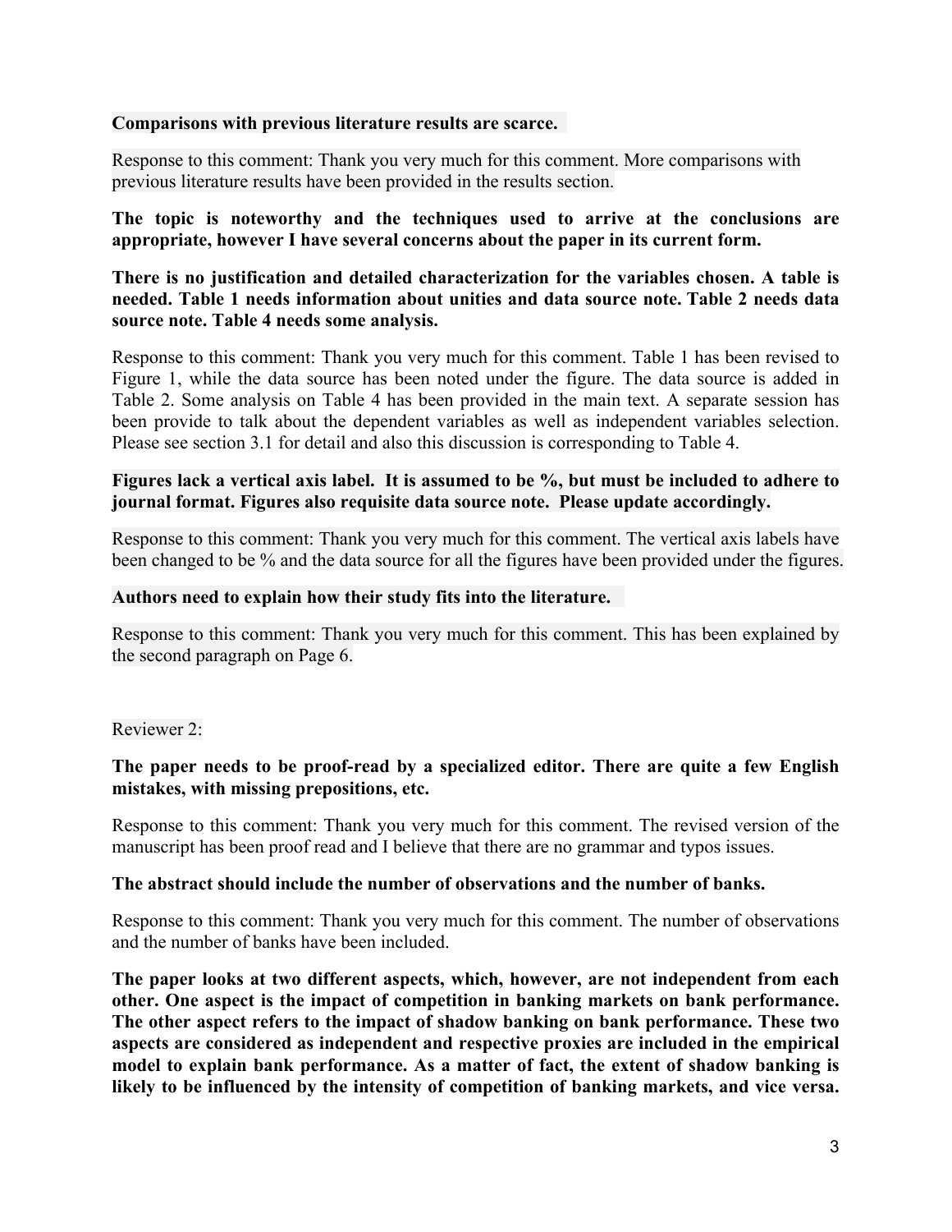**Comparisons with previous literature results are scarce.**

Response to this comment: Thank you very much for this comment. More comparisons with previous literature results have been provided in the results section.

**The topic is noteworthy and the techniques used to arrive at the conclusions are appropriate, however I have several concerns about the paper in its current form.**

**There is no justification and detailed characterization for the variables chosen. A table is needed. Table 1 needs information about unities and data source note. Table 2 needs data source note. Table 4 needs some analysis.**

Response to this comment: Thank you very much for this comment. Table 1 has been revised to Figure 1, while the data source has been noted under the figure. The data source is added in Table 2. Some analysis on Table 4 has been provided in the main text. A separate session has been provide to talk about the dependent variables as well as independent variables selection. Please see section 3.1 for detail and also this discussion is corresponding to Table 4.

**Figures lack a vertical axis label. It is assumed to be %, but must be included to adhere to journal format. Figures also requisite data source note. Please update accordingly.**

Response to this comment: Thank you very much for this comment. The vertical axis labels have been changed to be % and the data source for all the figures have been provided under the figures.

**Authors need to explain how their study fits into the literature.**

Response to this comment: Thank you very much for this comment. This has been explained by the second paragraph on Page 6.

Reviewer 2:

**The paper needs to be proof-read by a specialized editor. There are quite a few English mistakes, with missing prepositions, etc.**

Response to this comment: Thank you very much for this comment. The revised version of the manuscript has been proof read and I believe that there are no grammar and typos issues.

**The abstract should include the number of observations and the number of banks.**

Response to this comment: Thank you very much for this comment. The number of observations and the number of banks have been included.

**The paper looks at two different aspects, which, however, are not independent from each other. One aspect is the impact of competition in banking markets on bank performance. The other aspect refers to the impact of shadow banking on bank performance. These two aspects are considered as independent and respective proxies are included in the empirical model to explain bank performance. As a matter of fact, the extent of shadow banking is likely to be influenced by the intensity of competition of banking markets, and vice versa.**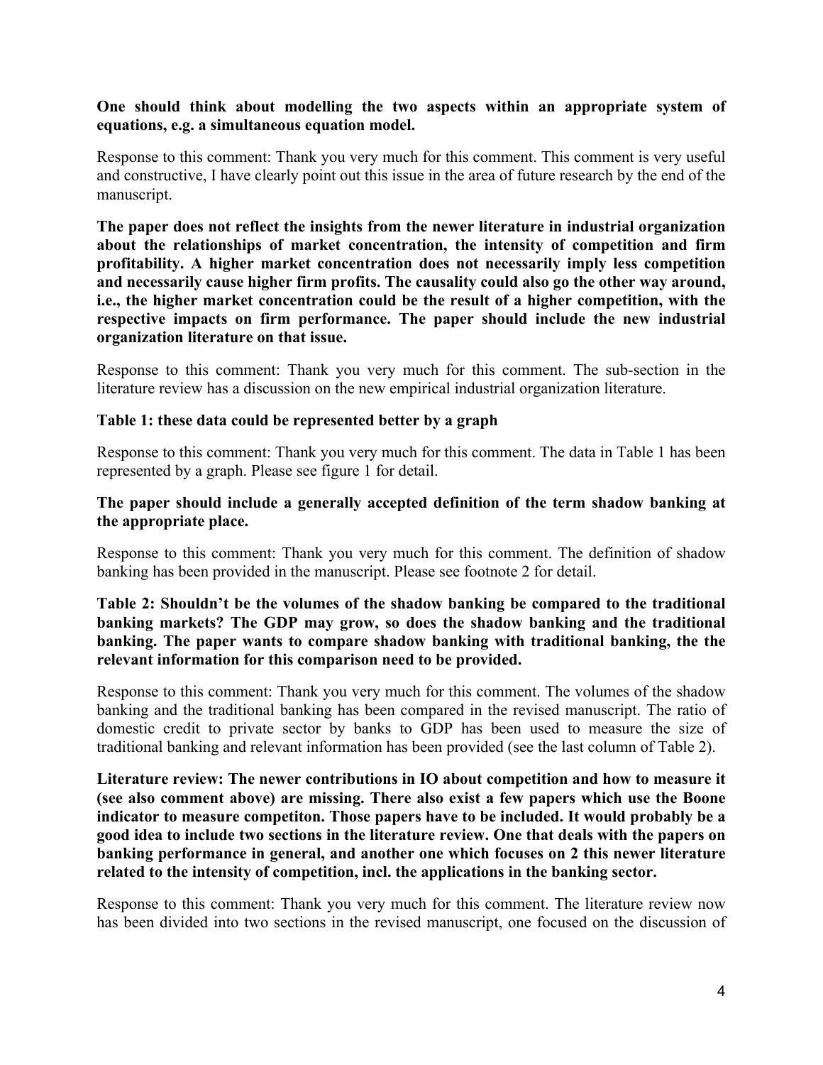**One should think about modelling the two aspects within an appropriate system of equations, e.g. a simultaneous equation model.**

Response to this comment: Thank you very much for this comment. This comment is very useful and constructive, I have clearly point out this issue in the area of future research by the end of the manuscript.

**The paper does not reflect the insights from the newer literature in industrial organization about the relationships of market concentration, the intensity of competition and firm profitability. A higher market concentration does not necessarily imply less competition and necessarily cause higher firm profits. The causality could also go the other way around, i.e., the higher market concentration could be the result of a higher competition, with the respective impacts on firm performance. The paper should include the new industrial organization literature on that issue.**

Response to this comment: Thank you very much for this comment. The sub-section in the literature review has a discussion on the new empirical industrial organization literature.

**Table 1: these data could be represented better by a graph**

Response to this comment: Thank you very much for this comment. The data in Table 1 has been represented by a graph. Please see figure 1 for detail.

**The paper should include a generally accepted definition of the term shadow banking at the appropriate place.**

Response to this comment: Thank you very much for this comment. The definition of shadow banking has been provided in the manuscript. Please see footnote 2 for detail.

**Table 2: Shouldn't be the volumes of the shadow banking be compared to the traditional banking markets? The GDP may grow, so does the shadow banking and the traditional banking. The paper wants to compare shadow banking with traditional banking, the the relevant information for this comparison need to be provided.**

Response to this comment: Thank you very much for this comment. The volumes of the shadow banking and the traditional banking has been compared in the revised manuscript. The ratio of domestic credit to private sector by banks to GDP has been used to measure the size of traditional banking and relevant information has been provided (see the last column of Table 2).

**Literature review: The newer contributions in IO about competition and how to measure it (see also comment above) are missing. There also exist a few papers which use the Boone indicator to measure competiton. Those papers have to be included. It would probably be a good idea to include two sections in the literature review. One that deals with the papers on banking performance in general, and another one which focuses on 2 this newer literature related to the intensity of competition, incl. the applications in the banking sector.**

Response to this comment: Thank you very much for this comment. The literature review now has been divided into two sections in the revised manuscript, one focused on the discussion of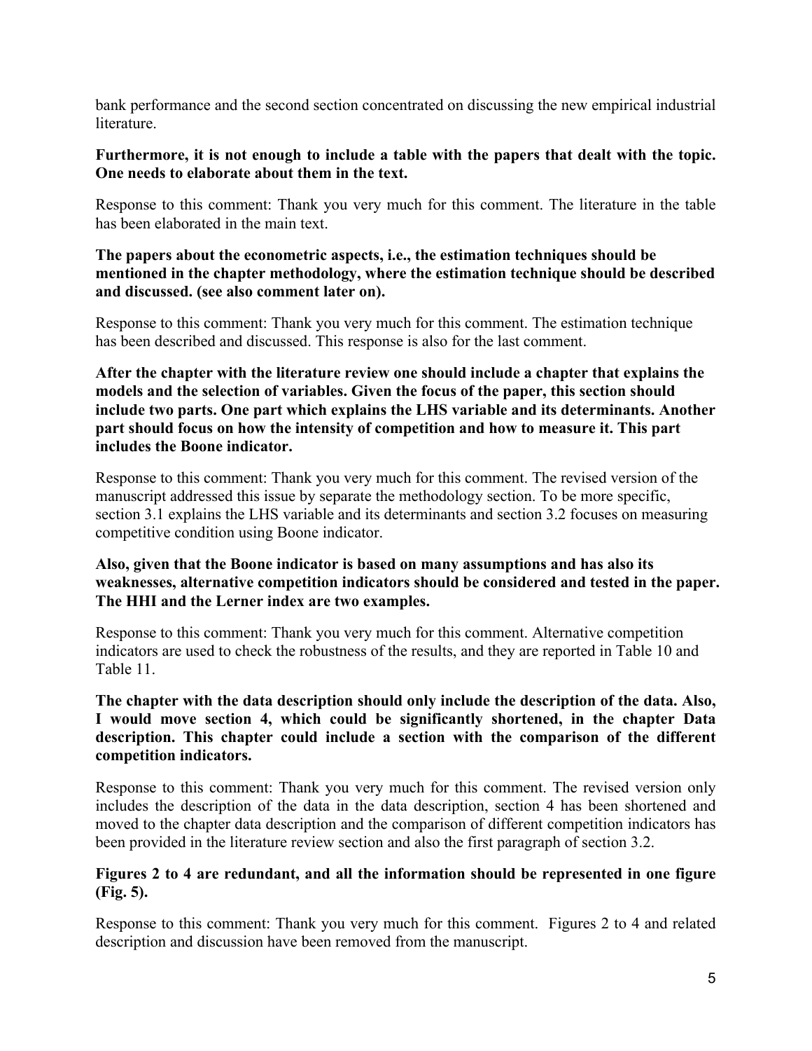bank performance and the second section concentrated on discussing the new empirical industrial literature.

**Furthermore, it is not enough to include a table with the papers that dealt with the topic. One needs to elaborate about them in the text.**

Response to this comment: Thank you very much for this comment. The literature in the table has been elaborated in the main text.

**The papers about the econometric aspects, i.e., the estimation techniques should be mentioned in the chapter methodology, where the estimation technique should be described and discussed. (see also comment later on).**

Response to this comment: Thank you very much for this comment. The estimation technique has been described and discussed. This response is also for the last comment.

**After the chapter with the literature review one should include a chapter that explains the models and the selection of variables. Given the focus of the paper, this section should include two parts. One part which explains the LHS variable and its determinants. Another part should focus on how the intensity of competition and how to measure it. This part includes the Boone indicator.**

Response to this comment: Thank you very much for this comment. The revised version of the manuscript addressed this issue by separate the methodology section. To be more specific, section 3.1 explains the LHS variable and its determinants and section 3.2 focuses on measuring competitive condition using Boone indicator.

**Also, given that the Boone indicator is based on many assumptions and has also its weaknesses, alternative competition indicators should be considered and tested in the paper. The HHI and the Lerner index are two examples.**

Response to this comment: Thank you very much for this comment. Alternative competition indicators are used to check the robustness of the results, and they are reported in Table 10 and Table 11.

**The chapter with the data description should only include the description of the data. Also, I would move section 4, which could be significantly shortened, in the chapter Data description. This chapter could include a section with the comparison of the different competition indicators.**

Response to this comment: Thank you very much for this comment. The revised version only includes the description of the data in the data description, section 4 has been shortened and moved to the chapter data description and the comparison of different competition indicators has been provided in the literature review section and also the first paragraph of section 3.2.

**Figures 2 to 4 are redundant, and all the information should be represented in one figure (Fig. 5).**

Response to this comment: Thank you very much for this comment. Figures 2 to 4 and related description and discussion have been removed from the manuscript.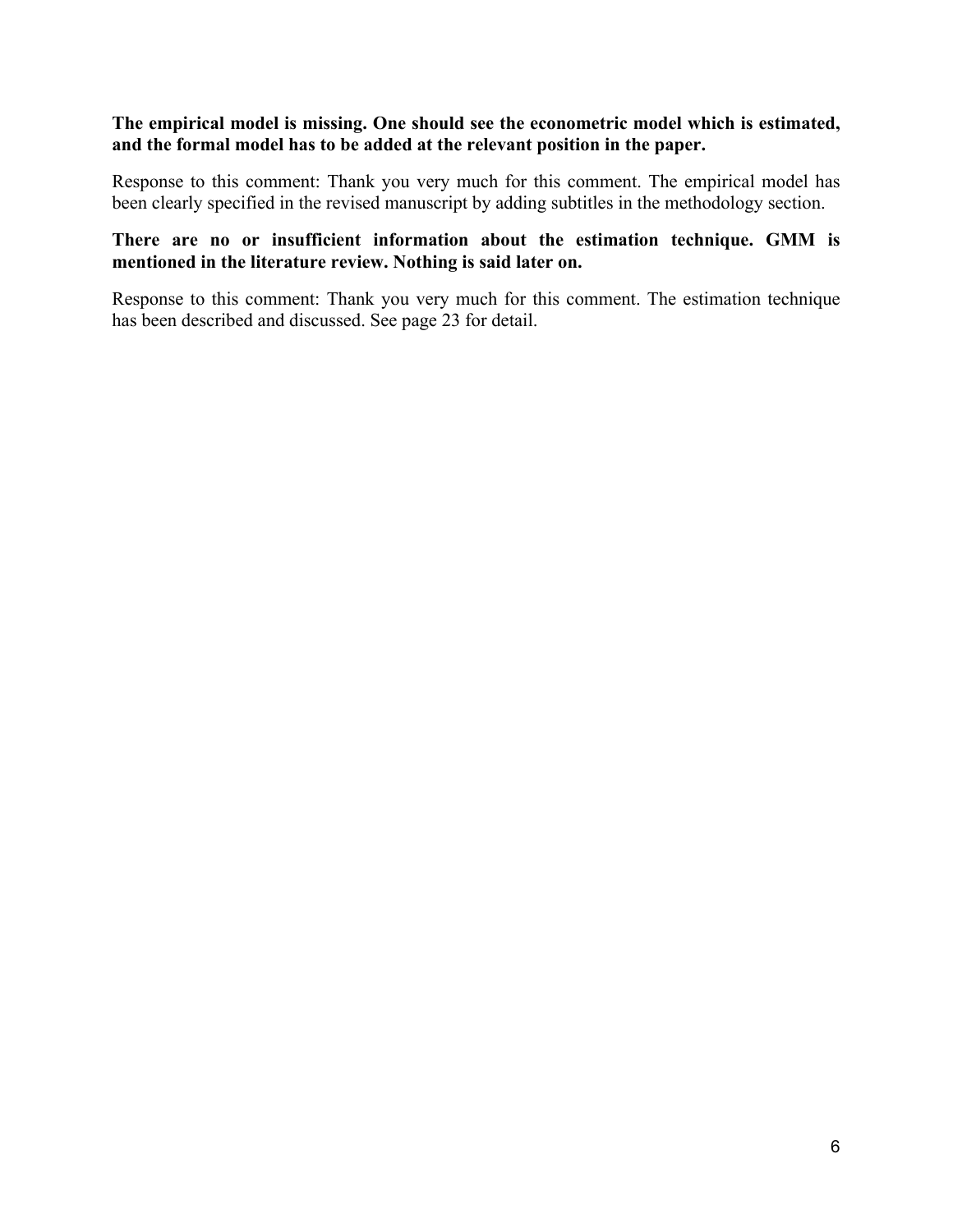**The empirical model is missing. One should see the econometric model which is estimated, and the formal model has to be added at the relevant position in the paper.**

Response to this comment: Thank you very much for this comment. The empirical model has been clearly specified in the revised manuscript by adding subtitles in the methodology section.

**There are no or insufficient information about the estimation technique. GMM is mentioned in the literature review. Nothing is said later on.**

Response to this comment: Thank you very much for this comment. The estimation technique has been described and discussed. See page 23 for detail.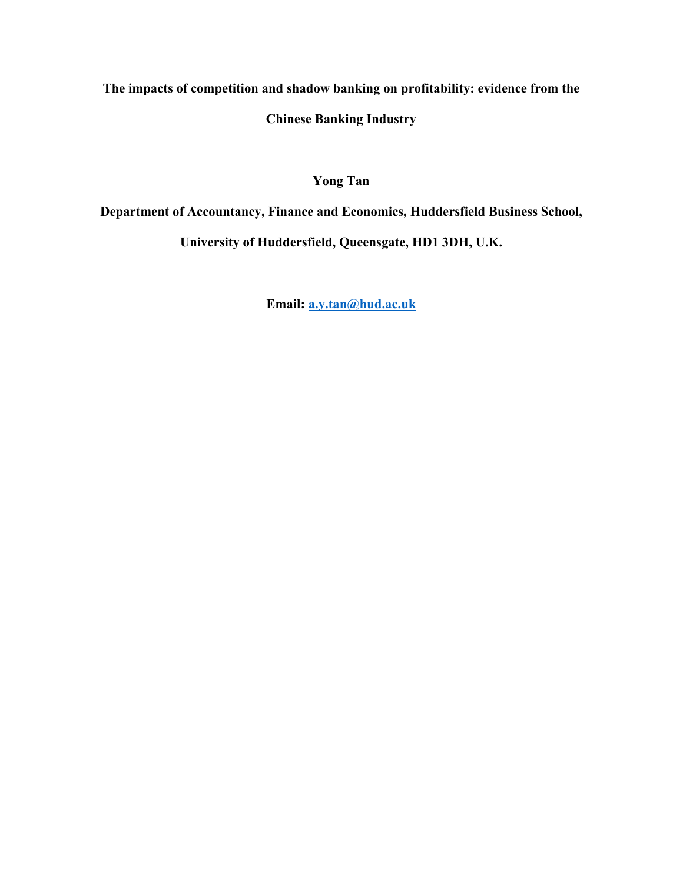**The impacts of competition and shadow banking on profitability: evidence from the Chinese Banking Industry**

**Yong Tan**

**Department of Accountancy, Finance and Economics, Huddersfield Business School, University of Huddersfield, Queensgate, HD1 3DH, U.K.**

**Email: a.y.tan@hud.ac.uk**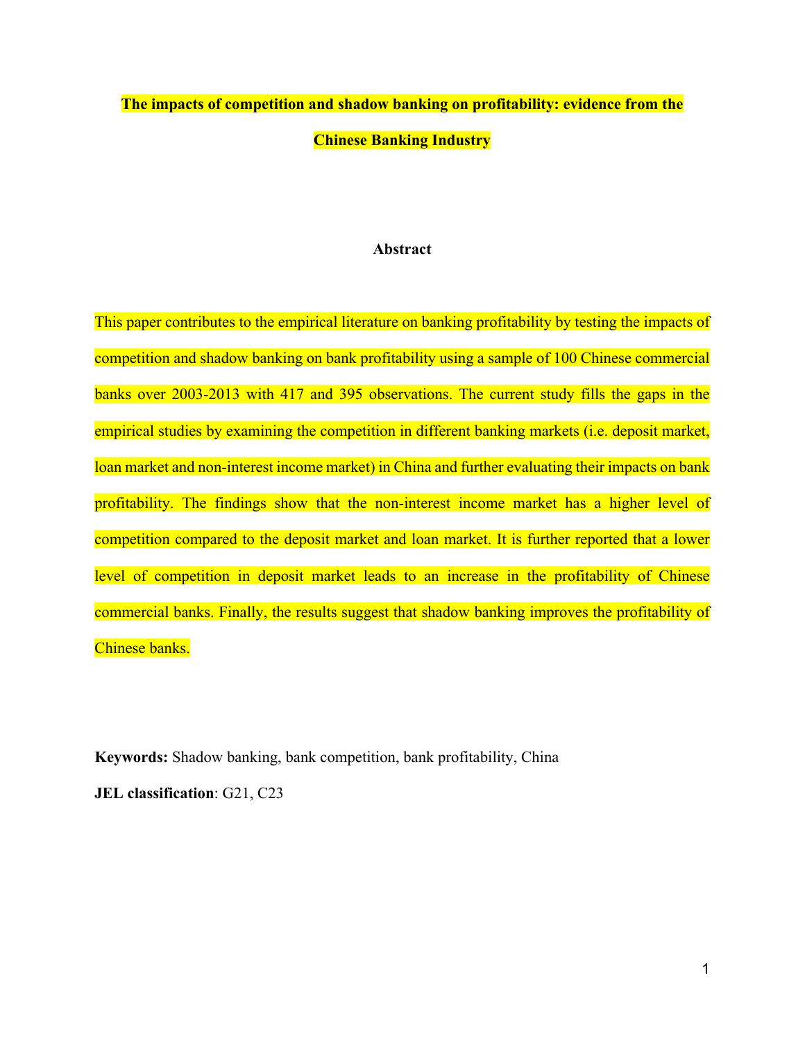# The impacts of competition and shadow banking on profitability: evidence from the Chinese Banking Industry

## Abstract

This paper contributes to the empirical literature on banking profitability by testing the impacts of competition and shadow banking on bank profitability using a sample of 100 Chinese commercial banks over 2003-2013 with 417 and 395 observations. The current study fills the gaps in the empirical studies by examining the competition in different banking markets (i.e. deposit market, loan market and non-interest income market) in China and further evaluating their impacts on bank profitability. The findings show that the non-interest income market has a higher level of competition compared to the deposit market and loan market. It is further reported that a lower level of competition in deposit market leads to an increase in the profitability of Chinese commercial banks. Finally, the results suggest that shadow banking improves the profitability of Chinese banks.

**Keywords:** Shadow banking, bank competition, bank profitability, China

**JEL classification**: G21, C23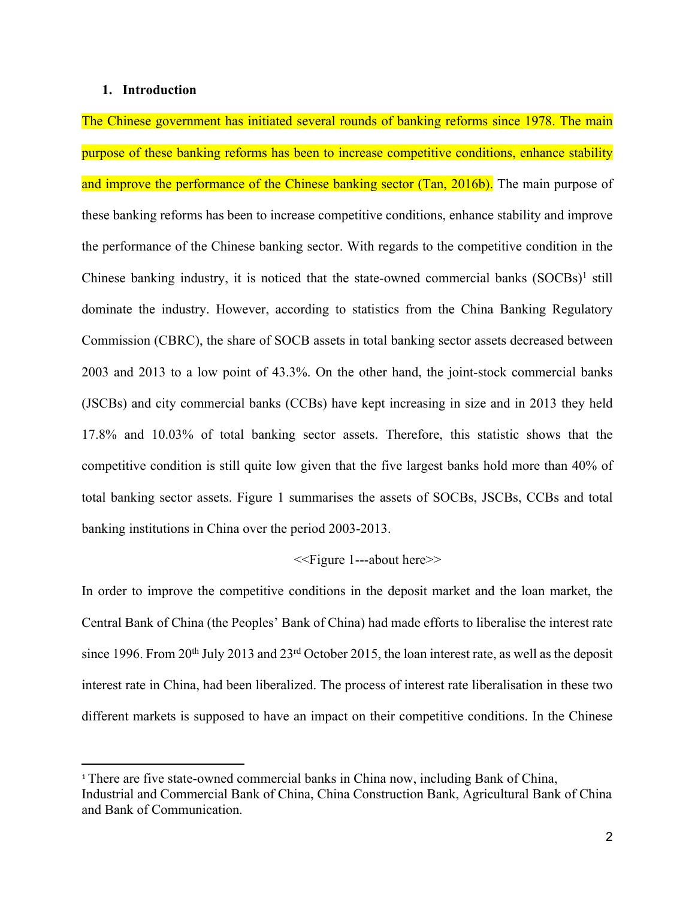## 1. Introduction

The Chinese government has initiated several rounds of banking reforms since 1978. The main purpose of these banking reforms has been to increase competitive conditions, enhance stability and improve the performance of the Chinese banking sector (Tan, 2016b). The main purpose of these banking reforms has been to increase competitive conditions, enhance stability and improve the performance of the Chinese banking sector. With regards to the competitive condition in the Chinese banking industry, it is noticed that the state-owned commercial banks (SOCBs)[1] still dominate the industry. However, according to statistics from the China Banking Regulatory Commission (CBRC), the share of SOCB assets in total banking sector assets decreased between 2003 and 2013 to a low point of 43.3%. On the other hand, the joint-stock commercial banks (JSCBs) and city commercial banks (CCBs) have kept increasing in size and in 2013 they held 17.8% and 10.03% of total banking sector assets. Therefore, this statistic shows that the competitive condition is still quite low given that the five largest banks hold more than 40% of total banking sector assets. Figure 1 summarises the assets of SOCBs, JSCBs, CCBs and total banking institutions in China over the period 2003-2013.

<<Figure 1---about here>>

In order to improve the competitive conditions in the deposit market and the loan market, the Central Bank of China (the Peoples' Bank of China) had made efforts to liberalise the interest rate since 1996. From 20th July 2013 and 23rd October 2015, the loan interest rate, as well as the deposit interest rate in China, had been liberalized. The process of interest rate liberalisation in these two different markets is supposed to have an impact on their competitive conditions. In the Chinese

---

[1] There are five state-owned commercial banks in China now, including Bank of China, Industrial and Commercial Bank of China, China Construction Bank, Agricultural Bank of China and Bank of Communication.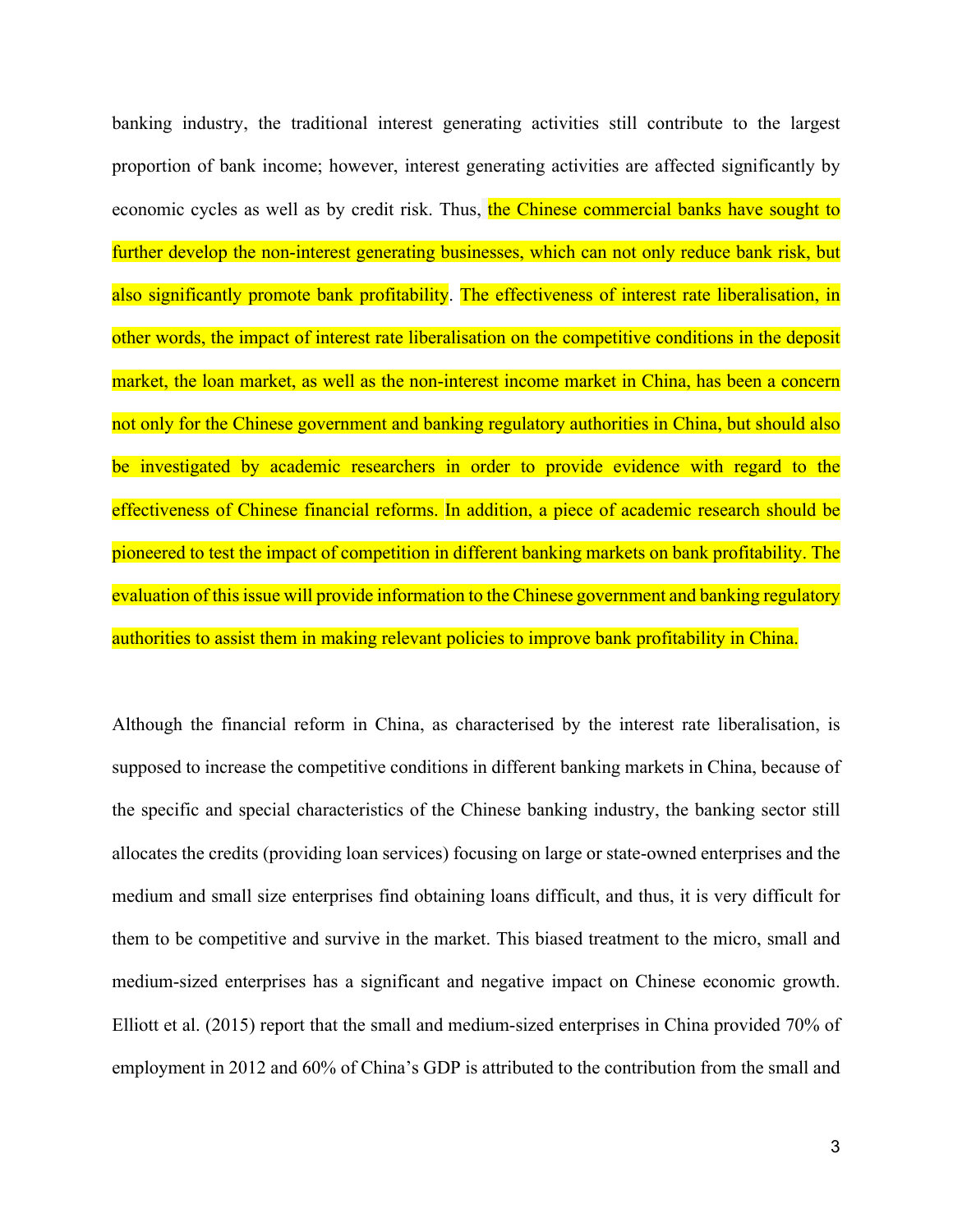banking industry, the traditional interest generating activities still contribute to the largest proportion of bank income; however, interest generating activities are affected significantly by economic cycles as well as by credit risk. Thus, the Chinese commercial banks have sought to further develop the non-interest generating businesses, which can not only reduce bank risk, but also significantly promote bank profitability. The effectiveness of interest rate liberalisation, in other words, the impact of interest rate liberalisation on the competitive conditions in the deposit market, the loan market, as well as the non-interest income market in China, has been a concern not only for the Chinese government and banking regulatory authorities in China, but should also be investigated by academic researchers in order to provide evidence with regard to the effectiveness of Chinese financial reforms. In addition, a piece of academic research should be pioneered to test the impact of competition in different banking markets on bank profitability. The evaluation of this issue will provide information to the Chinese government and banking regulatory authorities to assist them in making relevant policies to improve bank profitability in China.

Although the financial reform in China, as characterised by the interest rate liberalisation, is supposed to increase the competitive conditions in different banking markets in China, because of the specific and special characteristics of the Chinese banking industry, the banking sector still allocates the credits (providing loan services) focusing on large or state-owned enterprises and the medium and small size enterprises find obtaining loans difficult, and thus, it is very difficult for them to be competitive and survive in the market. This biased treatment to the micro, small and medium-sized enterprises has a significant and negative impact on Chinese economic growth. Elliott et al. (2015) report that the small and medium-sized enterprises in China provided 70% of employment in 2012 and 60% of China's GDP is attributed to the contribution from the small and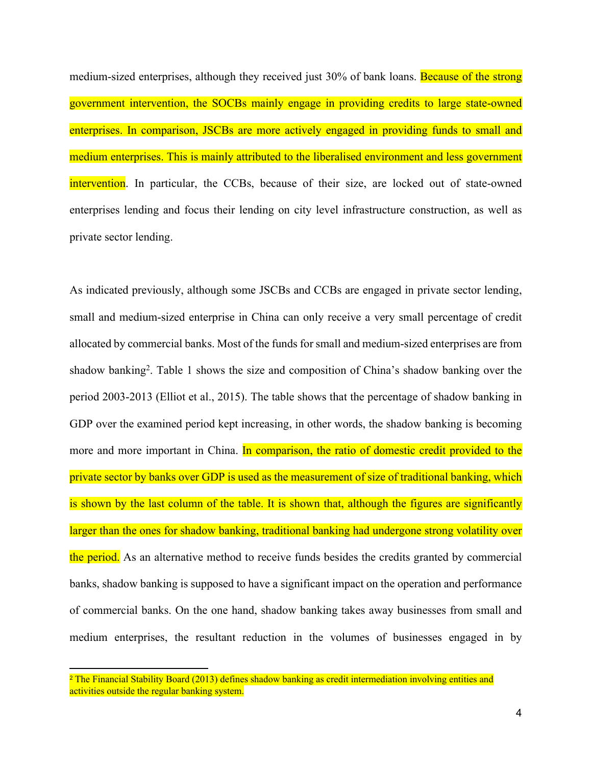medium-sized enterprises, although they received just 30% of bank loans. Because of the strong government intervention, the SOCBs mainly engage in providing credits to large state-owned enterprises. In comparison, JSCBs are more actively engaged in providing funds to small and medium enterprises. This is mainly attributed to the liberalised environment and less government intervention. In particular, the CCBs, because of their size, are locked out of state-owned enterprises lending and focus their lending on city level infrastructure construction, as well as private sector lending.

As indicated previously, although some JSCBs and CCBs are engaged in private sector lending, small and medium-sized enterprise in China can only receive a very small percentage of credit allocated by commercial banks. Most of the funds for small and medium-sized enterprises are from shadow banking[2]. Table 1 shows the size and composition of China's shadow banking over the period 2003-2013 (Elliot et al., 2015). The table shows that the percentage of shadow banking in GDP over the examined period kept increasing, in other words, the shadow banking is becoming more and more important in China. In comparison, the ratio of domestic credit provided to the private sector by banks over GDP is used as the measurement of size of traditional banking, which is shown by the last column of the table. It is shown that, although the figures are significantly larger than the ones for shadow banking, traditional banking had undergone strong volatility over the period. As an alternative method to receive funds besides the credits granted by commercial banks, shadow banking is supposed to have a significant impact on the operation and performance of commercial banks. On the one hand, shadow banking takes away businesses from small and medium enterprises, the resultant reduction in the volumes of businesses engaged in by

[2] The Financial Stability Board (2013) defines shadow banking as credit intermediation involving entities and activities outside the regular banking system.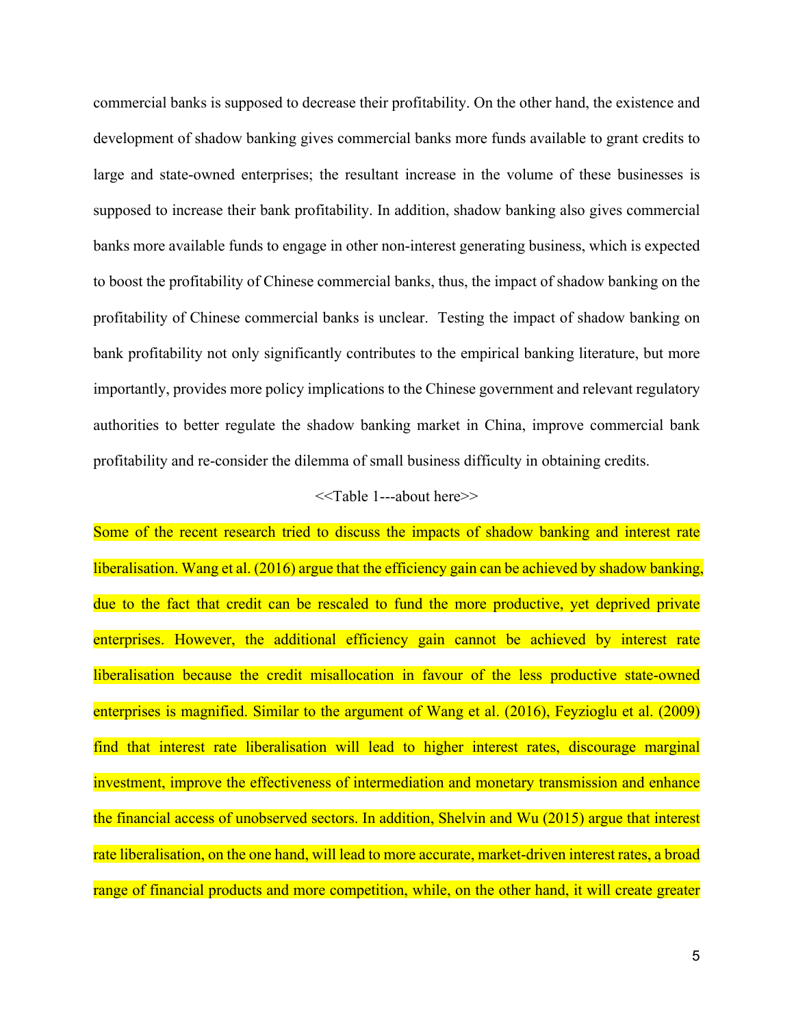commercial banks is supposed to decrease their profitability. On the other hand, the existence and development of shadow banking gives commercial banks more funds available to grant credits to large and state-owned enterprises; the resultant increase in the volume of these businesses is supposed to increase their bank profitability. In addition, shadow banking also gives commercial banks more available funds to engage in other non-interest generating business, which is expected to boost the profitability of Chinese commercial banks, thus, the impact of shadow banking on the profitability of Chinese commercial banks is unclear. Testing the impact of shadow banking on bank profitability not only significantly contributes to the empirical banking literature, but more importantly, provides more policy implications to the Chinese government and relevant regulatory authorities to better regulate the shadow banking market in China, improve commercial bank profitability and re-consider the dilemma of small business difficulty in obtaining credits.

<<Table 1---about here>>

Some of the recent research tried to discuss the impacts of shadow banking and interest rate liberalisation. Wang et al. (2016) argue that the efficiency gain can be achieved by shadow banking, due to the fact that credit can be rescaled to fund the more productive, yet deprived private enterprises. However, the additional efficiency gain cannot be achieved by interest rate liberalisation because the credit misallocation in favour of the less productive state-owned enterprises is magnified. Similar to the argument of Wang et al. (2016), Feyzioglu et al. (2009) find that interest rate liberalisation will lead to higher interest rates, discourage marginal investment, improve the effectiveness of intermediation and monetary transmission and enhance the financial access of unobserved sectors. In addition, Shelvin and Wu (2015) argue that interest rate liberalisation, on the one hand, will lead to more accurate, market-driven interest rates, a broad range of financial products and more competition, while, on the other hand, it will create greater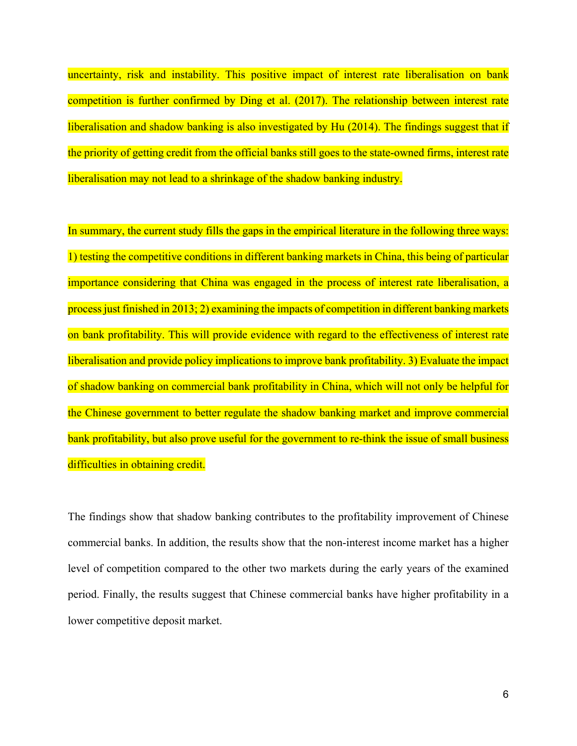uncertainty, risk and instability. This positive impact of interest rate liberalisation on bank competition is further confirmed by Ding et al. (2017). The relationship between interest rate liberalisation and shadow banking is also investigated by Hu (2014). The findings suggest that if the priority of getting credit from the official banks still goes to the state-owned firms, interest rate liberalisation may not lead to a shrinkage of the shadow banking industry.

In summary, the current study fills the gaps in the empirical literature in the following three ways: 1) testing the competitive conditions in different banking markets in China, this being of particular importance considering that China was engaged in the process of interest rate liberalisation, a process just finished in 2013; 2) examining the impacts of competition in different banking markets on bank profitability. This will provide evidence with regard to the effectiveness of interest rate liberalisation and provide policy implications to improve bank profitability. 3) Evaluate the impact of shadow banking on commercial bank profitability in China, which will not only be helpful for the Chinese government to better regulate the shadow banking market and improve commercial bank profitability, but also prove useful for the government to re-think the issue of small business difficulties in obtaining credit.

The findings show that shadow banking contributes to the profitability improvement of Chinese commercial banks. In addition, the results show that the non-interest income market has a higher level of competition compared to the other two markets during the early years of the examined period. Finally, the results suggest that Chinese commercial banks have higher profitability in a lower competitive deposit market.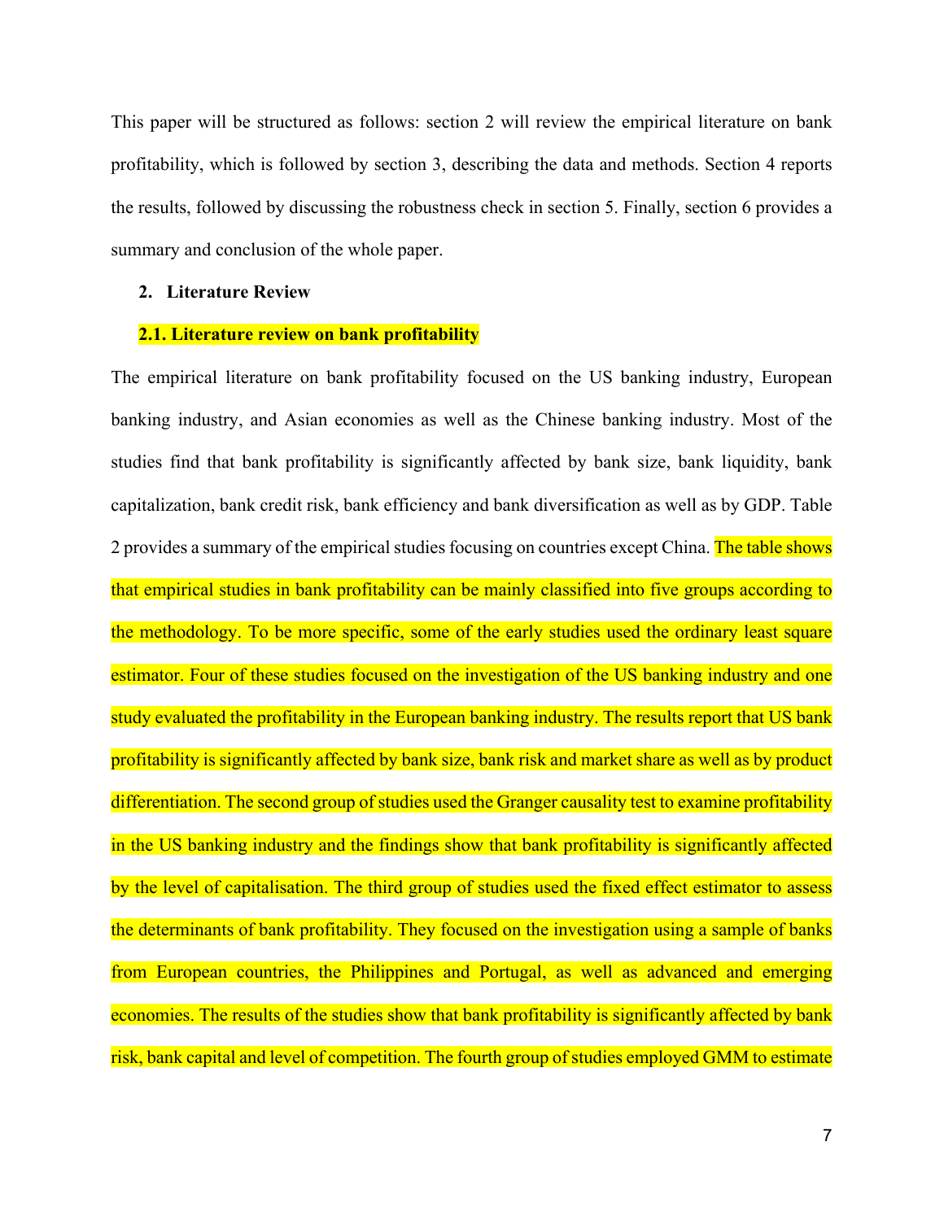This paper will be structured as follows: section 2 will review the empirical literature on bank profitability, which is followed by section 3, describing the data and methods. Section 4 reports the results, followed by discussing the robustness check in section 5. Finally, section 6 provides a summary and conclusion of the whole paper.

## 2. Literature Review

### 2.1. Literature review on bank profitability

The empirical literature on bank profitability focused on the US banking industry, European banking industry, and Asian economies as well as the Chinese banking industry. Most of the studies find that bank profitability is significantly affected by bank size, bank liquidity, bank capitalization, bank credit risk, bank efficiency and bank diversification as well as by GDP. Table 2 provides a summary of the empirical studies focusing on countries except China. The table shows that empirical studies in bank profitability can be mainly classified into five groups according to the methodology. To be more specific, some of the early studies used the ordinary least square estimator. Four of these studies focused on the investigation of the US banking industry and one study evaluated the profitability in the European banking industry. The results report that US bank profitability is significantly affected by bank size, bank risk and market share as well as by product differentiation. The second group of studies used the Granger causality test to examine profitability in the US banking industry and the findings show that bank profitability is significantly affected by the level of capitalisation. The third group of studies used the fixed effect estimator to assess the determinants of bank profitability. They focused on the investigation using a sample of banks from European countries, the Philippines and Portugal, as well as advanced and emerging economies. The results of the studies show that bank profitability is significantly affected by bank risk, bank capital and level of competition. The fourth group of studies employed GMM to estimate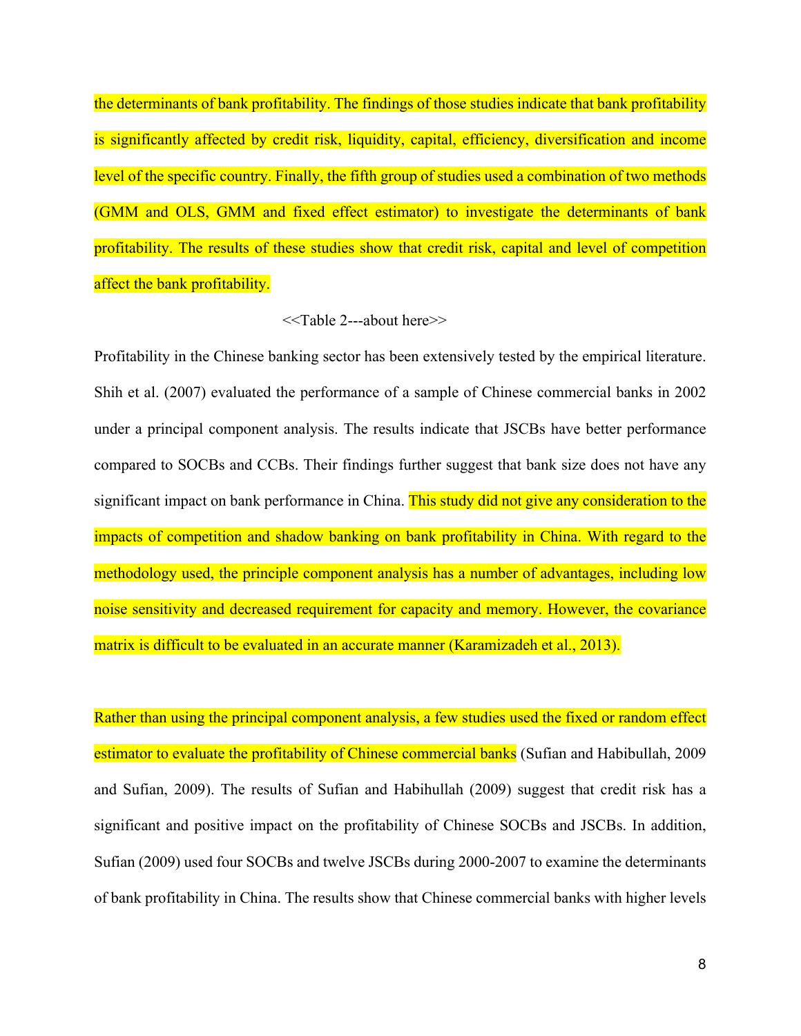the determinants of bank profitability. The findings of those studies indicate that bank profitability is significantly affected by credit risk, liquidity, capital, efficiency, diversification and income level of the specific country. Finally, the fifth group of studies used a combination of two methods (GMM and OLS, GMM and fixed effect estimator) to investigate the determinants of bank profitability. The results of these studies show that credit risk, capital and level of competition affect the bank profitability.

<<Table 2---about here>>

Profitability in the Chinese banking sector has been extensively tested by the empirical literature. Shih et al. (2007) evaluated the performance of a sample of Chinese commercial banks in 2002 under a principal component analysis. The results indicate that JSCBs have better performance compared to SOCBs and CCBs. Their findings further suggest that bank size does not have any significant impact on bank performance in China. This study did not give any consideration to the impacts of competition and shadow banking on bank profitability in China. With regard to the methodology used, the principle component analysis has a number of advantages, including low noise sensitivity and decreased requirement for capacity and memory. However, the covariance matrix is difficult to be evaluated in an accurate manner (Karamizadeh et al., 2013).

Rather than using the principal component analysis, a few studies used the fixed or random effect estimator to evaluate the profitability of Chinese commercial banks (Sufian and Habibullah, 2009 and Sufian, 2009). The results of Sufian and Habihullah (2009) suggest that credit risk has a significant and positive impact on the profitability of Chinese SOCBs and JSCBs. In addition, Sufian (2009) used four SOCBs and twelve JSCBs during 2000-2007 to examine the determinants of bank profitability in China. The results show that Chinese commercial banks with higher levels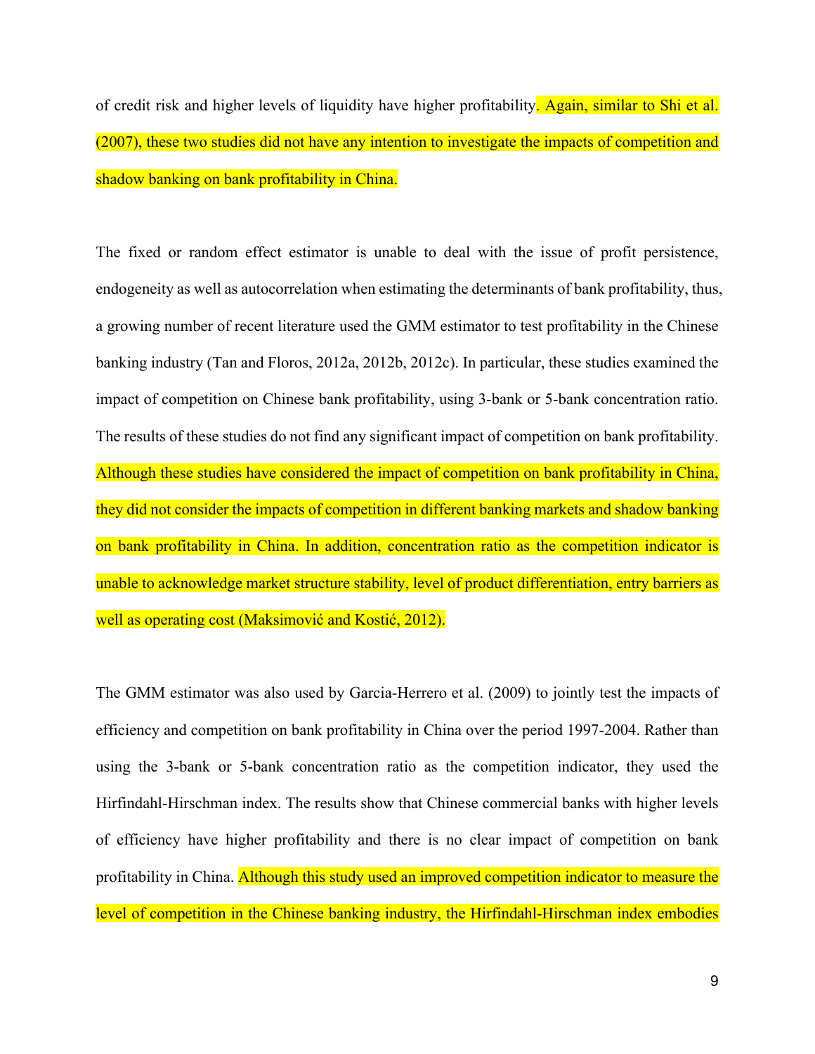of credit risk and higher levels of liquidity have higher profitability. Again, similar to Shi et al. (2007), these two studies did not have any intention to investigate the impacts of competition and shadow banking on bank profitability in China.

The fixed or random effect estimator is unable to deal with the issue of profit persistence, endogeneity as well as autocorrelation when estimating the determinants of bank profitability, thus, a growing number of recent literature used the GMM estimator to test profitability in the Chinese banking industry (Tan and Floros, 2012a, 2012b, 2012c). In particular, these studies examined the impact of competition on Chinese bank profitability, using 3-bank or 5-bank concentration ratio. The results of these studies do not find any significant impact of competition on bank profitability. Although these studies have considered the impact of competition on bank profitability in China, they did not consider the impacts of competition in different banking markets and shadow banking on bank profitability in China. In addition, concentration ratio as the competition indicator is unable to acknowledge market structure stability, level of product differentiation, entry barriers as well as operating cost (Maksimović and Kostić, 2012).

The GMM estimator was also used by Garcia-Herrero et al. (2009) to jointly test the impacts of efficiency and competition on bank profitability in China over the period 1997-2004. Rather than using the 3-bank or 5-bank concentration ratio as the competition indicator, they used the Hirfindahl-Hirschman index. The results show that Chinese commercial banks with higher levels of efficiency have higher profitability and there is no clear impact of competition on bank profitability in China. Although this study used an improved competition indicator to measure the level of competition in the Chinese banking industry, the Hirfindahl-Hirschman index embodies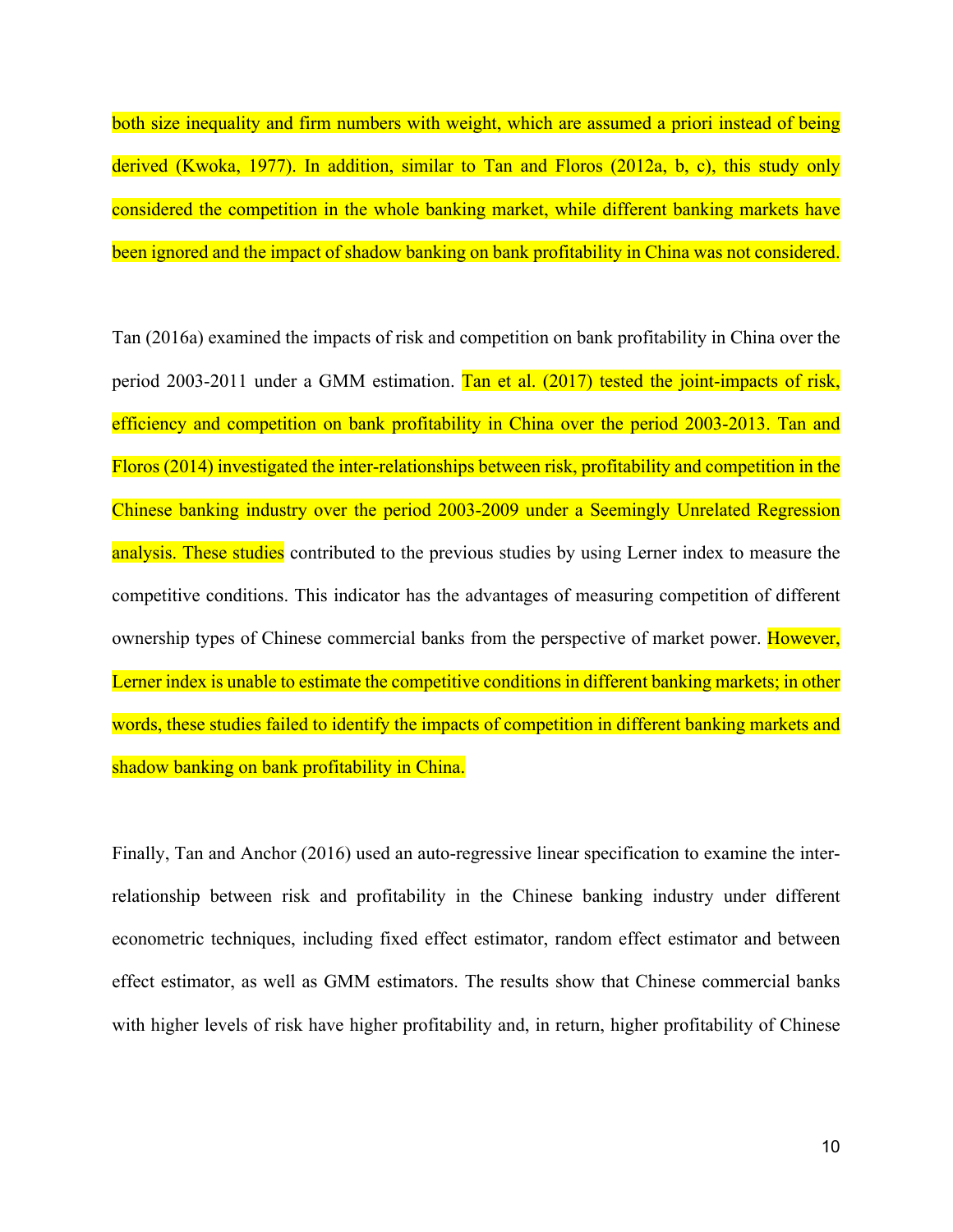both size inequality and firm numbers with weight, which are assumed a priori instead of being derived (Kwoka, 1977). In addition, similar to Tan and Floros (2012a, b, c), this study only considered the competition in the whole banking market, while different banking markets have been ignored and the impact of shadow banking on bank profitability in China was not considered.

Tan (2016a) examined the impacts of risk and competition on bank profitability in China over the period 2003-2011 under a GMM estimation. Tan et al. (2017) tested the joint-impacts of risk, efficiency and competition on bank profitability in China over the period 2003-2013. Tan and Floros (2014) investigated the inter-relationships between risk, profitability and competition in the Chinese banking industry over the period 2003-2009 under a Seemingly Unrelated Regression analysis. These studies contributed to the previous studies by using Lerner index to measure the competitive conditions. This indicator has the advantages of measuring competition of different ownership types of Chinese commercial banks from the perspective of market power. However, Lerner index is unable to estimate the competitive conditions in different banking markets; in other words, these studies failed to identify the impacts of competition in different banking markets and shadow banking on bank profitability in China.

Finally, Tan and Anchor (2016) used an auto-regressive linear specification to examine the inter-relationship between risk and profitability in the Chinese banking industry under different econometric techniques, including fixed effect estimator, random effect estimator and between effect estimator, as well as GMM estimators. The results show that Chinese commercial banks with higher levels of risk have higher profitability and, in return, higher profitability of Chinese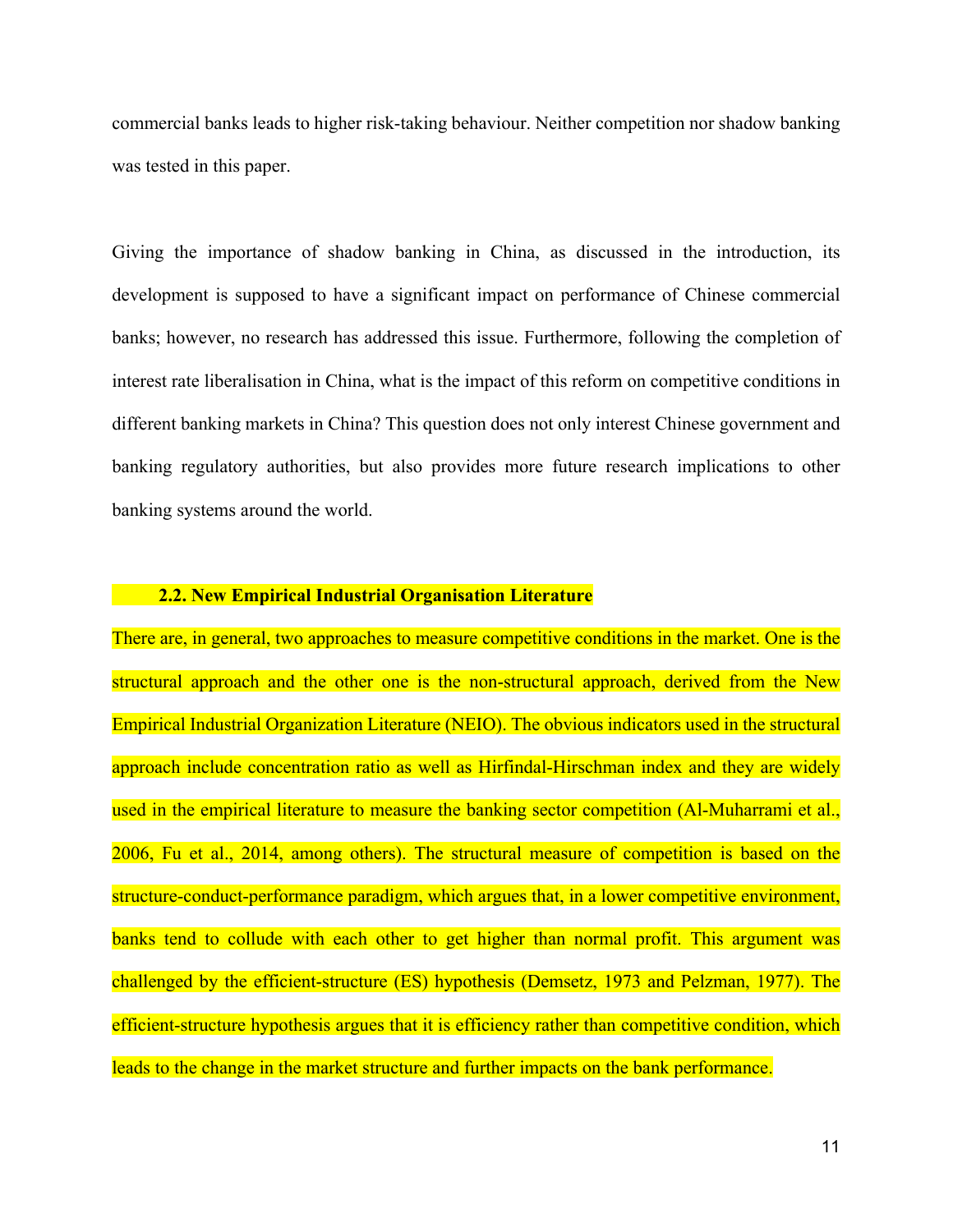commercial banks leads to higher risk-taking behaviour. Neither competition nor shadow banking was tested in this paper.

Giving the importance of shadow banking in China, as discussed in the introduction, its development is supposed to have a significant impact on performance of Chinese commercial banks; however, no research has addressed this issue. Furthermore, following the completion of interest rate liberalisation in China, what is the impact of this reform on competitive conditions in different banking markets in China? This question does not only interest Chinese government and banking regulatory authorities, but also provides more future research implications to other banking systems around the world.

## 2.2. New Empirical Industrial Organisation Literature

There are, in general, two approaches to measure competitive conditions in the market. One is the structural approach and the other one is the non-structural approach, derived from the New Empirical Industrial Organization Literature (NEIO). The obvious indicators used in the structural approach include concentration ratio as well as Hirfindal-Hirschman index and they are widely used in the empirical literature to measure the banking sector competition (Al-Muharrami et al., 2006, Fu et al., 2014, among others). The structural measure of competition is based on the structure-conduct-performance paradigm, which argues that, in a lower competitive environment, banks tend to collude with each other to get higher than normal profit. This argument was challenged by the efficient-structure (ES) hypothesis (Demsetz, 1973 and Pelzman, 1977). The efficient-structure hypothesis argues that it is efficiency rather than competitive condition, which leads to the change in the market structure and further impacts on the bank performance.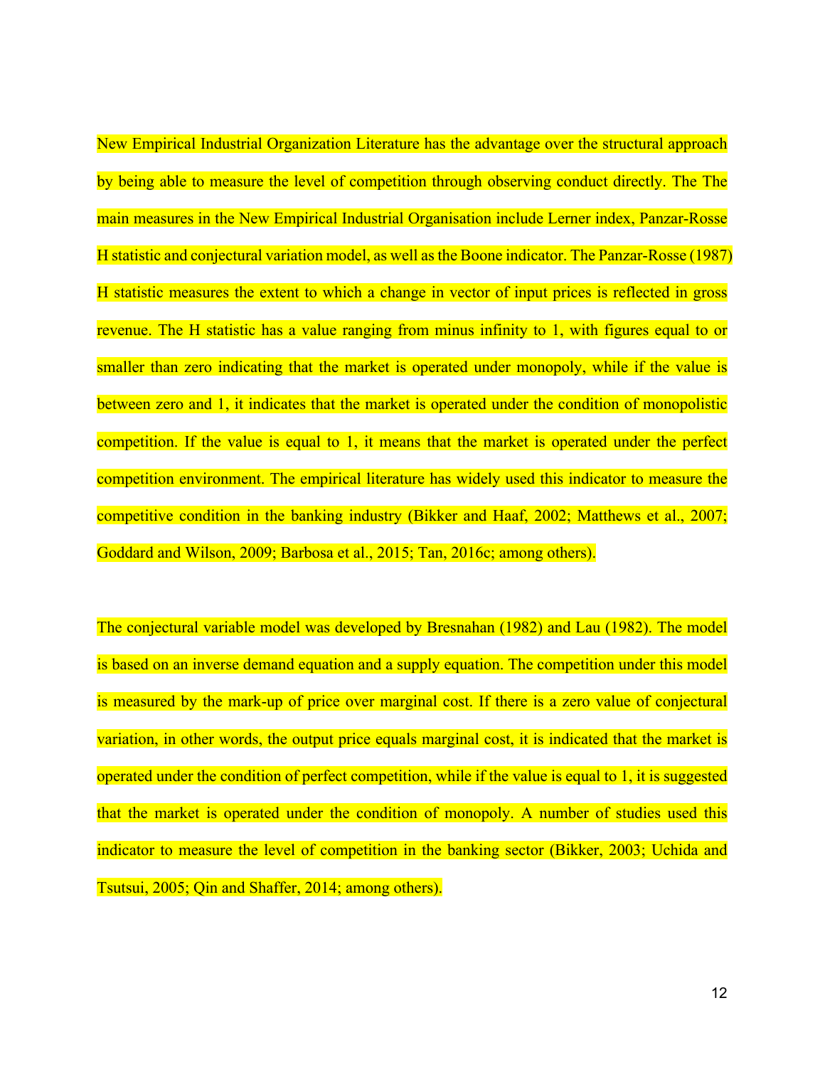New Empirical Industrial Organization Literature has the advantage over the structural approach by being able to measure the level of competition through observing conduct directly. The The main measures in the New Empirical Industrial Organisation include Lerner index, Panzar-Rosse H statistic and conjectural variation model, as well as the Boone indicator. The Panzar-Rosse (1987) H statistic measures the extent to which a change in vector of input prices is reflected in gross revenue. The H statistic has a value ranging from minus infinity to 1, with figures equal to or smaller than zero indicating that the market is operated under monopoly, while if the value is between zero and 1, it indicates that the market is operated under the condition of monopolistic competition. If the value is equal to 1, it means that the market is operated under the perfect competition environment. The empirical literature has widely used this indicator to measure the competitive condition in the banking industry (Bikker and Haaf, 2002; Matthews et al., 2007; Goddard and Wilson, 2009; Barbosa et al., 2015; Tan, 2016c; among others).

The conjectural variable model was developed by Bresnahan (1982) and Lau (1982). The model is based on an inverse demand equation and a supply equation. The competition under this model is measured by the mark-up of price over marginal cost. If there is a zero value of conjectural variation, in other words, the output price equals marginal cost, it is indicated that the market is operated under the condition of perfect competition, while if the value is equal to 1, it is suggested that the market is operated under the condition of monopoly. A number of studies used this indicator to measure the level of competition in the banking sector (Bikker, 2003; Uchida and Tsutsui, 2005; Qin and Shaffer, 2014; among others).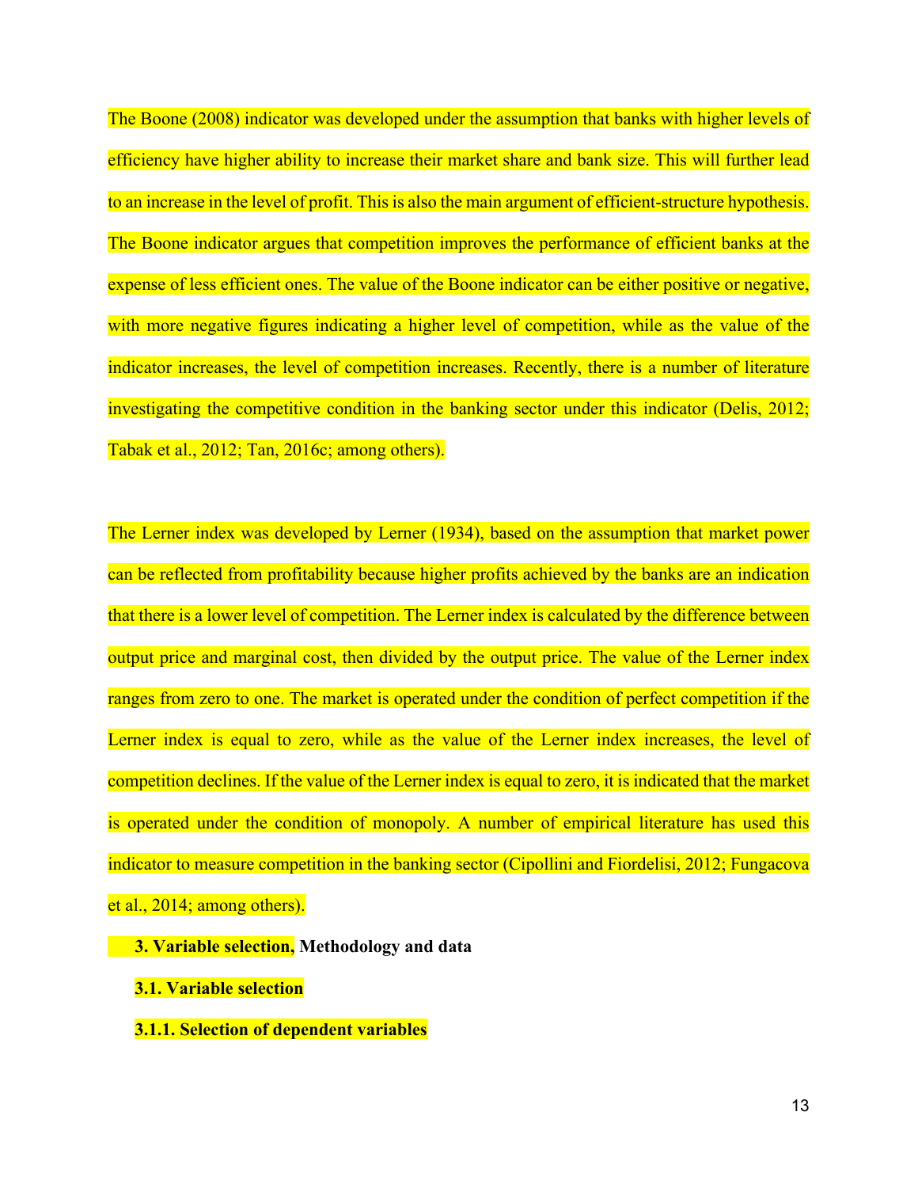The Boone (2008) indicator was developed under the assumption that banks with higher levels of efficiency have higher ability to increase their market share and bank size. This will further lead to an increase in the level of profit. This is also the main argument of efficient-structure hypothesis. The Boone indicator argues that competition improves the performance of efficient banks at the expense of less efficient ones. The value of the Boone indicator can be either positive or negative, with more negative figures indicating a higher level of competition, while as the value of the indicator increases, the level of competition increases. Recently, there is a number of literature investigating the competitive condition in the banking sector under this indicator (Delis, 2012; Tabak et al., 2012; Tan, 2016c; among others).

The Lerner index was developed by Lerner (1934), based on the assumption that market power can be reflected from profitability because higher profits achieved by the banks are an indication that there is a lower level of competition. The Lerner index is calculated by the difference between output price and marginal cost, then divided by the output price. The value of the Lerner index ranges from zero to one. The market is operated under the condition of perfect competition if the Lerner index is equal to zero, while as the value of the Lerner index increases, the level of competition declines. If the value of the Lerner index is equal to zero, it is indicated that the market is operated under the condition of monopoly. A number of empirical literature has used this indicator to measure competition in the banking sector (Cipollini and Fiordelisi, 2012; Fungacova et al., 2014; among others).

## 3. Variable selection, Methodology and data

### 3.1. Variable selection

#### 3.1.1. Selection of dependent variables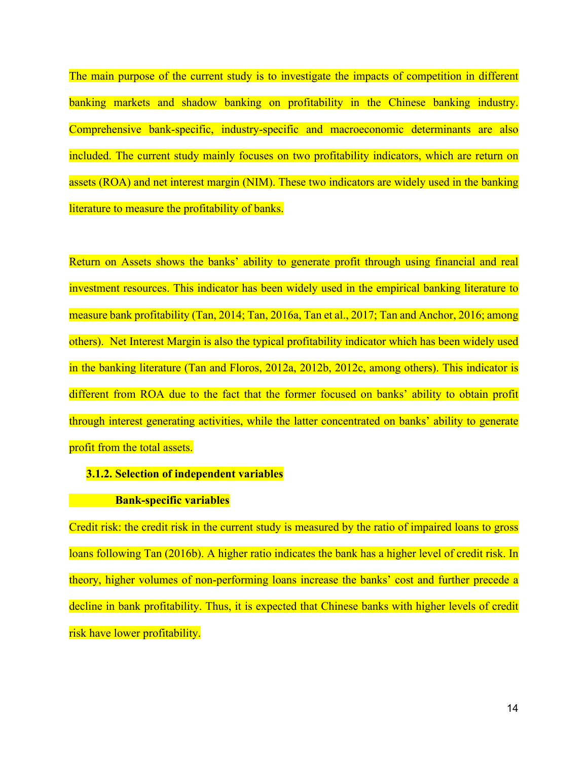The main purpose of the current study is to investigate the impacts of competition in different banking markets and shadow banking on profitability in the Chinese banking industry. Comprehensive bank-specific, industry-specific and macroeconomic determinants are also included. The current study mainly focuses on two profitability indicators, which are return on assets (ROA) and net interest margin (NIM). These two indicators are widely used in the banking literature to measure the profitability of banks.

Return on Assets shows the banks' ability to generate profit through using financial and real investment resources. This indicator has been widely used in the empirical banking literature to measure bank profitability (Tan, 2014; Tan, 2016a, Tan et al., 2017; Tan and Anchor, 2016; among others). Net Interest Margin is also the typical profitability indicator which has been widely used in the banking literature (Tan and Floros, 2012a, 2012b, 2012c, among others). This indicator is different from ROA due to the fact that the former focused on banks' ability to obtain profit through interest generating activities, while the latter concentrated on banks' ability to generate profit from the total assets.

### 3.1.2. Selection of independent variables

**Bank-specific variables**

Credit risk: the credit risk in the current study is measured by the ratio of impaired loans to gross loans following Tan (2016b). A higher ratio indicates the bank has a higher level of credit risk. In theory, higher volumes of non-performing loans increase the banks' cost and further precede a decline in bank profitability. Thus, it is expected that Chinese banks with higher levels of credit risk have lower profitability.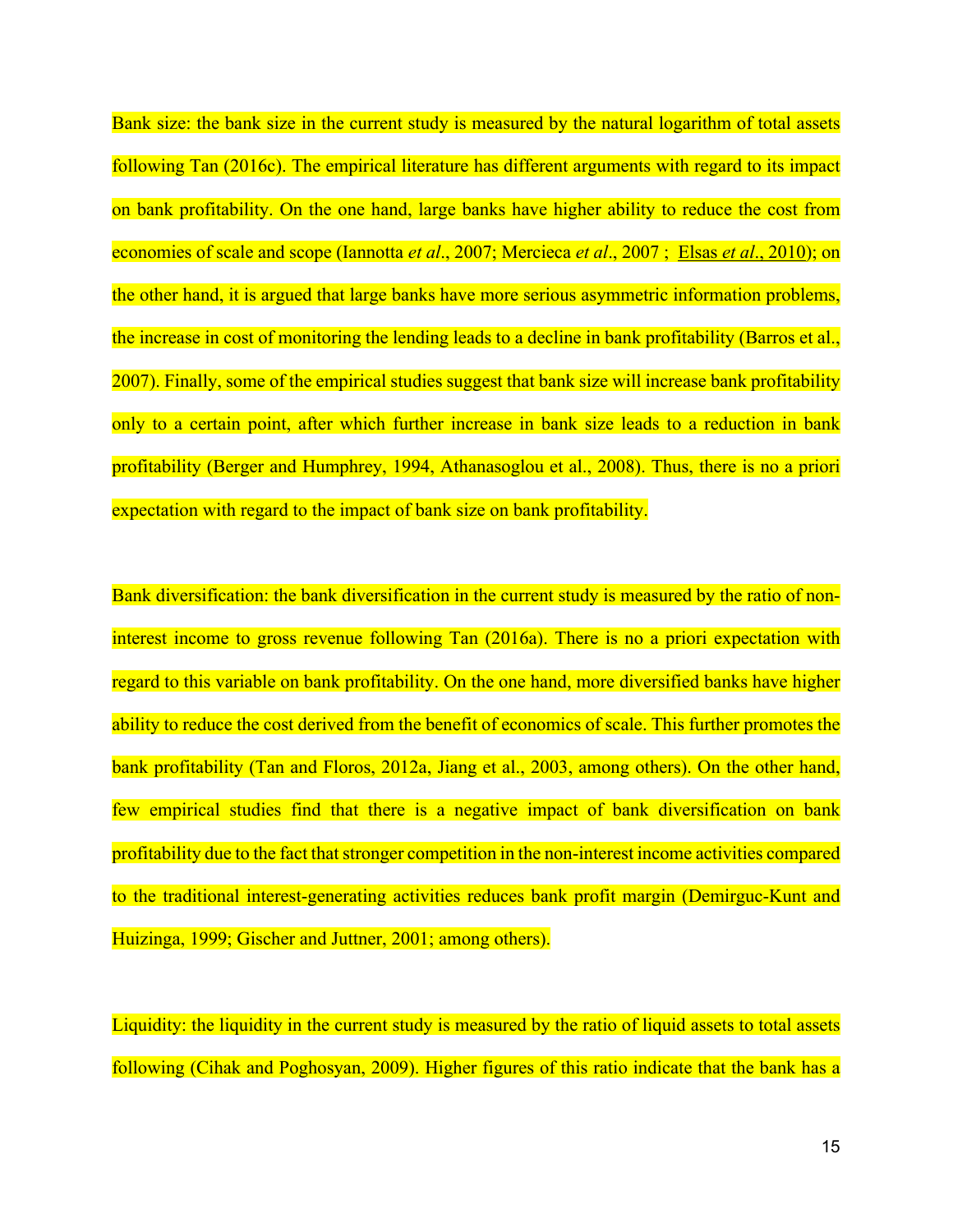Bank size: the bank size in the current study is measured by the natural logarithm of total assets following Tan (2016c). The empirical literature has different arguments with regard to its impact on bank profitability. On the one hand, large banks have higher ability to reduce the cost from economies of scale and scope (Iannotta *et al*., 2007; Mercieca *et al*., 2007 ; Elsas *et al*., 2010); on the other hand, it is argued that large banks have more serious asymmetric information problems, the increase in cost of monitoring the lending leads to a decline in bank profitability (Barros et al., 2007). Finally, some of the empirical studies suggest that bank size will increase bank profitability only to a certain point, after which further increase in bank size leads to a reduction in bank profitability (Berger and Humphrey, 1994, Athanasoglou et al., 2008). Thus, there is no a priori expectation with regard to the impact of bank size on bank profitability.

Bank diversification: the bank diversification in the current study is measured by the ratio of non-interest income to gross revenue following Tan (2016a). There is no a priori expectation with regard to this variable on bank profitability. On the one hand, more diversified banks have higher ability to reduce the cost derived from the benefit of economics of scale. This further promotes the bank profitability (Tan and Floros, 2012a, Jiang et al., 2003, among others). On the other hand, few empirical studies find that there is a negative impact of bank diversification on bank profitability due to the fact that stronger competition in the non-interest income activities compared to the traditional interest-generating activities reduces bank profit margin (Demirguc-Kunt and Huizinga, 1999; Gischer and Juttner, 2001; among others).

Liquidity: the liquidity in the current study is measured by the ratio of liquid assets to total assets following (Cihak and Poghosyan, 2009). Higher figures of this ratio indicate that the bank has a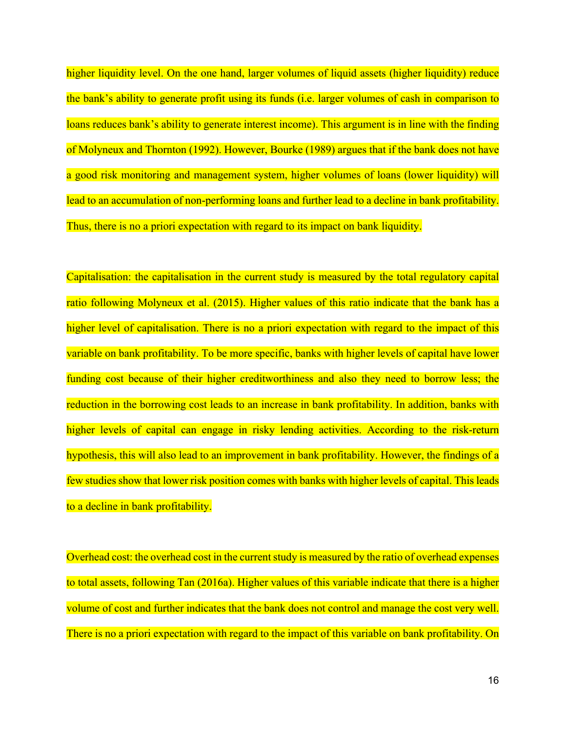higher liquidity level. On the one hand, larger volumes of liquid assets (higher liquidity) reduce the bank's ability to generate profit using its funds (i.e. larger volumes of cash in comparison to loans reduces bank's ability to generate interest income). This argument is in line with the finding of Molyneux and Thornton (1992). However, Bourke (1989) argues that if the bank does not have a good risk monitoring and management system, higher volumes of loans (lower liquidity) will lead to an accumulation of non-performing loans and further lead to a decline in bank profitability. Thus, there is no a priori expectation with regard to its impact on bank liquidity.

Capitalisation: the capitalisation in the current study is measured by the total regulatory capital ratio following Molyneux et al. (2015). Higher values of this ratio indicate that the bank has a higher level of capitalisation. There is no a priori expectation with regard to the impact of this variable on bank profitability. To be more specific, banks with higher levels of capital have lower funding cost because of their higher creditworthiness and also they need to borrow less; the reduction in the borrowing cost leads to an increase in bank profitability. In addition, banks with higher levels of capital can engage in risky lending activities. According to the risk-return hypothesis, this will also lead to an improvement in bank profitability. However, the findings of a few studies show that lower risk position comes with banks with higher levels of capital. This leads to a decline in bank profitability.

Overhead cost: the overhead cost in the current study is measured by the ratio of overhead expenses to total assets, following Tan (2016a). Higher values of this variable indicate that there is a higher volume of cost and further indicates that the bank does not control and manage the cost very well. There is no a priori expectation with regard to the impact of this variable on bank profitability. On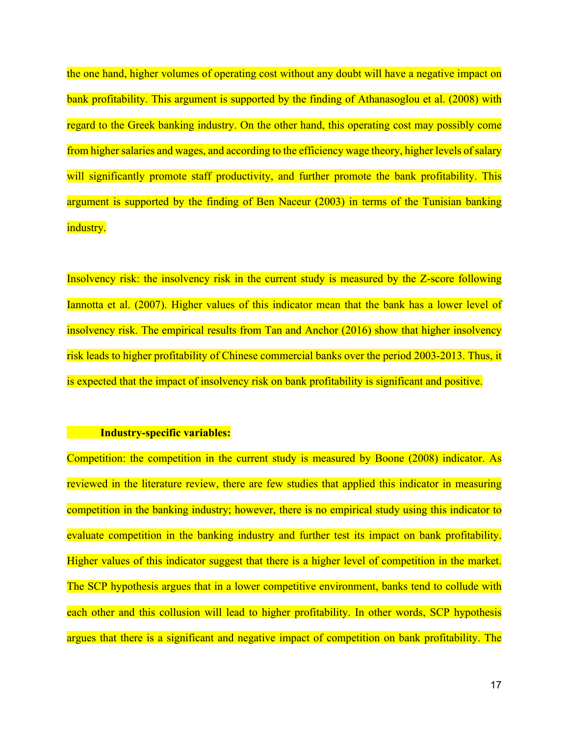the one hand, higher volumes of operating cost without any doubt will have a negative impact on bank profitability. This argument is supported by the finding of Athanasoglou et al. (2008) with regard to the Greek banking industry. On the other hand, this operating cost may possibly come from higher salaries and wages, and according to the efficiency wage theory, higher levels of salary will significantly promote staff productivity, and further promote the bank profitability. This argument is supported by the finding of Ben Naceur (2003) in terms of the Tunisian banking industry.

Insolvency risk: the insolvency risk in the current study is measured by the Z-score following Iannotta et al. (2007). Higher values of this indicator mean that the bank has a lower level of insolvency risk. The empirical results from Tan and Anchor (2016) show that higher insolvency risk leads to higher profitability of Chinese commercial banks over the period 2003-2013. Thus, it is expected that the impact of insolvency risk on bank profitability is significant and positive.

**Industry-specific variables:**

Competition: the competition in the current study is measured by Boone (2008) indicator. As reviewed in the literature review, there are few studies that applied this indicator in measuring competition in the banking industry; however, there is no empirical study using this indicator to evaluate competition in the banking industry and further test its impact on bank profitability. Higher values of this indicator suggest that there is a higher level of competition in the market. The SCP hypothesis argues that in a lower competitive environment, banks tend to collude with each other and this collusion will lead to higher profitability. In other words, SCP hypothesis argues that there is a significant and negative impact of competition on bank profitability. The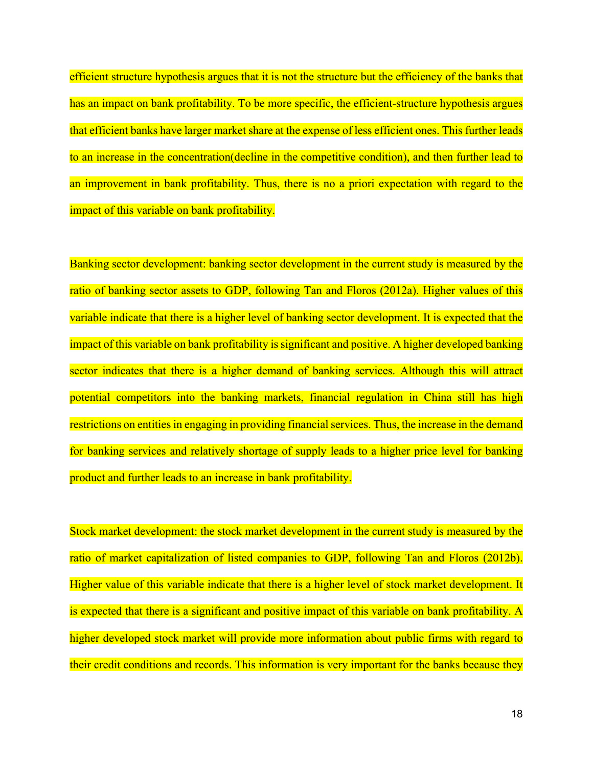efficient structure hypothesis argues that it is not the structure but the efficiency of the banks that has an impact on bank profitability. To be more specific, the efficient-structure hypothesis argues that efficient banks have larger market share at the expense of less efficient ones. This further leads to an increase in the concentration(decline in the competitive condition), and then further lead to an improvement in bank profitability. Thus, there is no a priori expectation with regard to the impact of this variable on bank profitability.

Banking sector development: banking sector development in the current study is measured by the ratio of banking sector assets to GDP, following Tan and Floros (2012a). Higher values of this variable indicate that there is a higher level of banking sector development. It is expected that the impact of this variable on bank profitability is significant and positive. A higher developed banking sector indicates that there is a higher demand of banking services. Although this will attract potential competitors into the banking markets, financial regulation in China still has high restrictions on entities in engaging in providing financial services. Thus, the increase in the demand for banking services and relatively shortage of supply leads to a higher price level for banking product and further leads to an increase in bank profitability.

Stock market development: the stock market development in the current study is measured by the ratio of market capitalization of listed companies to GDP, following Tan and Floros (2012b). Higher value of this variable indicate that there is a higher level of stock market development. It is expected that there is a significant and positive impact of this variable on bank profitability. A higher developed stock market will provide more information about public firms with regard to their credit conditions and records. This information is very important for the banks because they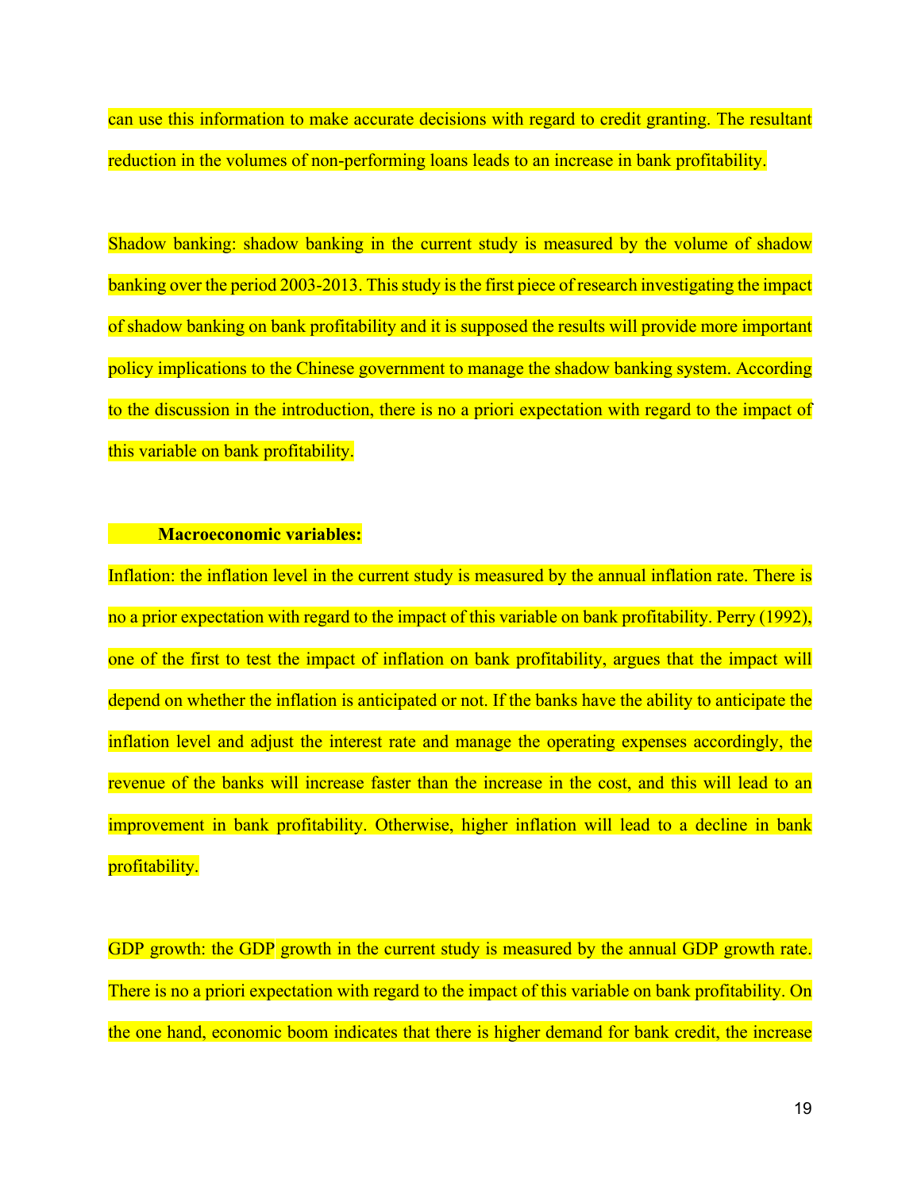can use this information to make accurate decisions with regard to credit granting. The resultant reduction in the volumes of non-performing loans leads to an increase in bank profitability.

Shadow banking: shadow banking in the current study is measured by the volume of shadow banking over the period 2003-2013. This study is the first piece of research investigating the impact of shadow banking on bank profitability and it is supposed the results will provide more important policy implications to the Chinese government to manage the shadow banking system. According to the discussion in the introduction, there is no a priori expectation with regard to the impact of this variable on bank profitability.

**Macroeconomic variables:**

Inflation: the inflation level in the current study is measured by the annual inflation rate. There is no a prior expectation with regard to the impact of this variable on bank profitability. Perry (1992), one of the first to test the impact of inflation on bank profitability, argues that the impact will depend on whether the inflation is anticipated or not. If the banks have the ability to anticipate the inflation level and adjust the interest rate and manage the operating expenses accordingly, the revenue of the banks will increase faster than the increase in the cost, and this will lead to an improvement in bank profitability. Otherwise, higher inflation will lead to a decline in bank profitability.

GDP growth: the GDP growth in the current study is measured by the annual GDP growth rate. There is no a priori expectation with regard to the impact of this variable on bank profitability. On the one hand, economic boom indicates that there is higher demand for bank credit, the increase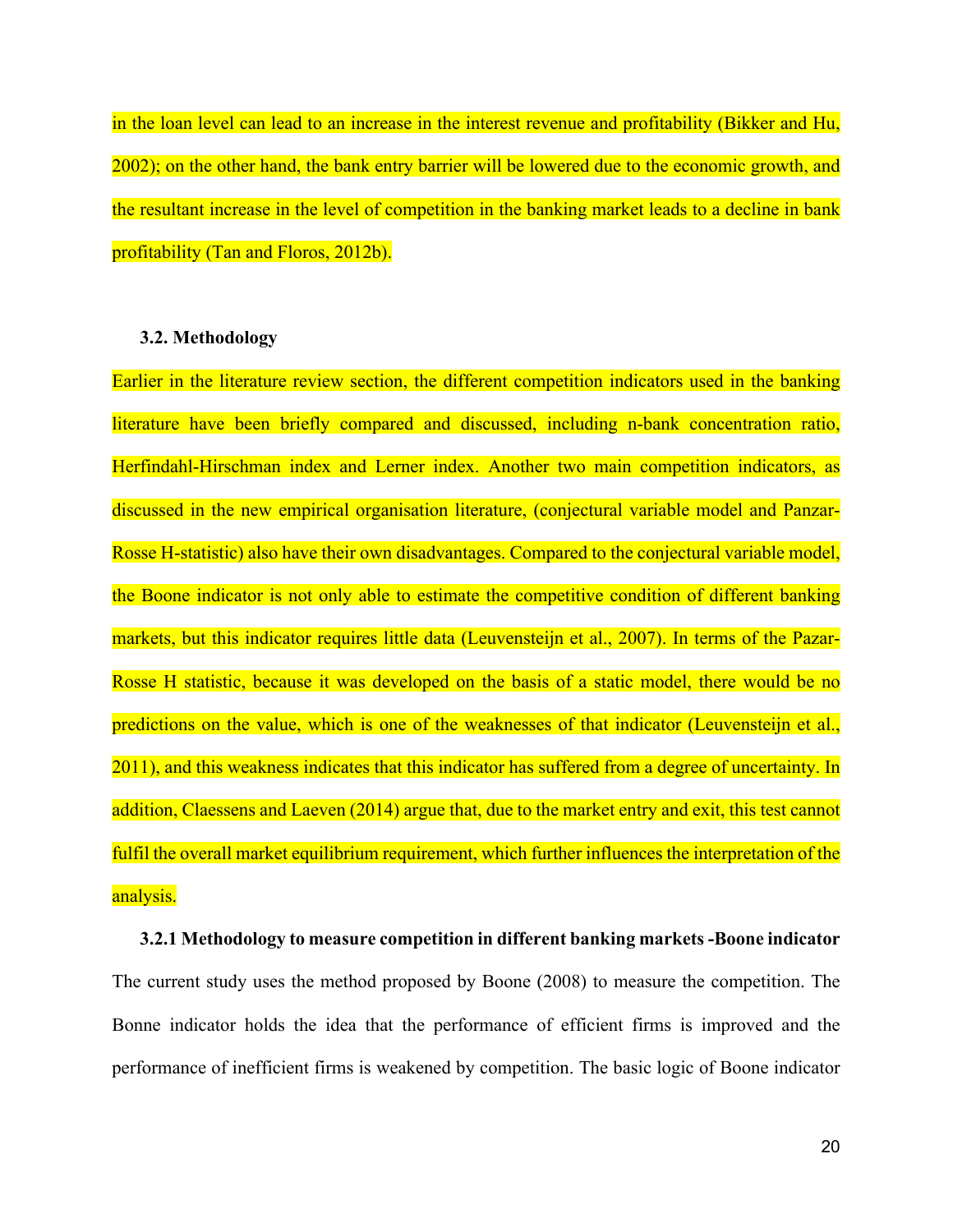in the loan level can lead to an increase in the interest revenue and profitability (Bikker and Hu, 2002); on the other hand, the bank entry barrier will be lowered due to the economic growth, and the resultant increase in the level of competition in the banking market leads to a decline in bank profitability (Tan and Floros, 2012b).

### 3.2. Methodology

Earlier in the literature review section, the different competition indicators used in the banking literature have been briefly compared and discussed, including n-bank concentration ratio, Herfindahl-Hirschman index and Lerner index. Another two main competition indicators, as discussed in the new empirical organisation literature, (conjectural variable model and Panzar-Rosse H-statistic) also have their own disadvantages. Compared to the conjectural variable model, the Boone indicator is not only able to estimate the competitive condition of different banking markets, but this indicator requires little data (Leuvensteijn et al., 2007). In terms of the Pazar-Rosse H statistic, because it was developed on the basis of a static model, there would be no predictions on the value, which is one of the weaknesses of that indicator (Leuvensteijn et al., 2011), and this weakness indicates that this indicator has suffered from a degree of uncertainty. In addition, Claessens and Laeven (2014) argue that, due to the market entry and exit, this test cannot fulfil the overall market equilibrium requirement, which further influences the interpretation of the analysis.

#### 3.2.1 Methodology to measure competition in different banking markets -Boone indicator

The current study uses the method proposed by Boone (2008) to measure the competition. The Bonne indicator holds the idea that the performance of efficient firms is improved and the performance of inefficient firms is weakened by competition. The basic logic of Boone indicator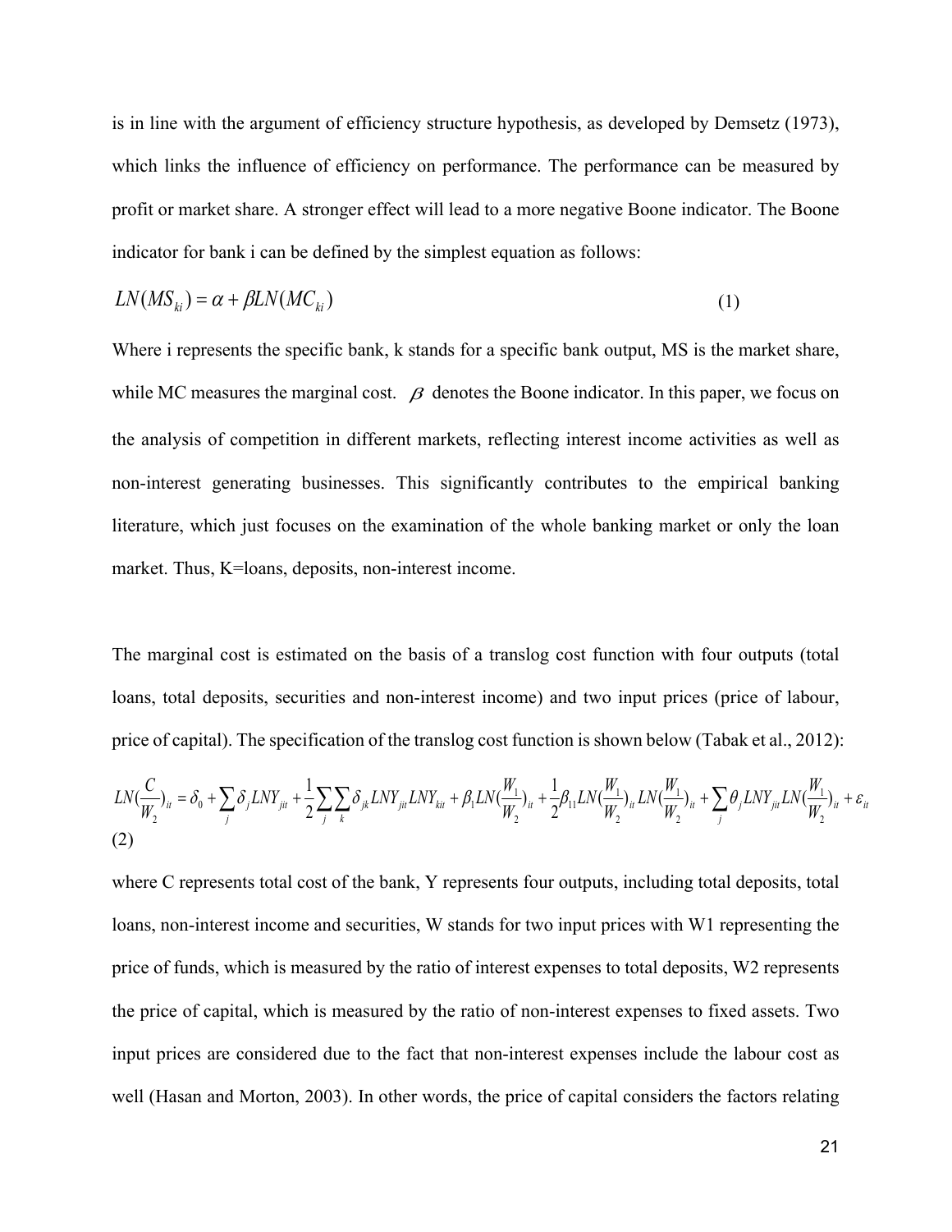is in line with the argument of efficiency structure hypothesis, as developed by Demsetz (1973), which links the influence of efficiency on performance. The performance can be measured by profit or market share. A stronger effect will lead to a more negative Boone indicator. The Boone indicator for bank i can be defined by the simplest equation as follows:

$$LN(MS_{ki}) = \alpha + \beta LN(MC_{ki}) \quad (1)$$

Where i represents the specific bank, k stands for a specific bank output, MS is the market share, while MC measures the marginal cost. $\beta$ denotes the Boone indicator. In this paper, we focus on the analysis of competition in different markets, reflecting interest income activities as well as non-interest generating businesses. This significantly contributes to the empirical banking literature, which just focuses on the examination of the whole banking market or only the loan market. Thus, K=loans, deposits, non-interest income.

The marginal cost is estimated on the basis of a translog cost function with four outputs (total loans, total deposits, securities and non-interest income) and two input prices (price of labour, price of capital). The specification of the translog cost function is shown below (Tabak et al., 2012):

$$LN(\frac{C}{W_2})_{it} = \delta_0 + \sum_j \delta_j LNY_{jit} + \frac{1}{2}\sum_j \sum_k \delta_{jk} LNY_{jit} LNY_{kit} + \beta_1 LN(\frac{W_1}{W_2})_{it} + \frac{1}{2}\beta_{11} LN(\frac{W_1}{W_2})_{it} LN(\frac{W_1}{W_2})_{it} + \sum_j \theta_j LNY_{jit} LN(\frac{W_1}{W_2})_{it} + \varepsilon_{it} \quad (2)$$

where C represents total cost of the bank, Y represents four outputs, including total deposits, total loans, non-interest income and securities, W stands for two input prices with W1 representing the price of funds, which is measured by the ratio of interest expenses to total deposits, W2 represents the price of capital, which is measured by the ratio of non-interest expenses to fixed assets. Two input prices are considered due to the fact that non-interest expenses include the labour cost as well (Hasan and Morton, 2003). In other words, the price of capital considers the factors relating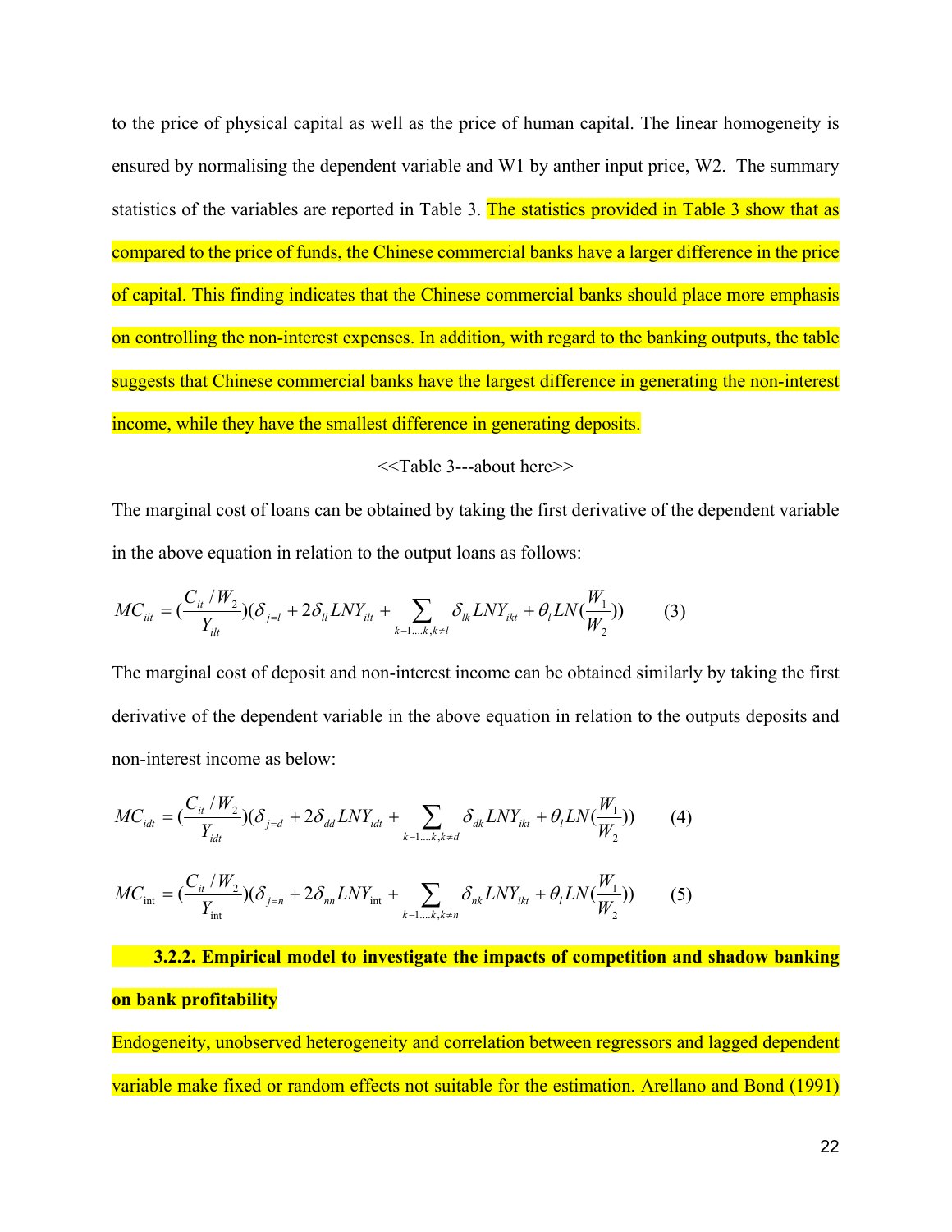to the price of physical capital as well as the price of human capital. The linear homogeneity is ensured by normalising the dependent variable and W1 by anther input price, W2. The summary statistics of the variables are reported in Table 3. The statistics provided in Table 3 show that as compared to the price of funds, the Chinese commercial banks have a larger difference in the price of capital. This finding indicates that the Chinese commercial banks should place more emphasis on controlling the non-interest expenses. In addition, with regard to the banking outputs, the table suggests that Chinese commercial banks have the largest difference in generating the non-interest income, while they have the smallest difference in generating deposits.

<<Table 3---about here>>

The marginal cost of loans can be obtained by taking the first derivative of the dependent variable in the above equation in relation to the output loans as follows:

$$MC_{ilt} = (\frac{C_{it} / W_2}{Y_{ilt}})(\delta_{j=l} + 2\delta_{ll} LNY_{ilt} + \sum_{k-1....k, k \neq l} \delta_{lk} LNY_{ikt} + \theta_l LN(\frac{W_1}{W_2})) \qquad (3)$$

The marginal cost of deposit and non-interest income can be obtained similarly by taking the first derivative of the dependent variable in the above equation in relation to the outputs deposits and non-interest income as below:

$$MC_{idt} = (\frac{C_{it} / W_2}{Y_{idt}})(\delta_{j=d} + 2\delta_{dd} LNY_{idt} + \sum_{k-1....k, k \neq d} \delta_{dk} LNY_{ikt} + \theta_l LN(\frac{W_1}{W_2})) \qquad (4)$$

$$MC_{\text{int}} = (\frac{C_{it} / W_2}{Y_{\text{int}}})(\delta_{j=n} + 2\delta_{nn} LNY_{\text{int}} + \sum_{k-1....k, k \neq n} \delta_{nk} LNY_{ikt} + \theta_l LN(\frac{W_1}{W_2})) \qquad (5)$$

**3.2.2. Empirical model to investigate the impacts of competition and shadow banking on bank profitability**

Endogeneity, unobserved heterogeneity and correlation between regressors and lagged dependent variable make fixed or random effects not suitable for the estimation. Arellano and Bond (1991)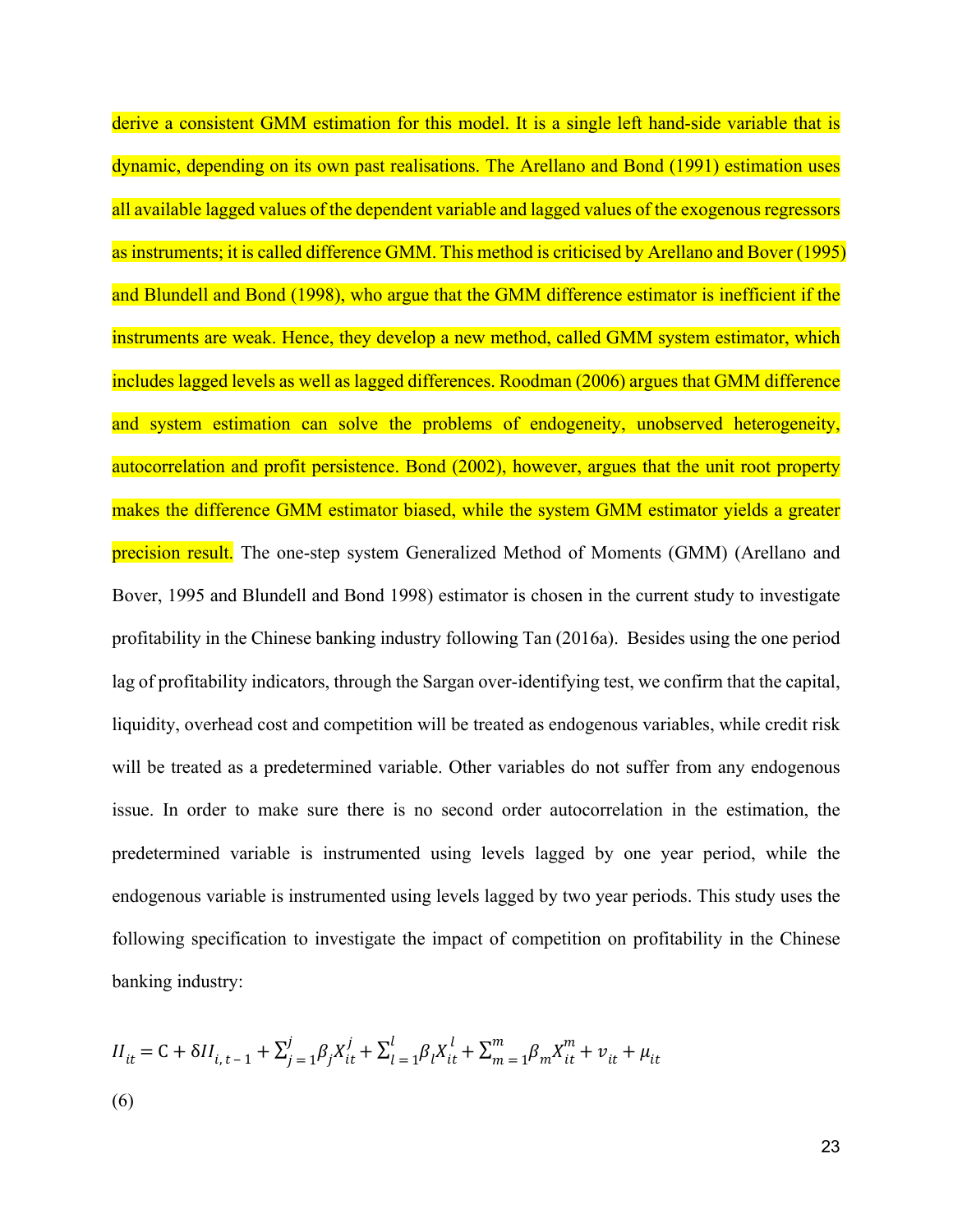derive a consistent GMM estimation for this model. It is a single left hand-side variable that is dynamic, depending on its own past realisations. The Arellano and Bond (1991) estimation uses all available lagged values of the dependent variable and lagged values of the exogenous regressors as instruments; it is called difference GMM. This method is criticised by Arellano and Bover (1995) and Blundell and Bond (1998), who argue that the GMM difference estimator is inefficient if the instruments are weak. Hence, they develop a new method, called GMM system estimator, which includes lagged levels as well as lagged differences. Roodman (2006) argues that GMM difference and system estimation can solve the problems of endogeneity, unobserved heterogeneity, autocorrelation and profit persistence. Bond (2002), however, argues that the unit root property makes the difference GMM estimator biased, while the system GMM estimator yields a greater precision result. The one-step system Generalized Method of Moments (GMM) (Arellano and Bover, 1995 and Blundell and Bond 1998) estimator is chosen in the current study to investigate profitability in the Chinese banking industry following Tan (2016a). Besides using the one period lag of profitability indicators, through the Sargan over-identifying test, we confirm that the capital, liquidity, overhead cost and competition will be treated as endogenous variables, while credit risk will be treated as a predetermined variable. Other variables do not suffer from any endogenous issue. In order to make sure there is no second order autocorrelation in the estimation, the predetermined variable is instrumented using levels lagged by one year period, while the endogenous variable is instrumented using levels lagged by two year periods. This study uses the following specification to investigate the impact of competition on profitability in the Chinese banking industry:

$$\Pi_{it} = \mathrm{C} + \delta \Pi_{i,t-1} + \sum_{j=1}^{j} \beta_j X_{it}^{j} + \sum_{l=1}^{l} \beta_l X_{it}^{l} + \sum_{m=1}^{m} \beta_m X_{it}^{m} + v_{it} + \mu_{it}$$

(6)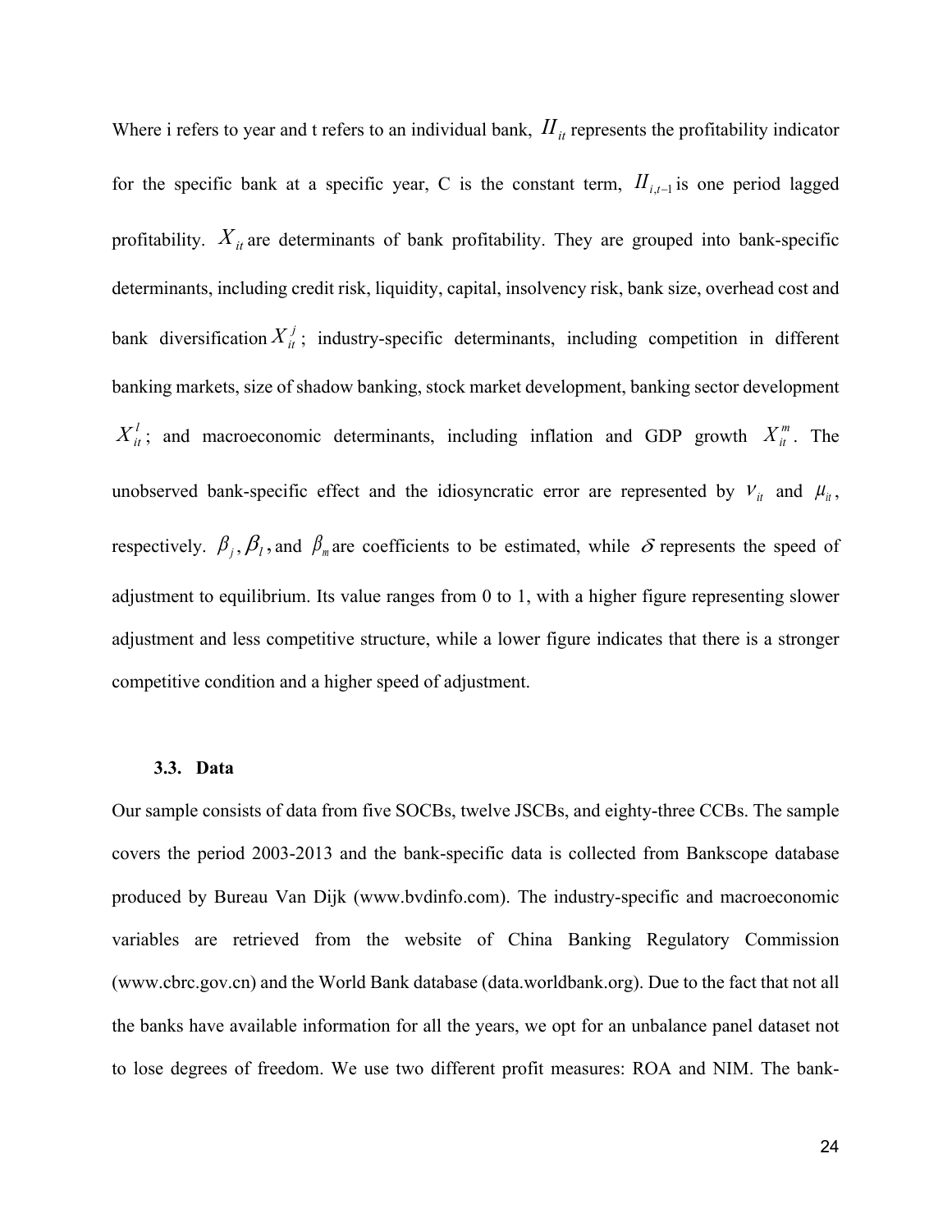Where i refers to year and t refers to an individual bank, $\Pi_{it}$ represents the profitability indicator for the specific bank at a specific year, C is the constant term, $\Pi_{i,t-1}$ is one period lagged profitability. $X_{it}$ are determinants of bank profitability. They are grouped into bank-specific determinants, including credit risk, liquidity, capital, insolvency risk, bank size, overhead cost and bank diversification $X_{it}^{j}$; industry-specific determinants, including competition in different banking markets, size of shadow banking, stock market development, banking sector development $X_{it}^{l}$; and macroeconomic determinants, including inflation and GDP growth $X_{it}^{m}$. The unobserved bank-specific effect and the idiosyncratic error are represented by $v_{it}$ and $\mu_{it}$, respectively. $\beta_j, \beta_l$, and $\beta_m$ are coefficients to be estimated, while $\delta$ represents the speed of adjustment to equilibrium. Its value ranges from 0 to 1, with a higher figure representing slower adjustment and less competitive structure, while a lower figure indicates that there is a stronger competitive condition and a higher speed of adjustment.

### 3.3. Data

Our sample consists of data from five SOCBs, twelve JSCBs, and eighty-three CCBs. The sample covers the period 2003-2013 and the bank-specific data is collected from Bankscope database produced by Bureau Van Dijk (www.bvdinfo.com). The industry-specific and macroeconomic variables are retrieved from the website of China Banking Regulatory Commission (www.cbrc.gov.cn) and the World Bank database (data.worldbank.org). Due to the fact that not all the banks have available information for all the years, we opt for an unbalance panel dataset not to lose degrees of freedom. We use two different profit measures: ROA and NIM. The bank-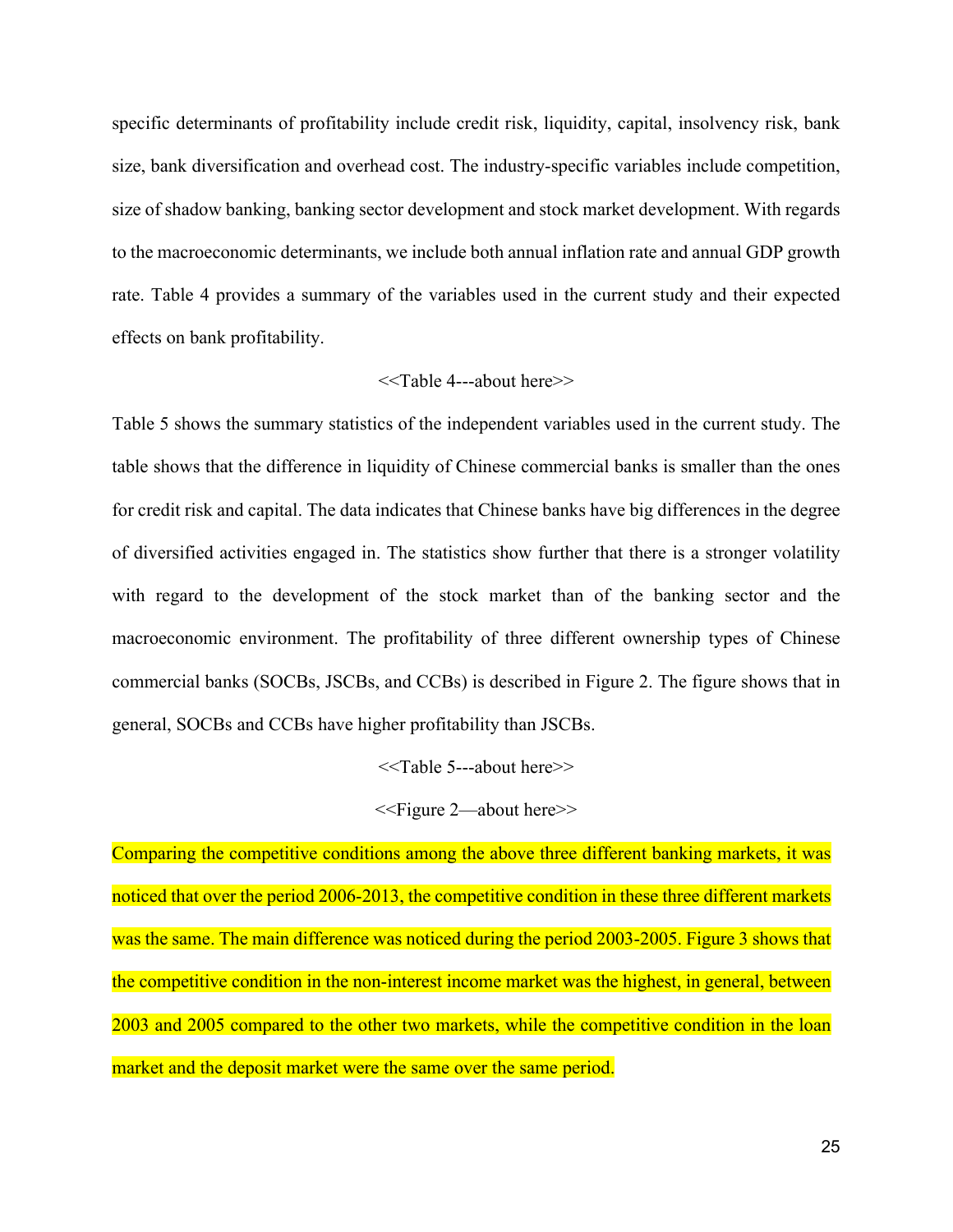specific determinants of profitability include credit risk, liquidity, capital, insolvency risk, bank size, bank diversification and overhead cost. The industry-specific variables include competition, size of shadow banking, banking sector development and stock market development. With regards to the macroeconomic determinants, we include both annual inflation rate and annual GDP growth rate. Table 4 provides a summary of the variables used in the current study and their expected effects on bank profitability.

<<Table 4---about here>>

Table 5 shows the summary statistics of the independent variables used in the current study. The table shows that the difference in liquidity of Chinese commercial banks is smaller than the ones for credit risk and capital. The data indicates that Chinese banks have big differences in the degree of diversified activities engaged in. The statistics show further that there is a stronger volatility with regard to the development of the stock market than of the banking sector and the macroeconomic environment. The profitability of three different ownership types of Chinese commercial banks (SOCBs, JSCBs, and CCBs) is described in Figure 2. The figure shows that in general, SOCBs and CCBs have higher profitability than JSCBs.

<<Table 5---about here>>

<<Figure 2—about here>>

Comparing the competitive conditions among the above three different banking markets, it was noticed that over the period 2006-2013, the competitive condition in these three different markets was the same. The main difference was noticed during the period 2003-2005. Figure 3 shows that the competitive condition in the non-interest income market was the highest, in general, between 2003 and 2005 compared to the other two markets, while the competitive condition in the loan market and the deposit market were the same over the same period.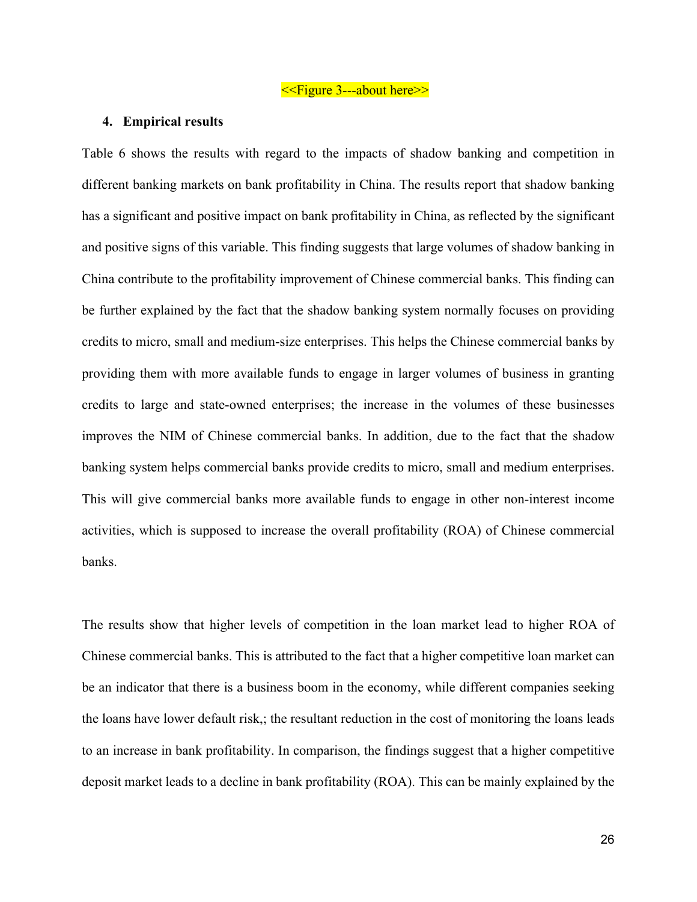<<Figure 3---about here>>

## 4. Empirical results

Table 6 shows the results with regard to the impacts of shadow banking and competition in different banking markets on bank profitability in China. The results report that shadow banking has a significant and positive impact on bank profitability in China, as reflected by the significant and positive signs of this variable. This finding suggests that large volumes of shadow banking in China contribute to the profitability improvement of Chinese commercial banks. This finding can be further explained by the fact that the shadow banking system normally focuses on providing credits to micro, small and medium-size enterprises. This helps the Chinese commercial banks by providing them with more available funds to engage in larger volumes of business in granting credits to large and state-owned enterprises; the increase in the volumes of these businesses improves the NIM of Chinese commercial banks. In addition, due to the fact that the shadow banking system helps commercial banks provide credits to micro, small and medium enterprises. This will give commercial banks more available funds to engage in other non-interest income activities, which is supposed to increase the overall profitability (ROA) of Chinese commercial banks.

The results show that higher levels of competition in the loan market lead to higher ROA of Chinese commercial banks. This is attributed to the fact that a higher competitive loan market can be an indicator that there is a business boom in the economy, while different companies seeking the loans have lower default risk,; the resultant reduction in the cost of monitoring the loans leads to an increase in bank profitability. In comparison, the findings suggest that a higher competitive deposit market leads to a decline in bank profitability (ROA). This can be mainly explained by the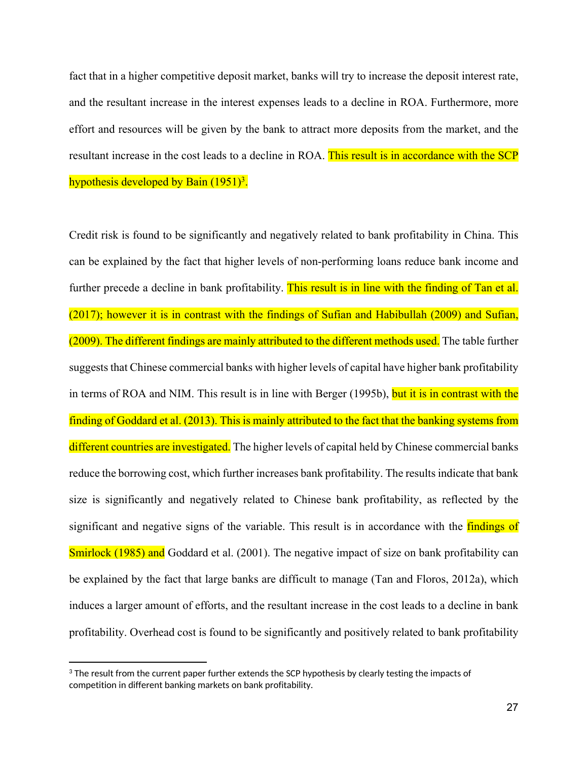fact that in a higher competitive deposit market, banks will try to increase the deposit interest rate, and the resultant increase in the interest expenses leads to a decline in ROA. Furthermore, more effort and resources will be given by the bank to attract more deposits from the market, and the resultant increase in the cost leads to a decline in ROA. This result is in accordance with the SCP hypothesis developed by Bain (1951)[3].

Credit risk is found to be significantly and negatively related to bank profitability in China. This can be explained by the fact that higher levels of non-performing loans reduce bank income and further precede a decline in bank profitability. This result is in line with the finding of Tan et al. (2017); however it is in contrast with the findings of Sufian and Habibullah (2009) and Sufian, (2009). The different findings are mainly attributed to the different methods used. The table further suggests that Chinese commercial banks with higher levels of capital have higher bank profitability in terms of ROA and NIM. This result is in line with Berger (1995b), but it is in contrast with the finding of Goddard et al. (2013). This is mainly attributed to the fact that the banking systems from different countries are investigated. The higher levels of capital held by Chinese commercial banks reduce the borrowing cost, which further increases bank profitability. The results indicate that bank size is significantly and negatively related to Chinese bank profitability, as reflected by the significant and negative signs of the variable. This result is in accordance with the findings of Smirlock (1985) and Goddard et al. (2001). The negative impact of size on bank profitability can be explained by the fact that large banks are difficult to manage (Tan and Floros, 2012a), which induces a larger amount of efforts, and the resultant increase in the cost leads to a decline in bank profitability. Overhead cost is found to be significantly and positively related to bank profitability

[3] The result from the current paper further extends the SCP hypothesis by clearly testing the impacts of competition in different banking markets on bank profitability.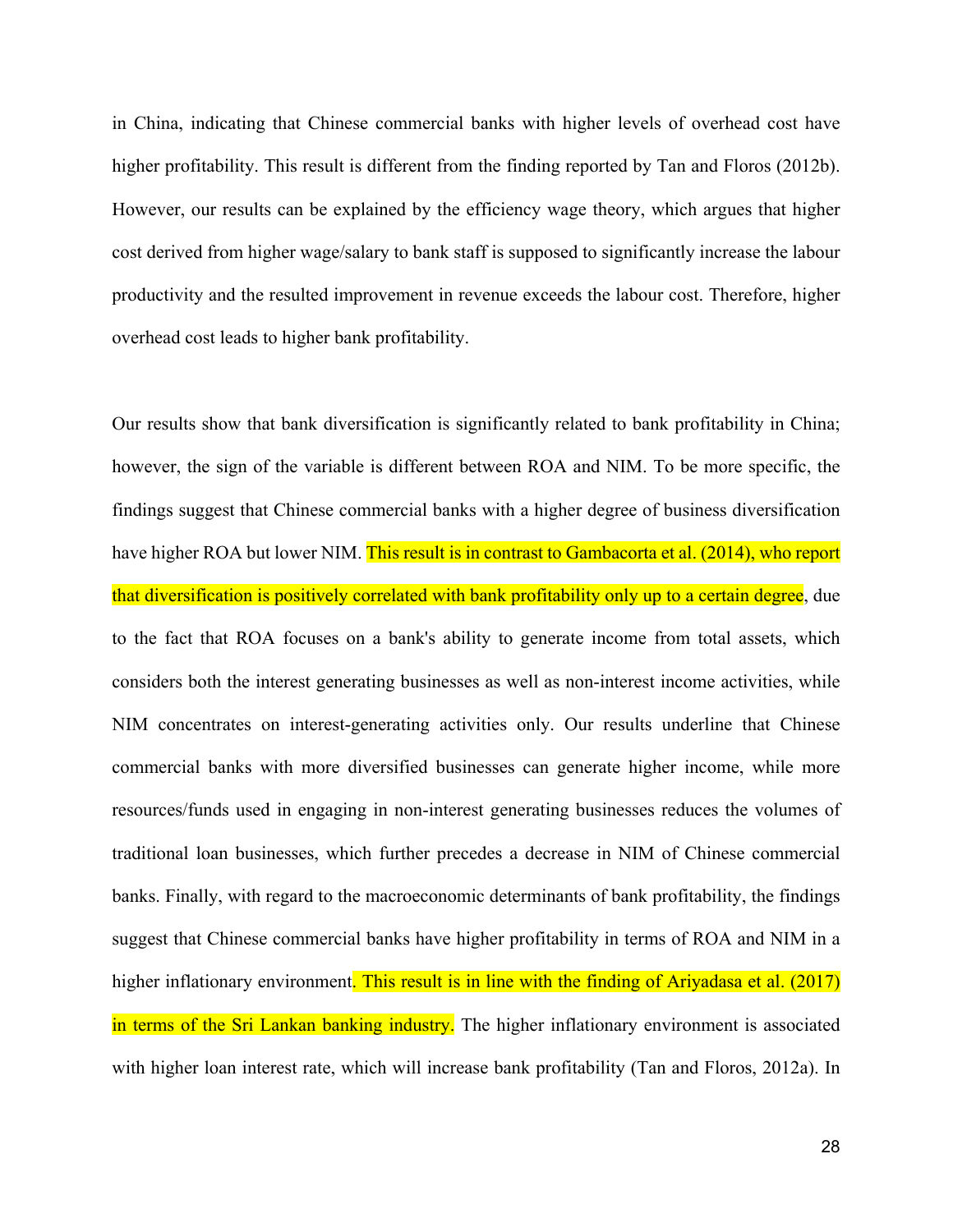in China, indicating that Chinese commercial banks with higher levels of overhead cost have higher profitability. This result is different from the finding reported by Tan and Floros (2012b). However, our results can be explained by the efficiency wage theory, which argues that higher cost derived from higher wage/salary to bank staff is supposed to significantly increase the labour productivity and the resulted improvement in revenue exceeds the labour cost. Therefore, higher overhead cost leads to higher bank profitability.

Our results show that bank diversification is significantly related to bank profitability in China; however, the sign of the variable is different between ROA and NIM. To be more specific, the findings suggest that Chinese commercial banks with a higher degree of business diversification have higher ROA but lower NIM. This result is in contrast to Gambacorta et al. (2014), who report that diversification is positively correlated with bank profitability only up to a certain degree, due to the fact that ROA focuses on a bank's ability to generate income from total assets, which considers both the interest generating businesses as well as non-interest income activities, while NIM concentrates on interest-generating activities only. Our results underline that Chinese commercial banks with more diversified businesses can generate higher income, while more resources/funds used in engaging in non-interest generating businesses reduces the volumes of traditional loan businesses, which further precedes a decrease in NIM of Chinese commercial banks. Finally, with regard to the macroeconomic determinants of bank profitability, the findings suggest that Chinese commercial banks have higher profitability in terms of ROA and NIM in a higher inflationary environment. This result is in line with the finding of Ariyadasa et al. (2017) in terms of the Sri Lankan banking industry. The higher inflationary environment is associated with higher loan interest rate, which will increase bank profitability (Tan and Floros, 2012a). In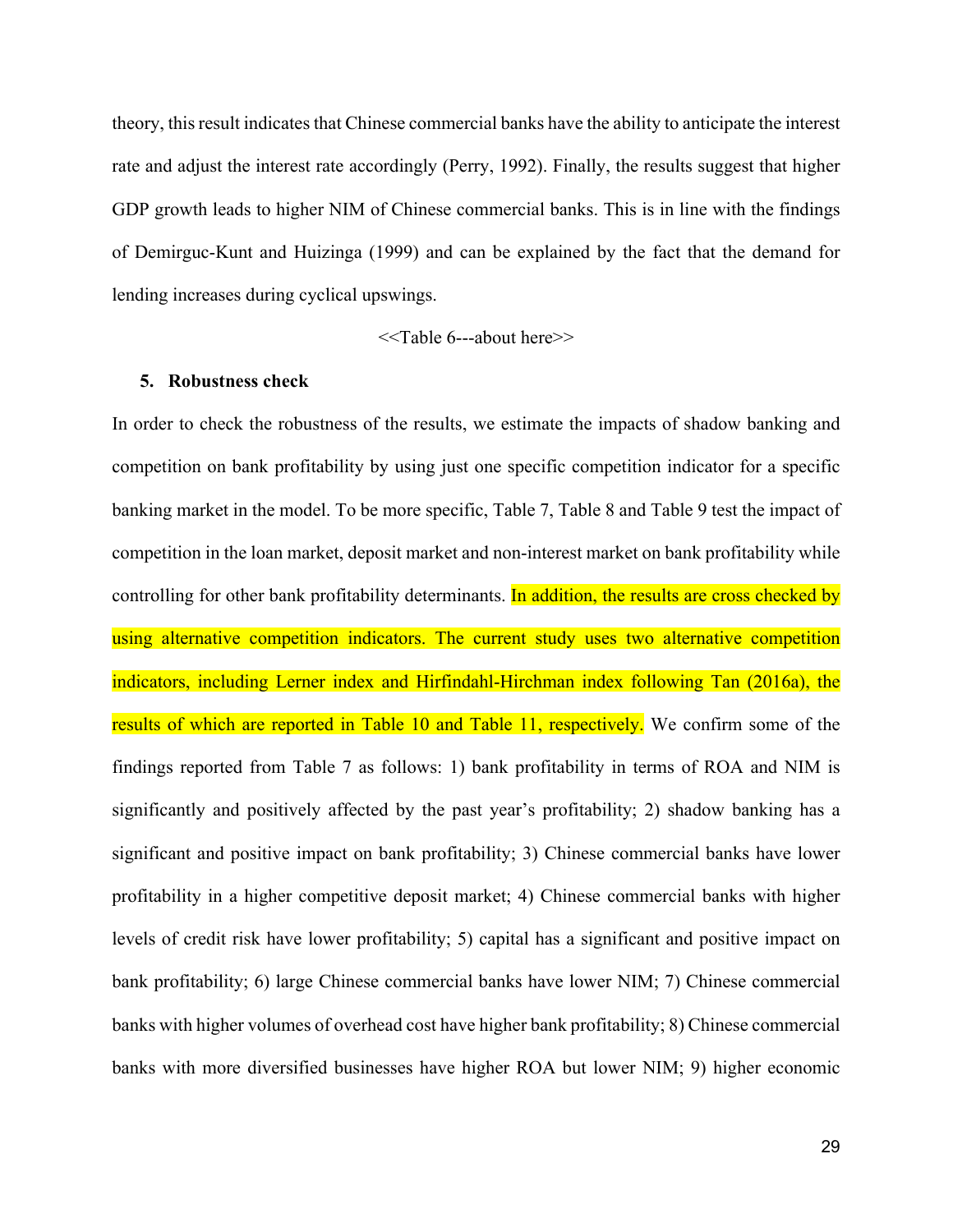theory, this result indicates that Chinese commercial banks have the ability to anticipate the interest rate and adjust the interest rate accordingly (Perry, 1992). Finally, the results suggest that higher GDP growth leads to higher NIM of Chinese commercial banks. This is in line with the findings of Demirguc-Kunt and Huizinga (1999) and can be explained by the fact that the demand for lending increases during cyclical upswings.

<<Table 6---about here>>

## 5. Robustness check

In order to check the robustness of the results, we estimate the impacts of shadow banking and competition on bank profitability by using just one specific competition indicator for a specific banking market in the model. To be more specific, Table 7, Table 8 and Table 9 test the impact of competition in the loan market, deposit market and non-interest market on bank profitability while controlling for other bank profitability determinants. In addition, the results are cross checked by using alternative competition indicators. The current study uses two alternative competition indicators, including Lerner index and Hirfindahl-Hirchman index following Tan (2016a), the results of which are reported in Table 10 and Table 11, respectively. We confirm some of the findings reported from Table 7 as follows: 1) bank profitability in terms of ROA and NIM is significantly and positively affected by the past year's profitability; 2) shadow banking has a significant and positive impact on bank profitability; 3) Chinese commercial banks have lower profitability in a higher competitive deposit market; 4) Chinese commercial banks with higher levels of credit risk have lower profitability; 5) capital has a significant and positive impact on bank profitability; 6) large Chinese commercial banks have lower NIM; 7) Chinese commercial banks with higher volumes of overhead cost have higher bank profitability; 8) Chinese commercial banks with more diversified businesses have higher ROA but lower NIM; 9) higher economic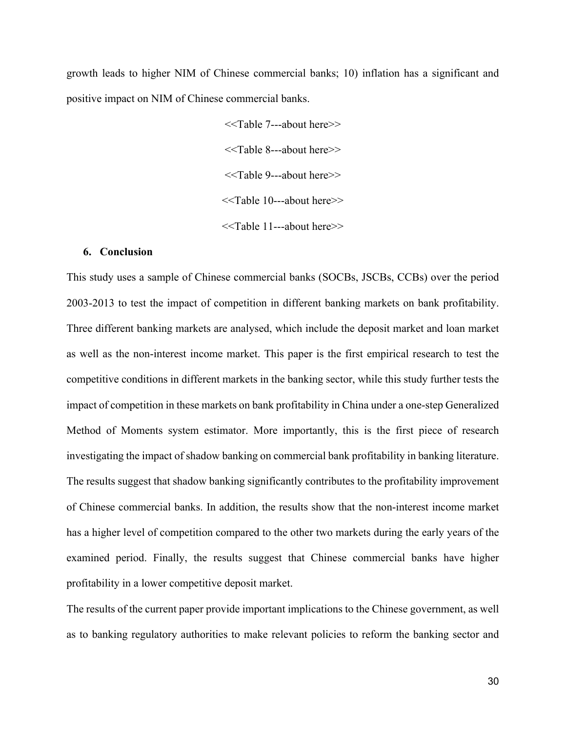growth leads to higher NIM of Chinese commercial banks; 10) inflation has a significant and positive impact on NIM of Chinese commercial banks.

<<Table 7---about here>>

<<Table 8---about here>>

<<Table 9---about here>>

<<Table 10---about here>>

<<Table 11---about here>>

## 6. Conclusion

This study uses a sample of Chinese commercial banks (SOCBs, JSCBs, CCBs) over the period 2003-2013 to test the impact of competition in different banking markets on bank profitability. Three different banking markets are analysed, which include the deposit market and loan market as well as the non-interest income market. This paper is the first empirical research to test the competitive conditions in different markets in the banking sector, while this study further tests the impact of competition in these markets on bank profitability in China under a one-step Generalized Method of Moments system estimator. More importantly, this is the first piece of research investigating the impact of shadow banking on commercial bank profitability in banking literature. The results suggest that shadow banking significantly contributes to the profitability improvement of Chinese commercial banks. In addition, the results show that the non-interest income market has a higher level of competition compared to the other two markets during the early years of the examined period. Finally, the results suggest that Chinese commercial banks have higher profitability in a lower competitive deposit market.

The results of the current paper provide important implications to the Chinese government, as well as to banking regulatory authorities to make relevant policies to reform the banking sector and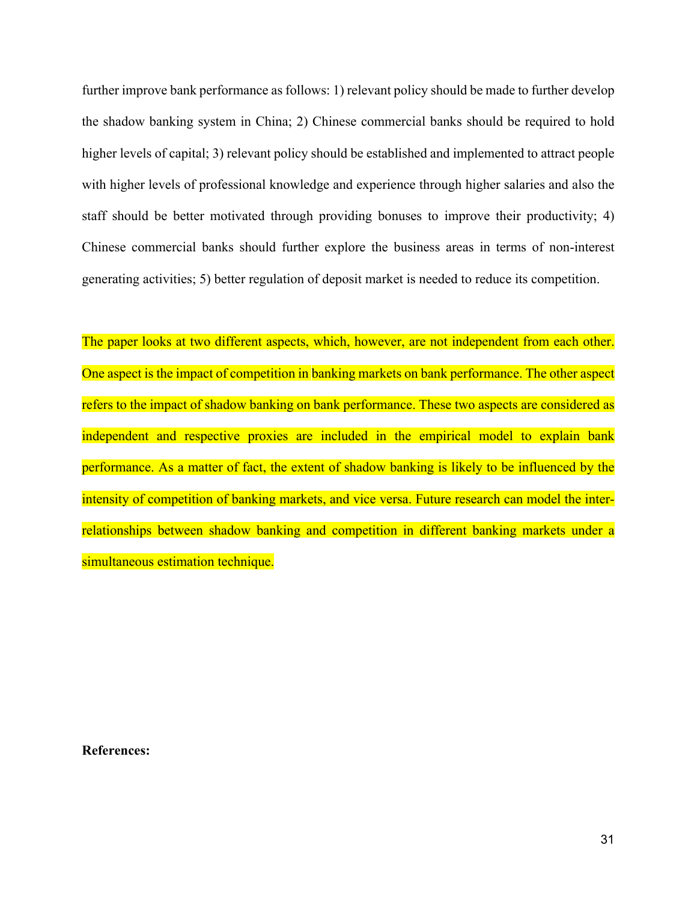further improve bank performance as follows: 1) relevant policy should be made to further develop the shadow banking system in China; 2) Chinese commercial banks should be required to hold higher levels of capital; 3) relevant policy should be established and implemented to attract people with higher levels of professional knowledge and experience through higher salaries and also the staff should be better motivated through providing bonuses to improve their productivity; 4) Chinese commercial banks should further explore the business areas in terms of non-interest generating activities; 5) better regulation of deposit market is needed to reduce its competition.

The paper looks at two different aspects, which, however, are not independent from each other. One aspect is the impact of competition in banking markets on bank performance. The other aspect refers to the impact of shadow banking on bank performance. These two aspects are considered as independent and respective proxies are included in the empirical model to explain bank performance. As a matter of fact, the extent of shadow banking is likely to be influenced by the intensity of competition of banking markets, and vice versa. Future research can model the inter-relationships between shadow banking and competition in different banking markets under a simultaneous estimation technique.

**References:**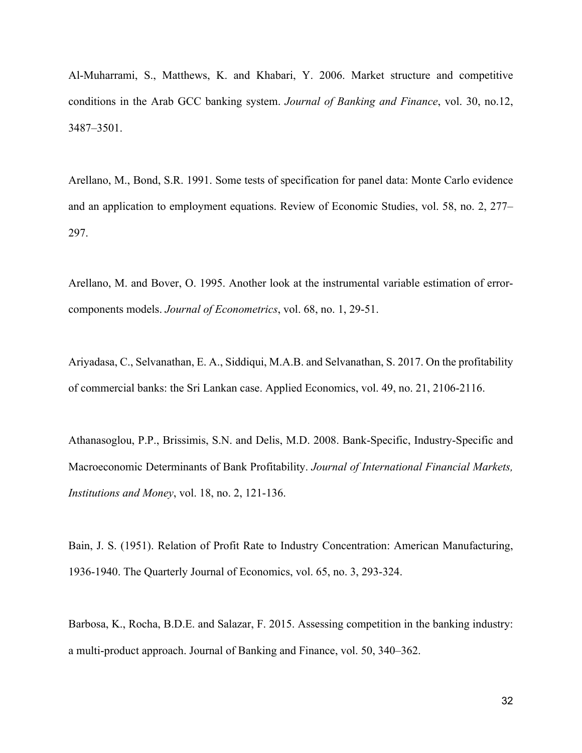Al-Muharrami, S., Matthews, K. and Khabari, Y. 2006. Market structure and competitive conditions in the Arab GCC banking system. *Journal of Banking and Finance*, vol. 30, no.12, 3487–3501.

Arellano, M., Bond, S.R. 1991. Some tests of specification for panel data: Monte Carlo evidence and an application to employment equations. Review of Economic Studies, vol. 58, no. 2, 277–297.

Arellano, M. and Bover, O. 1995. Another look at the instrumental variable estimation of error-components models. *Journal of Econometrics*, vol. 68, no. 1, 29-51.

Ariyadasa, C., Selvanathan, E. A., Siddiqui, M.A.B. and Selvanathan, S. 2017. On the profitability of commercial banks: the Sri Lankan case. Applied Economics, vol. 49, no. 21, 2106-2116.

Athanasoglou, P.P., Brissimis, S.N. and Delis, M.D. 2008. Bank-Specific, Industry-Specific and Macroeconomic Determinants of Bank Profitability. *Journal of International Financial Markets, Institutions and Money*, vol. 18, no. 2, 121-136.

Bain, J. S. (1951). Relation of Profit Rate to Industry Concentration: American Manufacturing, 1936-1940. The Quarterly Journal of Economics, vol. 65, no. 3, 293-324.

Barbosa, K., Rocha, B.D.E. and Salazar, F. 2015. Assessing competition in the banking industry: a multi-product approach. Journal of Banking and Finance, vol. 50, 340–362.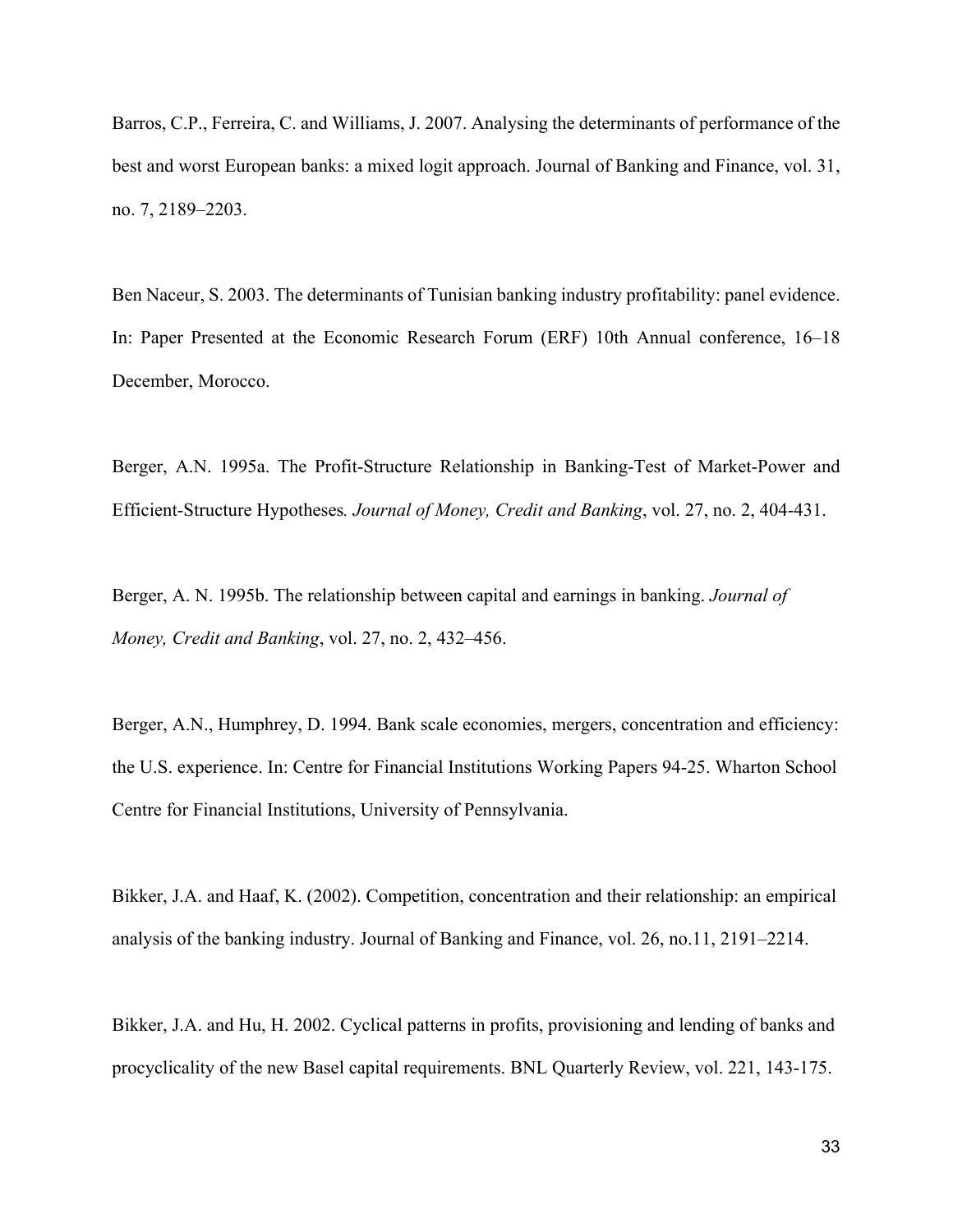Barros, C.P., Ferreira, C. and Williams, J. 2007. Analysing the determinants of performance of the best and worst European banks: a mixed logit approach. Journal of Banking and Finance, vol. 31, no. 7, 2189–2203.

Ben Naceur, S. 2003. The determinants of Tunisian banking industry profitability: panel evidence. In: Paper Presented at the Economic Research Forum (ERF) 10th Annual conference, 16–18 December, Morocco.

Berger, A.N. 1995a. The Profit-Structure Relationship in Banking-Test of Market-Power and Efficient-Structure Hypotheses*.* *Journal of Money, Credit and Banking*, vol. 27, no. 2, 404-431.

Berger, A. N. 1995b. The relationship between capital and earnings in banking. *Journal of Money, Credit and Banking*, vol. 27, no. 2, 432–456.

Berger, A.N., Humphrey, D. 1994. Bank scale economies, mergers, concentration and efficiency: the U.S. experience. In: Centre for Financial Institutions Working Papers 94-25. Wharton School Centre for Financial Institutions, University of Pennsylvania.

Bikker, J.A. and Haaf, K. (2002). Competition, concentration and their relationship: an empirical analysis of the banking industry. Journal of Banking and Finance, vol. 26, no.11, 2191–2214.

Bikker, J.A. and Hu, H. 2002. Cyclical patterns in profits, provisioning and lending of banks and procyclicality of the new Basel capital requirements. BNL Quarterly Review, vol. 221, 143-175.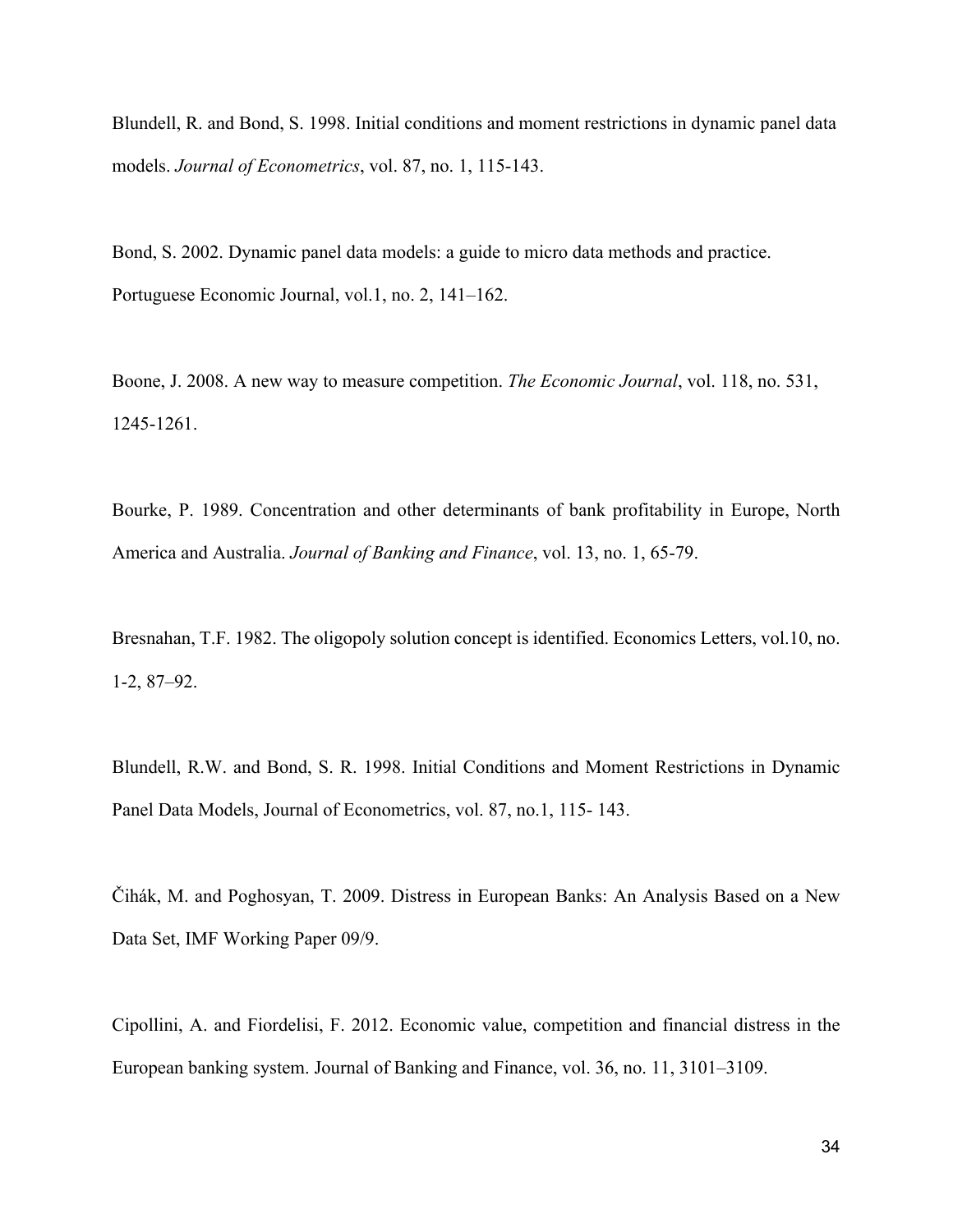Blundell, R. and Bond, S. 1998. Initial conditions and moment restrictions in dynamic panel data models. *Journal of Econometrics*, vol. 87, no. 1, 115-143.

Bond, S. 2002. Dynamic panel data models: a guide to micro data methods and practice. Portuguese Economic Journal, vol.1, no. 2, 141–162.

Boone, J. 2008. A new way to measure competition. *The Economic Journal*, vol. 118, no. 531, 1245-1261.

Bourke, P. 1989. Concentration and other determinants of bank profitability in Europe, North America and Australia. *Journal of Banking and Finance*, vol. 13, no. 1, 65-79.

Bresnahan, T.F. 1982. The oligopoly solution concept is identified. Economics Letters, vol.10, no. 1-2, 87–92.

Blundell, R.W. and Bond, S. R. 1998. Initial Conditions and Moment Restrictions in Dynamic Panel Data Models, Journal of Econometrics, vol. 87, no.1, 115- 143.

Čihák, M. and Poghosyan, T. 2009. Distress in European Banks: An Analysis Based on a New Data Set, IMF Working Paper 09/9.

Cipollini, A. and Fiordelisi, F. 2012. Economic value, competition and financial distress in the European banking system. Journal of Banking and Finance, vol. 36, no. 11, 3101–3109.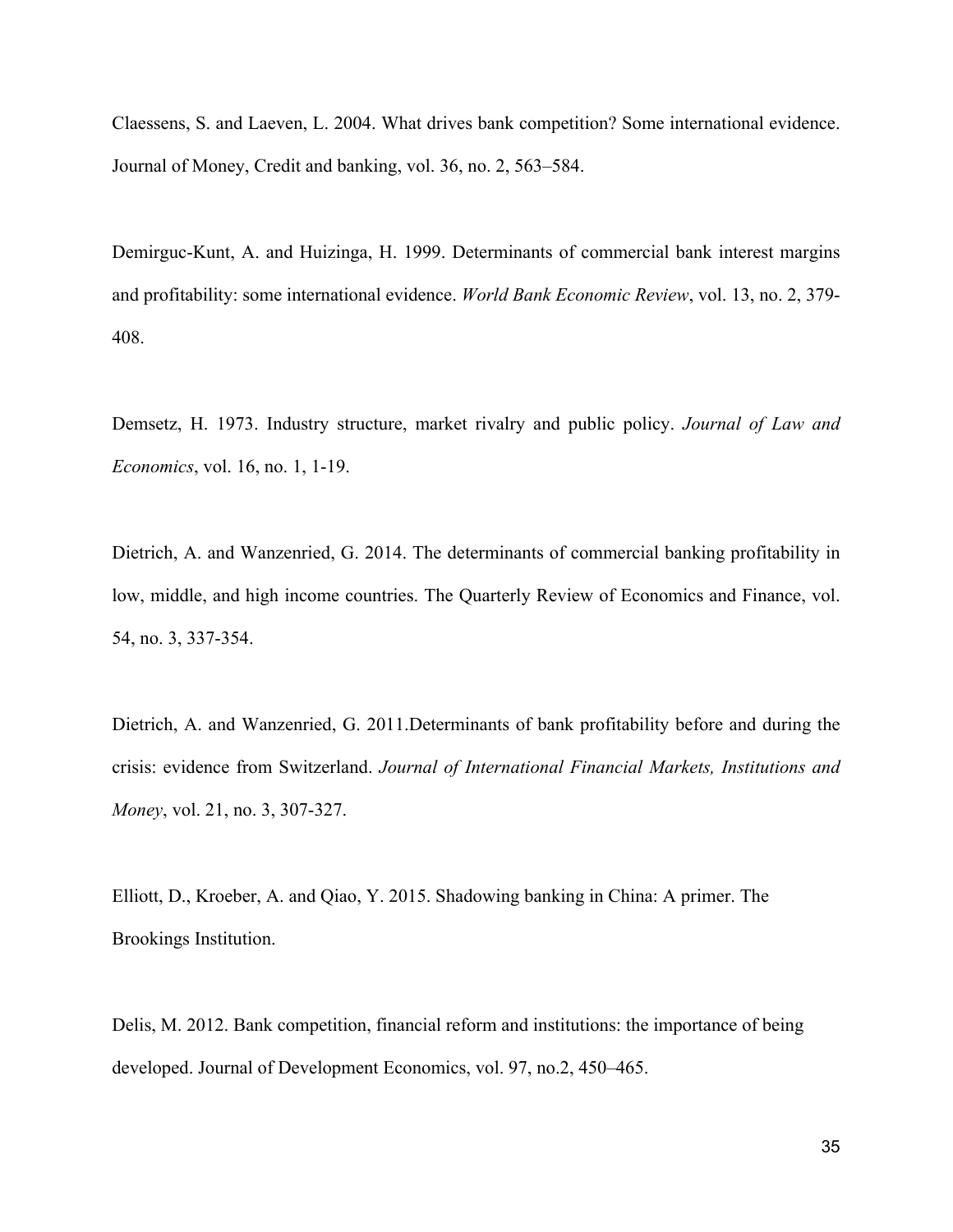Claessens, S. and Laeven, L. 2004. What drives bank competition? Some international evidence. Journal of Money, Credit and banking, vol. 36, no. 2, 563–584.

Demirguc-Kunt, A. and Huizinga, H. 1999. Determinants of commercial bank interest margins and profitability: some international evidence. *World Bank Economic Review*, vol. 13, no. 2, 379-408.

Demsetz, H. 1973. Industry structure, market rivalry and public policy. *Journal of Law and Economics*, vol. 16, no. 1, 1-19.

Dietrich, A. and Wanzenried, G. 2014. The determinants of commercial banking profitability in low, middle, and high income countries. The Quarterly Review of Economics and Finance, vol. 54, no. 3, 337-354.

Dietrich, A. and Wanzenried, G. 2011.Determinants of bank profitability before and during the crisis: evidence from Switzerland. *Journal of International Financial Markets, Institutions and Money*, vol. 21, no. 3, 307-327.

Elliott, D., Kroeber, A. and Qiao, Y. 2015. Shadowing banking in China: A primer. The Brookings Institution.

Delis, M. 2012. Bank competition, financial reform and institutions: the importance of being developed. Journal of Development Economics, vol. 97, no.2, 450–465.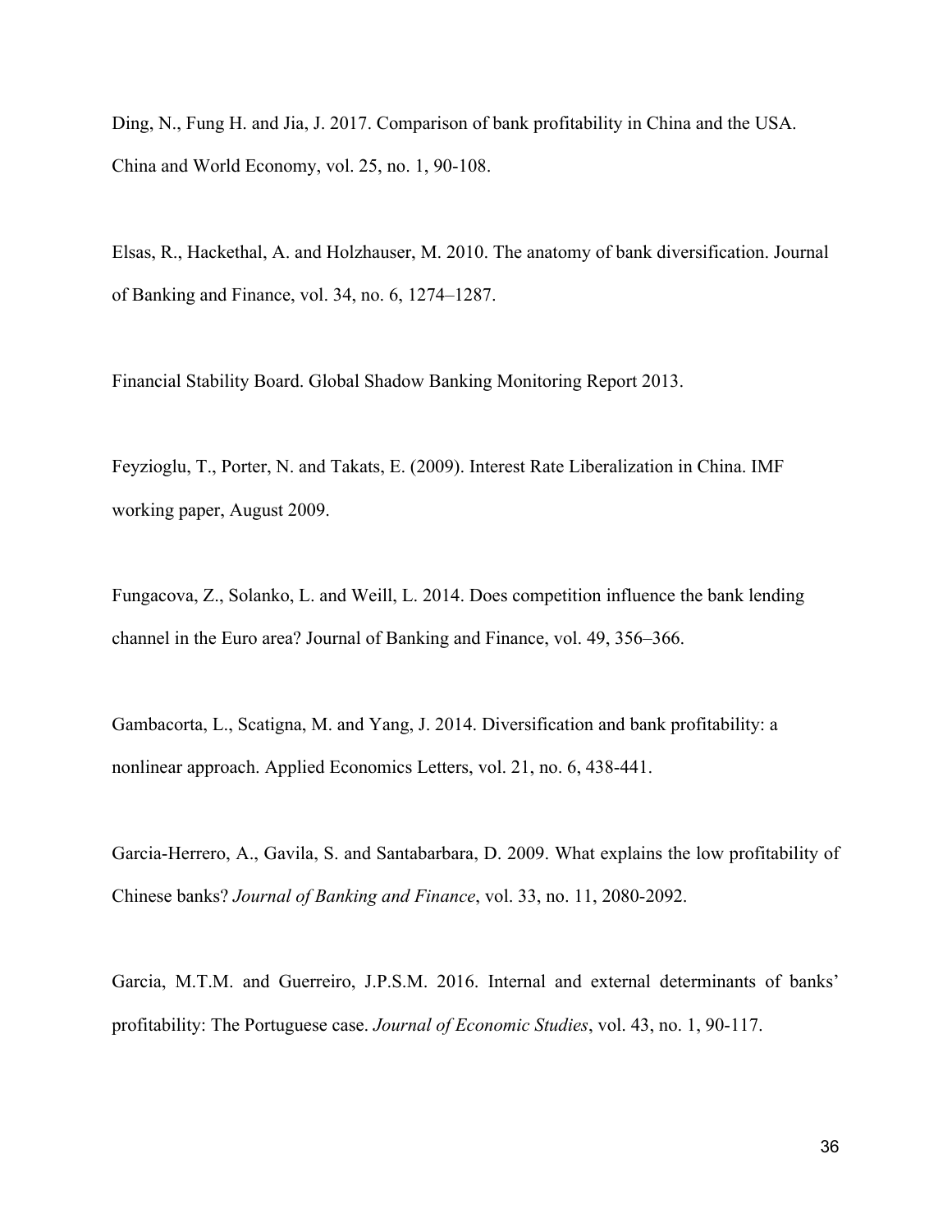Ding, N., Fung H. and Jia, J. 2017. Comparison of bank profitability in China and the USA. China and World Economy, vol. 25, no. 1, 90-108.

Elsas, R., Hackethal, A. and Holzhauser, M. 2010. The anatomy of bank diversification. Journal of Banking and Finance, vol. 34, no. 6, 1274–1287.

Financial Stability Board. Global Shadow Banking Monitoring Report 2013.

Feyzioglu, T., Porter, N. and Takats, E. (2009). Interest Rate Liberalization in China. IMF working paper, August 2009.

Fungacova, Z., Solanko, L. and Weill, L. 2014. Does competition influence the bank lending channel in the Euro area? Journal of Banking and Finance, vol. 49, 356–366.

Gambacorta, L., Scatigna, M. and Yang, J. 2014. Diversification and bank profitability: a nonlinear approach. Applied Economics Letters, vol. 21, no. 6, 438-441.

Garcia-Herrero, A., Gavila, S. and Santabarbara, D. 2009. What explains the low profitability of Chinese banks? *Journal of Banking and Finance*, vol. 33, no. 11, 2080-2092.

Garcia, M.T.M. and Guerreiro, J.P.S.M. 2016. Internal and external determinants of banks' profitability: The Portuguese case. *Journal of Economic Studies*, vol. 43, no. 1, 90-117.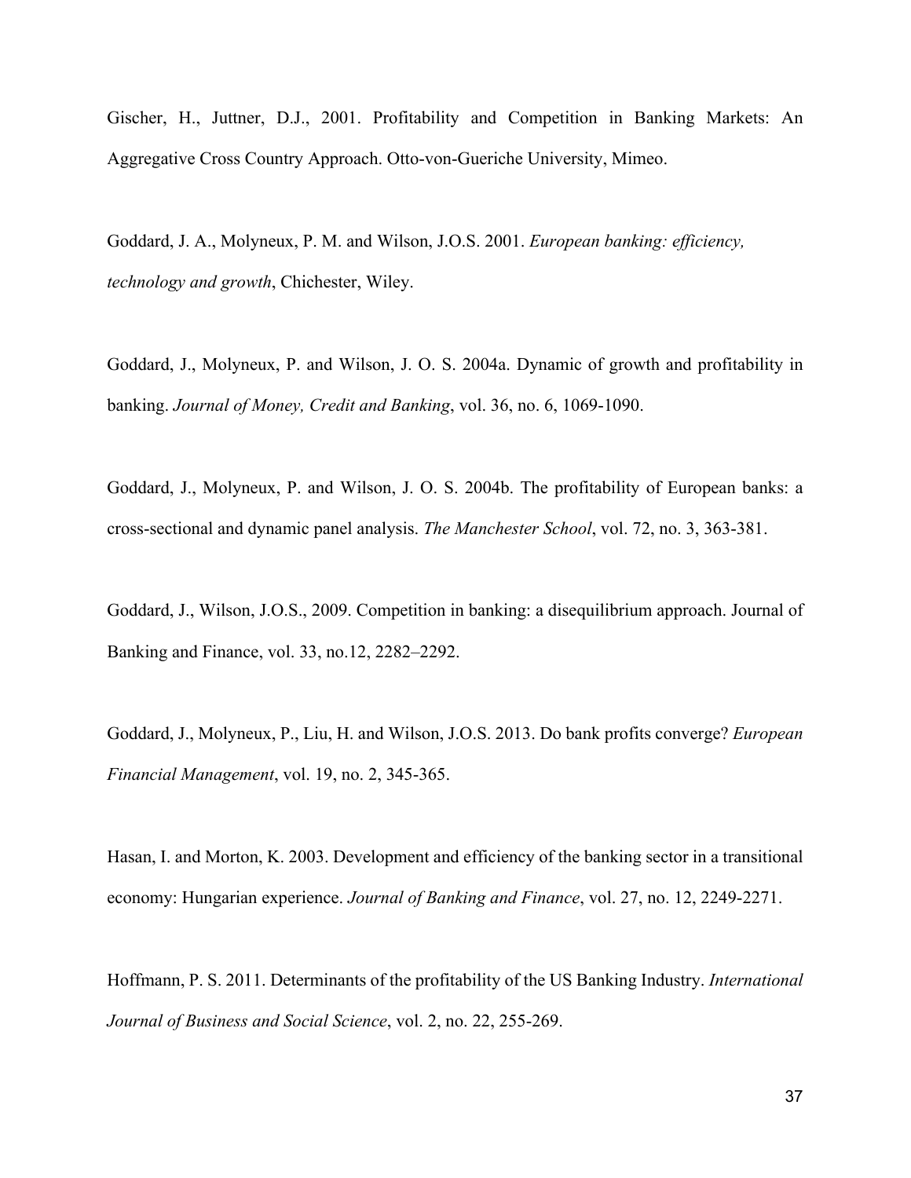Gischer, H., Juttner, D.J., 2001. Profitability and Competition in Banking Markets: An Aggregative Cross Country Approach. Otto-von-Gueriche University, Mimeo.

Goddard, J. A., Molyneux, P. M. and Wilson, J.O.S. 2001. *European banking: efficiency, technology and growth*, Chichester, Wiley.

Goddard, J., Molyneux, P. and Wilson, J. O. S. 2004a. Dynamic of growth and profitability in banking. *Journal of Money, Credit and Banking*, vol. 36, no. 6, 1069-1090.

Goddard, J., Molyneux, P. and Wilson, J. O. S. 2004b. The profitability of European banks: a cross-sectional and dynamic panel analysis. *The Manchester School*, vol. 72, no. 3, 363-381.

Goddard, J., Wilson, J.O.S., 2009. Competition in banking: a disequilibrium approach. Journal of Banking and Finance, vol. 33, no.12, 2282–2292.

Goddard, J., Molyneux, P., Liu, H. and Wilson, J.O.S. 2013. Do bank profits converge? *European Financial Management*, vol. 19, no. 2, 345-365.

Hasan, I. and Morton, K. 2003. Development and efficiency of the banking sector in a transitional economy: Hungarian experience. *Journal of Banking and Finance*, vol. 27, no. 12, 2249-2271.

Hoffmann, P. S. 2011. Determinants of the profitability of the US Banking Industry. *International Journal of Business and Social Science*, vol. 2, no. 22, 255-269.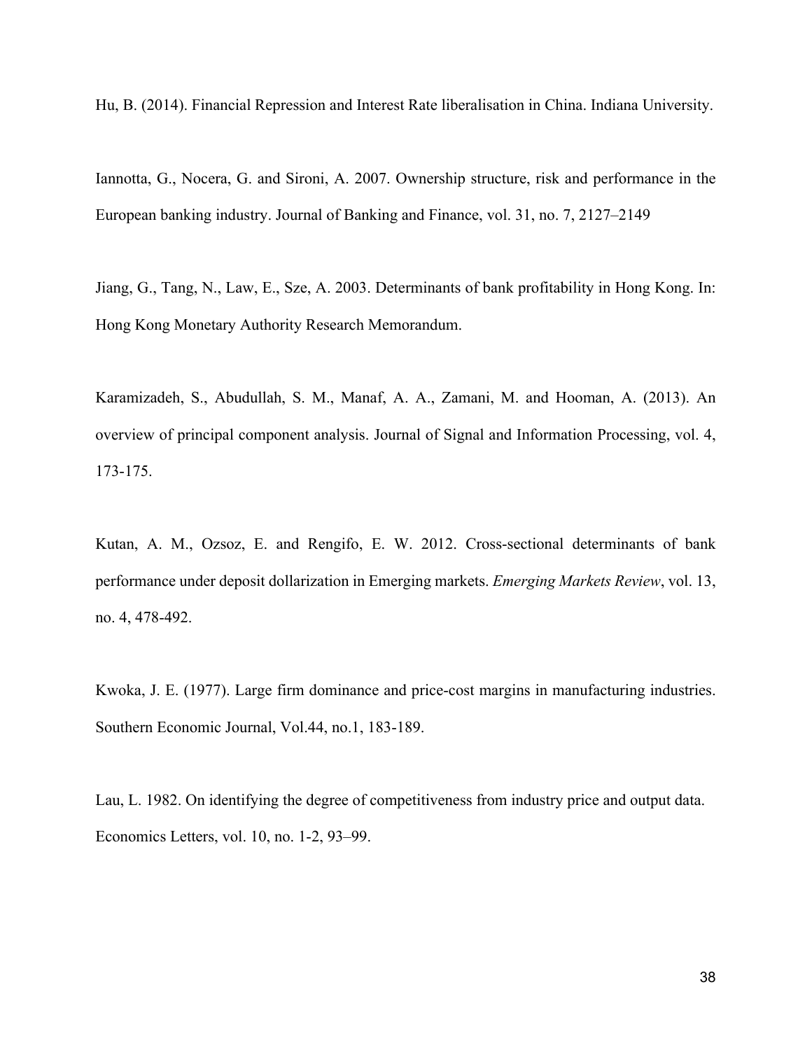Hu, B. (2014). Financial Repression and Interest Rate liberalisation in China. Indiana University.

Iannotta, G., Nocera, G. and Sironi, A. 2007. Ownership structure, risk and performance in the European banking industry. Journal of Banking and Finance, vol. 31, no. 7, 2127–2149

Jiang, G., Tang, N., Law, E., Sze, A. 2003. Determinants of bank profitability in Hong Kong. In: Hong Kong Monetary Authority Research Memorandum.

Karamizadeh, S., Abudullah, S. M., Manaf, A. A., Zamani, M. and Hooman, A. (2013). An overview of principal component analysis. Journal of Signal and Information Processing, vol. 4, 173-175.

Kutan, A. M., Ozsoz, E. and Rengifo, E. W. 2012. Cross-sectional determinants of bank performance under deposit dollarization in Emerging markets. *Emerging Markets Review*, vol. 13, no. 4, 478-492.

Kwoka, J. E. (1977). Large firm dominance and price-cost margins in manufacturing industries. Southern Economic Journal, Vol.44, no.1, 183-189.

Lau, L. 1982. On identifying the degree of competitiveness from industry price and output data. Economics Letters, vol. 10, no. 1-2, 93–99.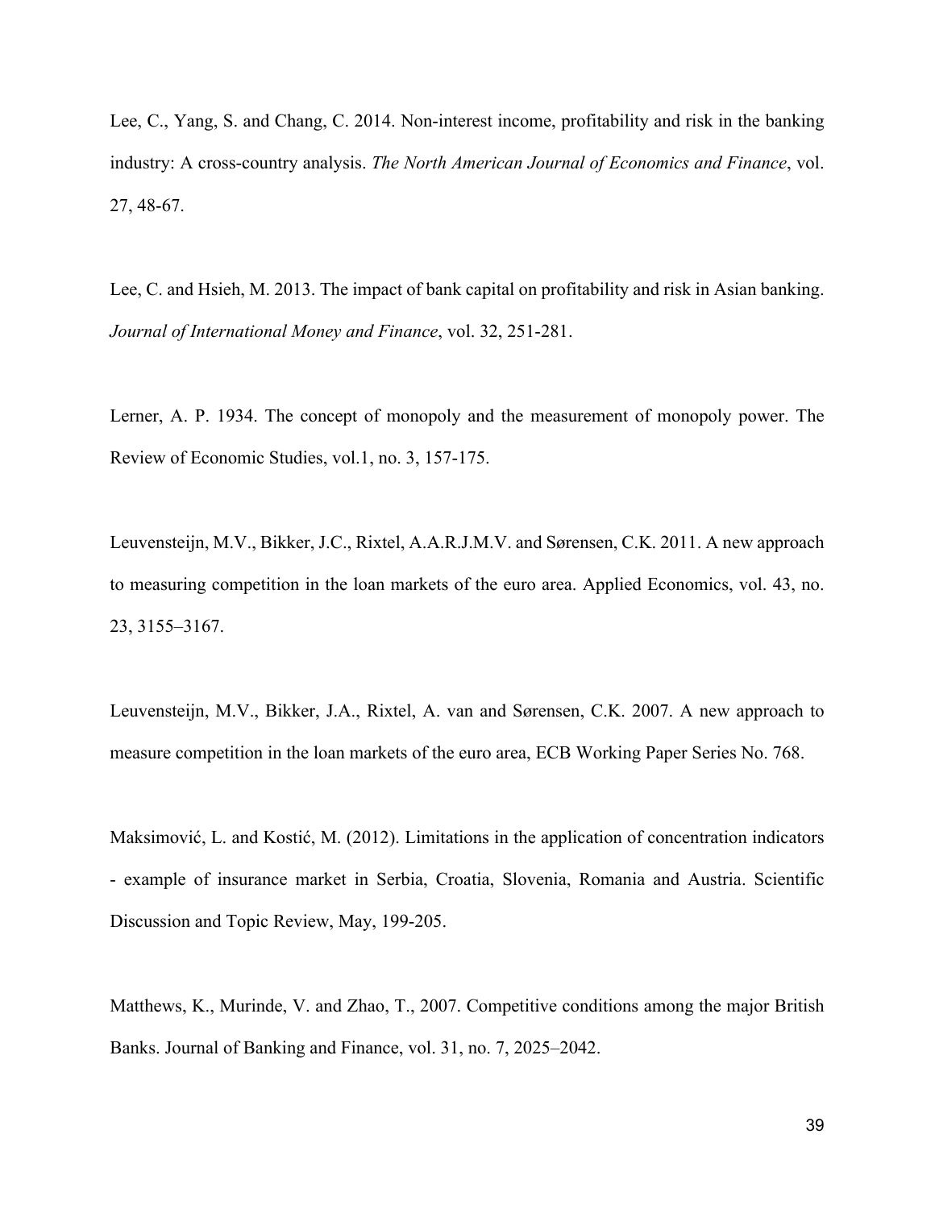Lee, C., Yang, S. and Chang, C. 2014. Non-interest income, profitability and risk in the banking industry: A cross-country analysis. *The North American Journal of Economics and Finance*, vol. 27, 48-67.

Lee, C. and Hsieh, M. 2013. The impact of bank capital on profitability and risk in Asian banking. *Journal of International Money and Finance*, vol. 32, 251-281.

Lerner, A. P. 1934. The concept of monopoly and the measurement of monopoly power. The Review of Economic Studies, vol.1, no. 3, 157-175.

Leuvensteijn, M.V., Bikker, J.C., Rixtel, A.A.R.J.M.V. and Sørensen, C.K. 2011. A new approach to measuring competition in the loan markets of the euro area. Applied Economics, vol. 43, no. 23, 3155–3167.

Leuvensteijn, M.V., Bikker, J.A., Rixtel, A. van and Sørensen, C.K. 2007. A new approach to measure competition in the loan markets of the euro area, ECB Working Paper Series No. 768.

Maksimović, L. and Kostić, M. (2012). Limitations in the application of concentration indicators - example of insurance market in Serbia, Croatia, Slovenia, Romania and Austria. Scientific Discussion and Topic Review, May, 199-205.

Matthews, K., Murinde, V. and Zhao, T., 2007. Competitive conditions among the major British Banks. Journal of Banking and Finance, vol. 31, no. 7, 2025–2042.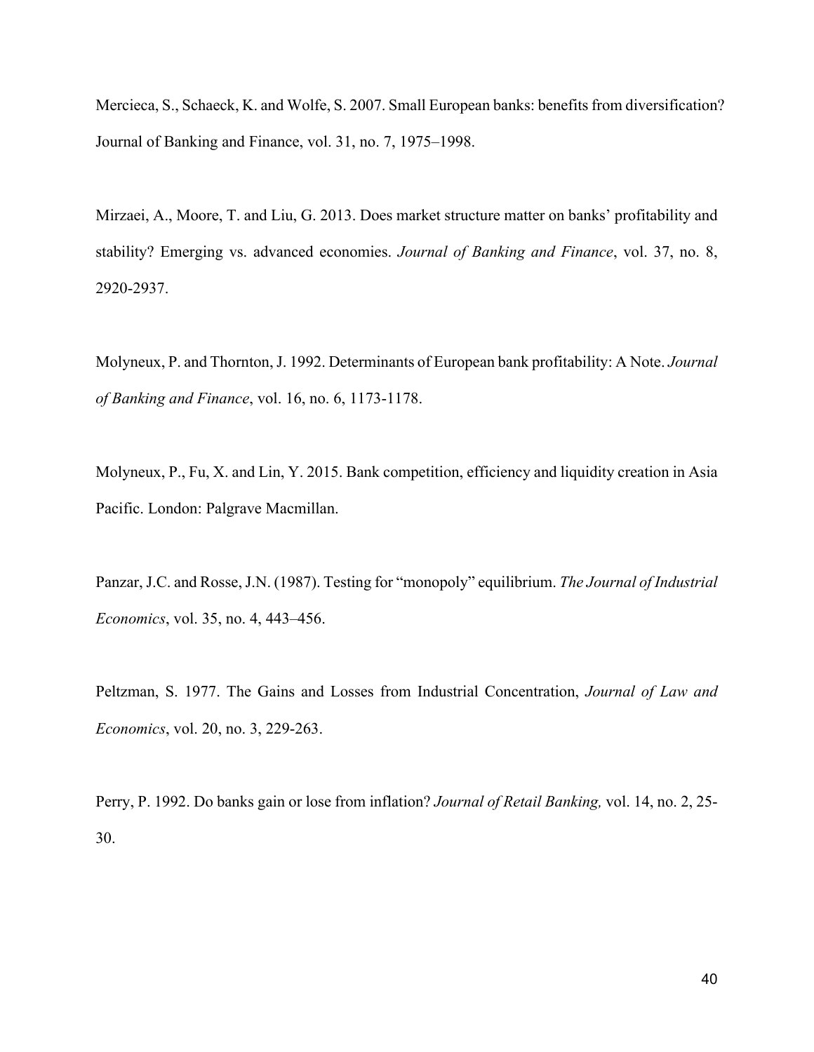Mercieca, S., Schaeck, K. and Wolfe, S. 2007. Small European banks: benefits from diversification? Journal of Banking and Finance, vol. 31, no. 7, 1975–1998.

Mirzaei, A., Moore, T. and Liu, G. 2013. Does market structure matter on banks' profitability and stability? Emerging vs. advanced economies. *Journal of Banking and Finance*, vol. 37, no. 8, 2920-2937.

Molyneux, P. and Thornton, J. 1992. Determinants of European bank profitability: A Note. *Journal of Banking and Finance*, vol. 16, no. 6, 1173-1178.

Molyneux, P., Fu, X. and Lin, Y. 2015. Bank competition, efficiency and liquidity creation in Asia Pacific. London: Palgrave Macmillan.

Panzar, J.C. and Rosse, J.N. (1987). Testing for "monopoly" equilibrium. *The Journal of Industrial Economics*, vol. 35, no. 4, 443–456.

Peltzman, S. 1977. The Gains and Losses from Industrial Concentration, *Journal of Law and Economics*, vol. 20, no. 3, 229-263.

Perry, P. 1992. Do banks gain or lose from inflation? *Journal of Retail Banking,* vol. 14, no. 2, 25-30.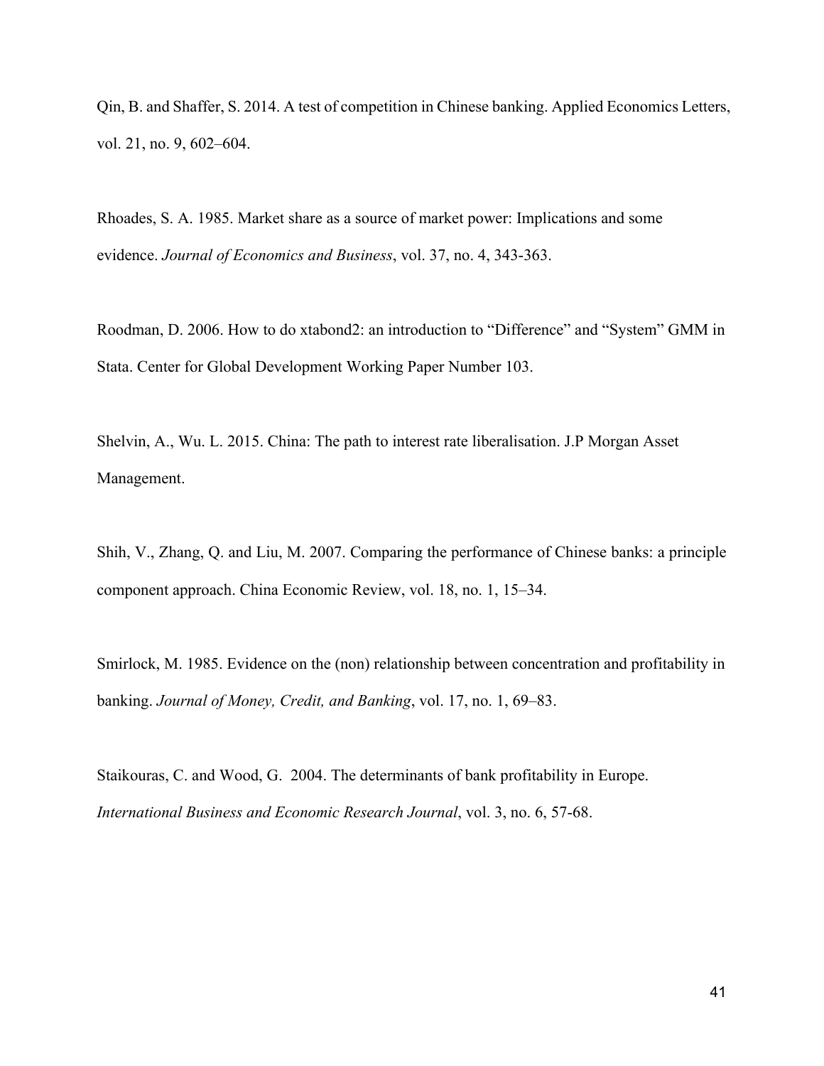Qin, B. and Shaffer, S. 2014. A test of competition in Chinese banking. Applied Economics Letters, vol. 21, no. 9, 602–604.

Rhoades, S. A. 1985. Market share as a source of market power: Implications and some evidence. *Journal of Economics and Business*, vol. 37, no. 4, 343-363.

Roodman, D. 2006. How to do xtabond2: an introduction to "Difference" and "System" GMM in Stata. Center for Global Development Working Paper Number 103.

Shelvin, A., Wu. L. 2015. China: The path to interest rate liberalisation. J.P Morgan Asset Management.

Shih, V., Zhang, Q. and Liu, M. 2007. Comparing the performance of Chinese banks: a principle component approach. China Economic Review, vol. 18, no. 1, 15–34.

Smirlock, M. 1985. Evidence on the (non) relationship between concentration and profitability in banking. *Journal of Money, Credit, and Banking*, vol. 17, no. 1, 69–83.

Staikouras, C. and Wood, G. 2004. The determinants of bank profitability in Europe. *International Business and Economic Research Journal*, vol. 3, no. 6, 57-68.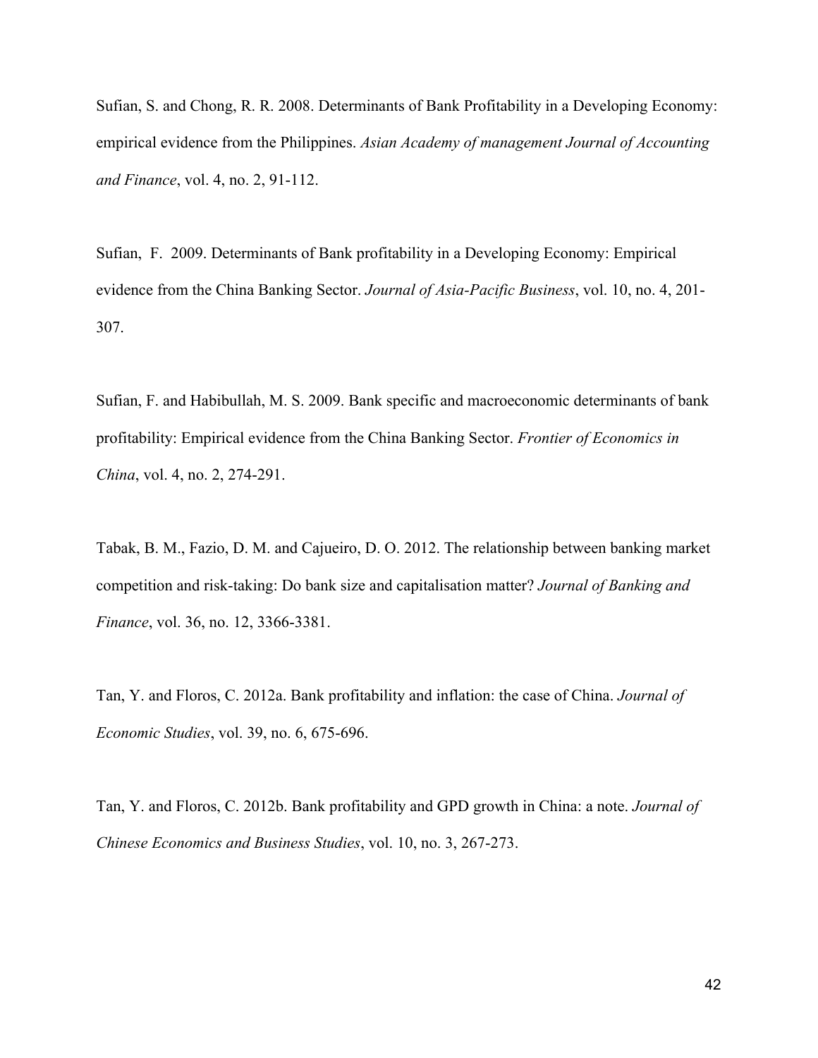Sufian, S. and Chong, R. R. 2008. Determinants of Bank Profitability in a Developing Economy: empirical evidence from the Philippines. *Asian Academy of management Journal of Accounting and Finance*, vol. 4, no. 2, 91-112.

Sufian, F. 2009. Determinants of Bank profitability in a Developing Economy: Empirical evidence from the China Banking Sector. *Journal of Asia-Pacific Business*, vol. 10, no. 4, 201-307.

Sufian, F. and Habibullah, M. S. 2009. Bank specific and macroeconomic determinants of bank profitability: Empirical evidence from the China Banking Sector. *Frontier of Economics in China*, vol. 4, no. 2, 274-291.

Tabak, B. M., Fazio, D. M. and Cajueiro, D. O. 2012. The relationship between banking market competition and risk-taking: Do bank size and capitalisation matter? *Journal of Banking and Finance*, vol. 36, no. 12, 3366-3381.

Tan, Y. and Floros, C. 2012a. Bank profitability and inflation: the case of China. *Journal of Economic Studies*, vol. 39, no. 6, 675-696.

Tan, Y. and Floros, C. 2012b. Bank profitability and GPD growth in China: a note. *Journal of Chinese Economics and Business Studies*, vol. 10, no. 3, 267-273.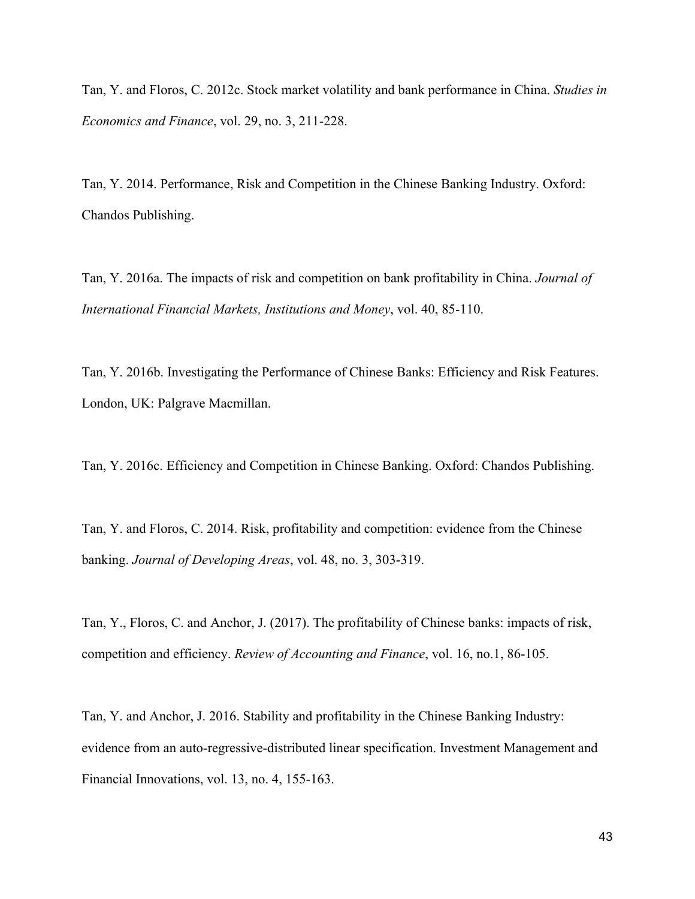Tan, Y. and Floros, C. 2012c. Stock market volatility and bank performance in China. *Studies in Economics and Finance*, vol. 29, no. 3, 211-228.

Tan, Y. 2014. Performance, Risk and Competition in the Chinese Banking Industry. Oxford: Chandos Publishing.

Tan, Y. 2016a. The impacts of risk and competition on bank profitability in China. *Journal of International Financial Markets, Institutions and Money*, vol. 40, 85-110.

Tan, Y. 2016b. Investigating the Performance of Chinese Banks: Efficiency and Risk Features. London, UK: Palgrave Macmillan.

Tan, Y. 2016c. Efficiency and Competition in Chinese Banking. Oxford: Chandos Publishing.

Tan, Y. and Floros, C. 2014. Risk, profitability and competition: evidence from the Chinese banking. *Journal of Developing Areas*, vol. 48, no. 3, 303-319.

Tan, Y., Floros, C. and Anchor, J. (2017). The profitability of Chinese banks: impacts of risk, competition and efficiency. *Review of Accounting and Finance*, vol. 16, no.1, 86-105.

Tan, Y. and Anchor, J. 2016. Stability and profitability in the Chinese Banking Industry: evidence from an auto-regressive-distributed linear specification. Investment Management and Financial Innovations, vol. 13, no. 4, 155-163.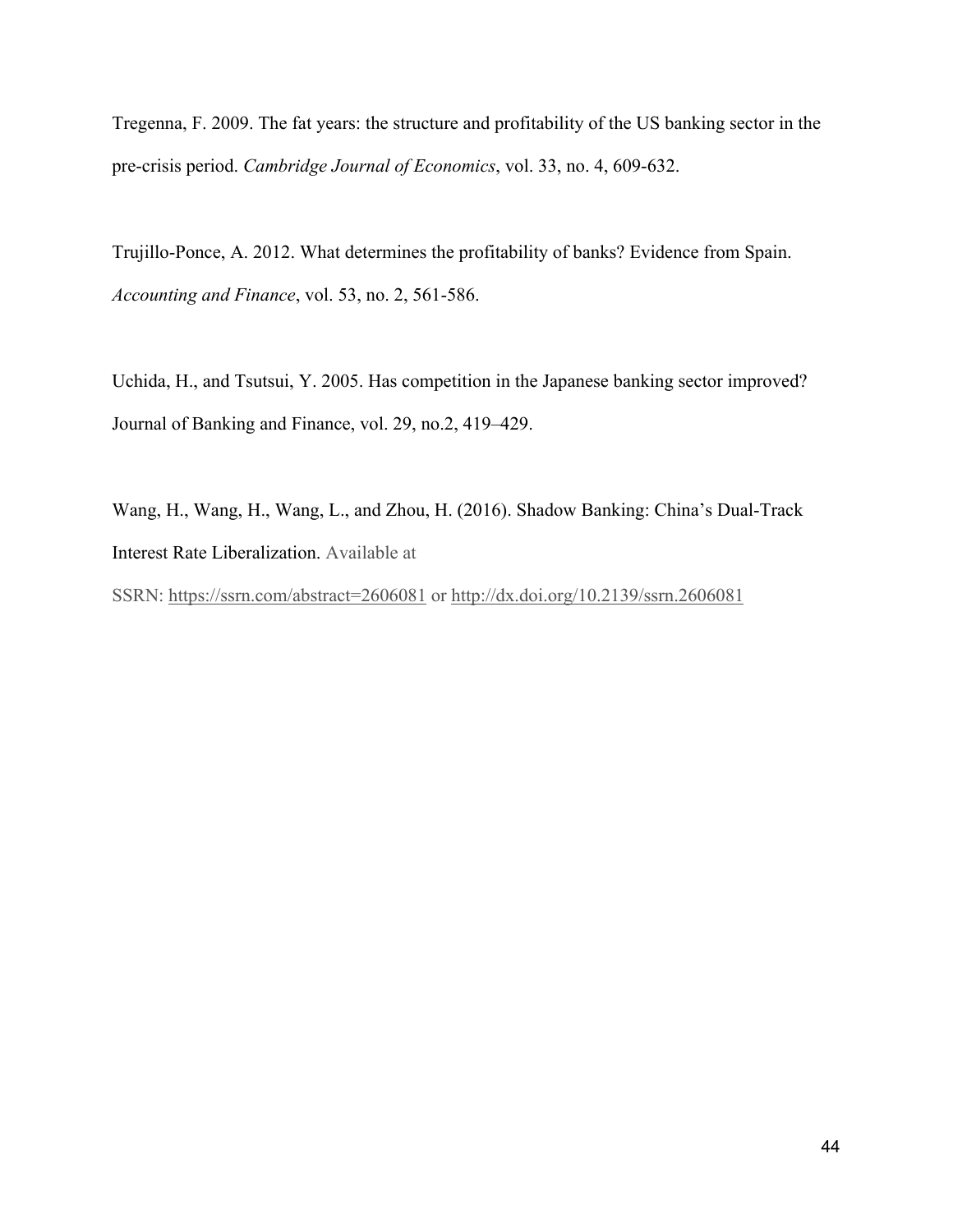Tregenna, F. 2009. The fat years: the structure and profitability of the US banking sector in the pre-crisis period. *Cambridge Journal of Economics*, vol. 33, no. 4, 609-632.

Trujillo-Ponce, A. 2012. What determines the profitability of banks? Evidence from Spain. *Accounting and Finance*, vol. 53, no. 2, 561-586.

Uchida, H., and Tsutsui, Y. 2005. Has competition in the Japanese banking sector improved? Journal of Banking and Finance, vol. 29, no.2, 419–429.

Wang, H., Wang, H., Wang, L., and Zhou, H. (2016). Shadow Banking: China's Dual-Track Interest Rate Liberalization. Available at SSRN: https://ssrn.com/abstract=2606081 or http://dx.doi.org/10.2139/ssrn.2606081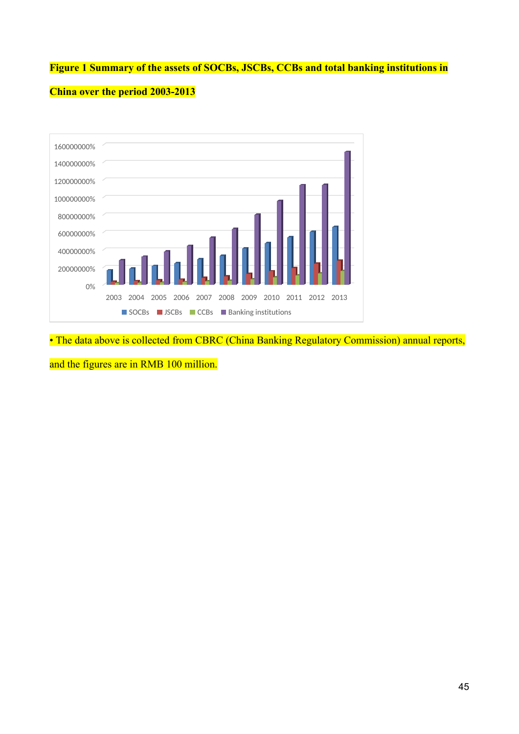**Figure 1 Summary of the assets of SOCBs, JSCBs, CCBs and total banking institutions in China over the period 2003-2013**

• The data above is collected from CBRC (China Banking Regulatory Commission) annual reports, and the figures are in RMB 100 million.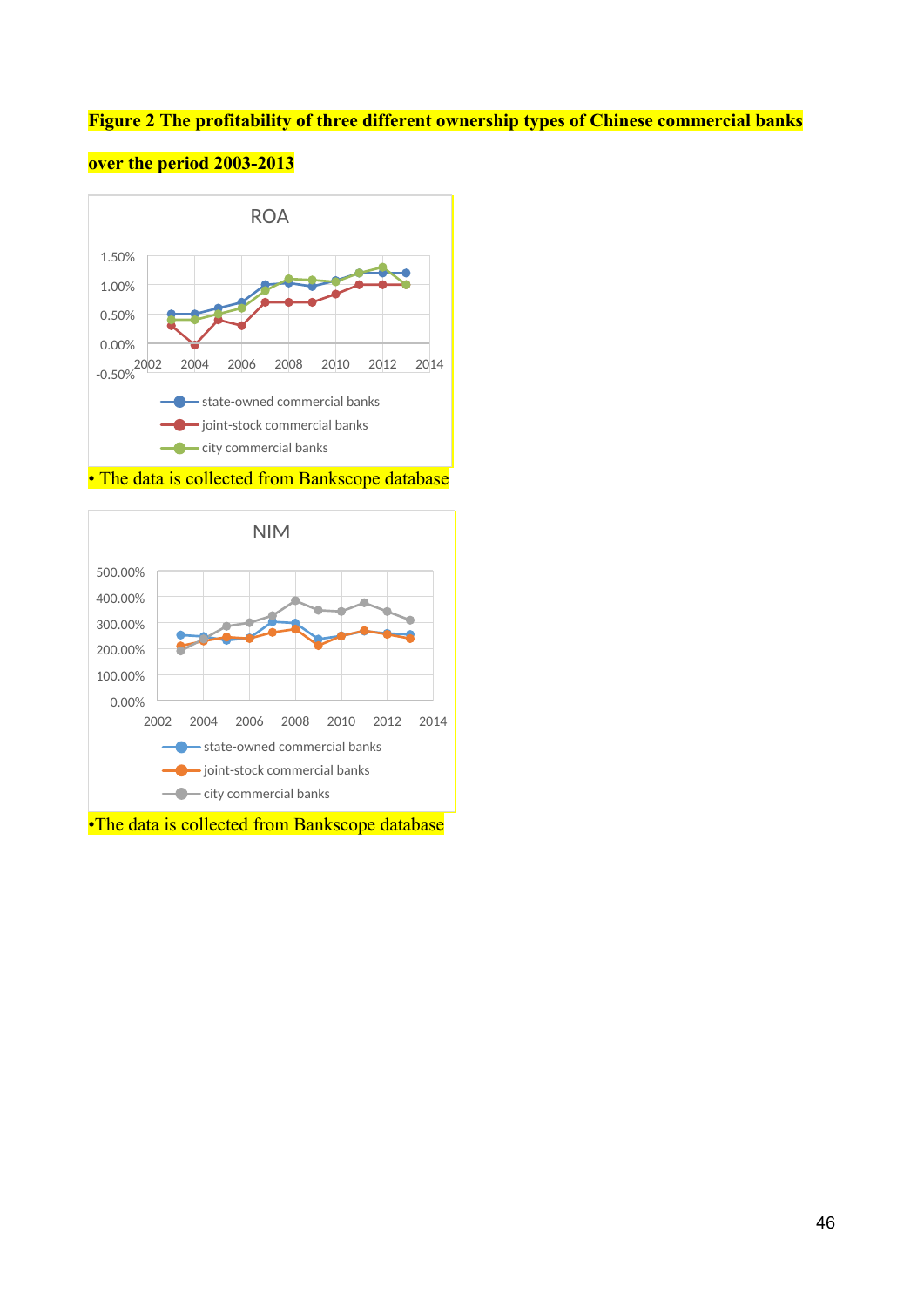**Figure 2 The profitability of three different ownership types of Chinese commercial banks over the period 2003-2013**

• The data is collected from Bankscope database

•The data is collected from Bankscope database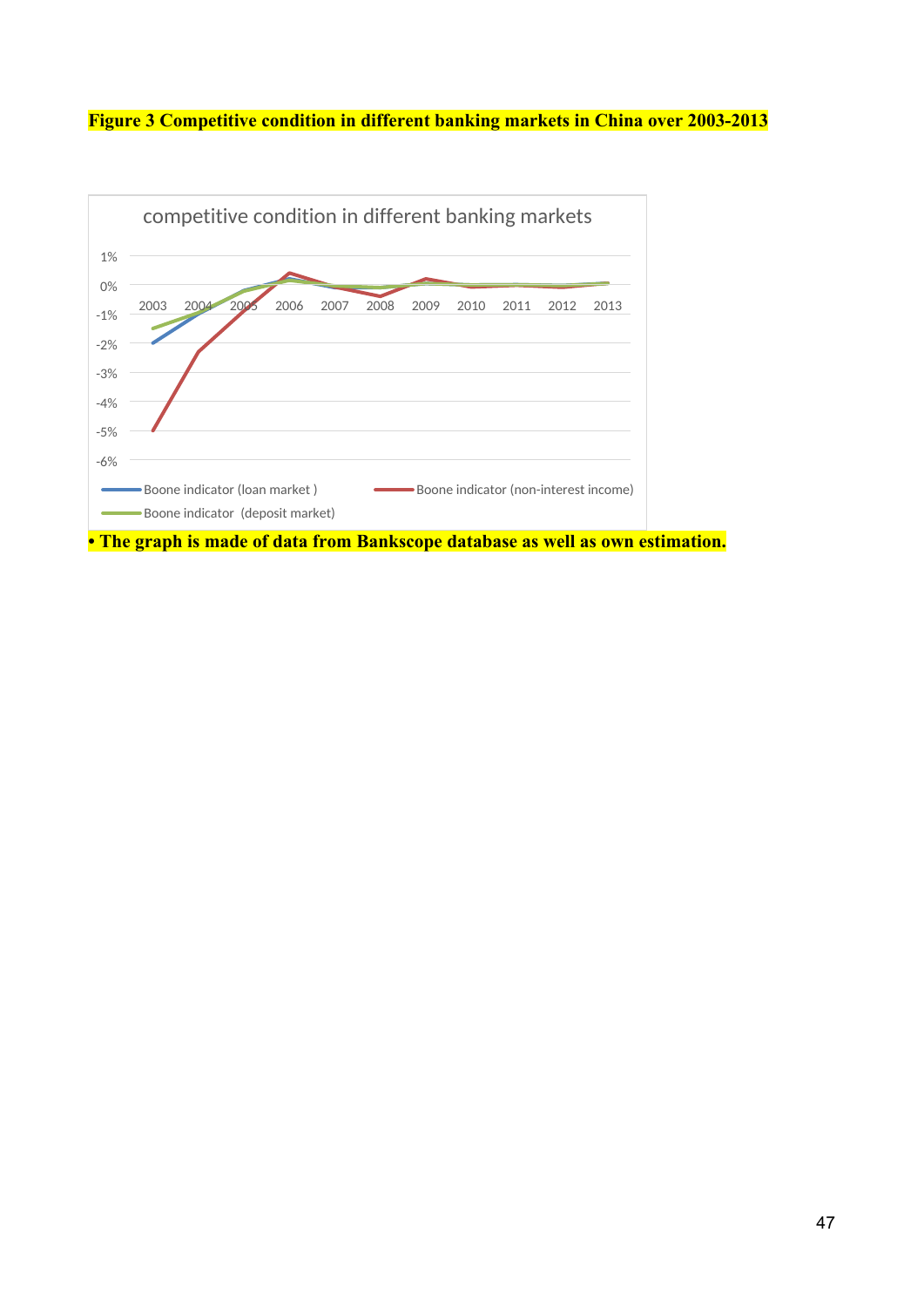**Figure 3 Competitive condition in different banking markets in China over 2003-2013**

competitive condition in different banking markets

1%
0%
-1%
-2%
-3%
-4%
-5%
-6%

2003 2004 2005 2006 2007 2008 2009 2010 2011 2012 2013

Boone indicator (loan market )
Boone indicator (non-interest income)
Boone indicator (deposit market)

**• The graph is made of data from Bankscope database as well as own estimation.**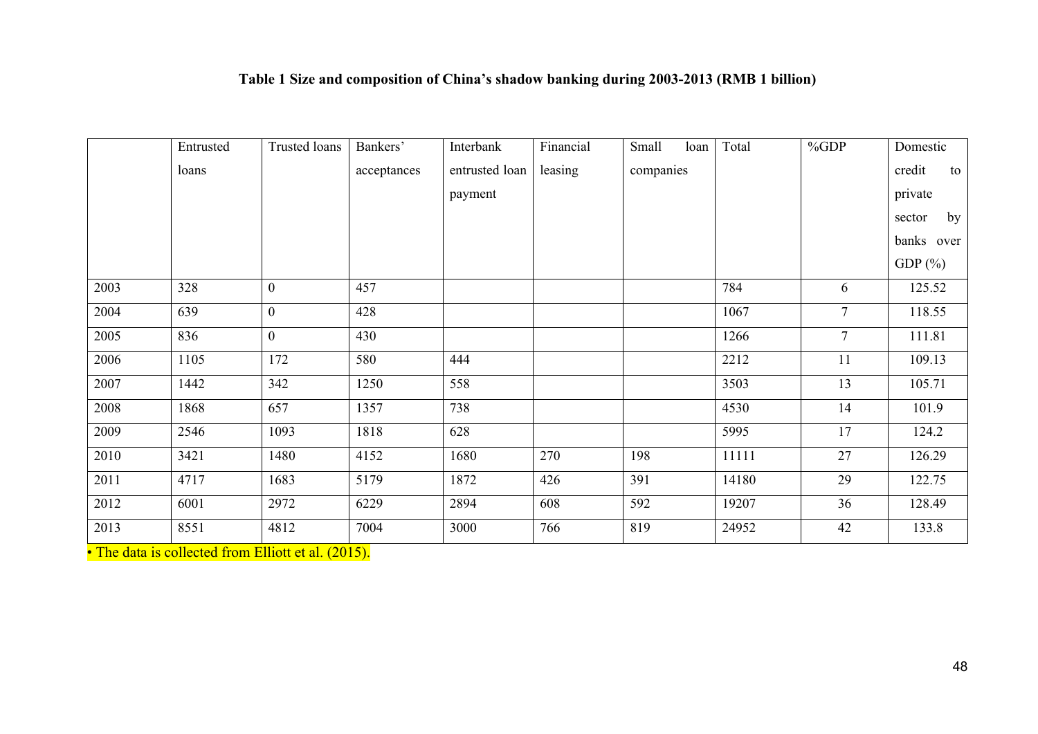**Table 1 Size and composition of China's shadow banking during 2003-2013 (RMB 1 billion)**

| | Entrusted loans | Trusted loans | Bankers' acceptances | Interbank entrusted loan payment | Financial leasing | Small loan companies | Total | %GDP | Domestic credit to private sector by banks over GDP (%) |
|---|---|---|---|---|---|---|---|---|---|
| 2003 | 328 | 0 | 457 | | | | 784 | 6 | 125.52 |
| 2004 | 639 | 0 | 428 | | | | 1067 | 7 | 118.55 |
| 2005 | 836 | 0 | 430 | | | | 1266 | 7 | 111.81 |
| 2006 | 1105 | 172 | 580 | 444 | | | 2212 | 11 | 109.13 |
| 2007 | 1442 | 342 | 1250 | 558 | | | 3503 | 13 | 105.71 |
| 2008 | 1868 | 657 | 1357 | 738 | | | 4530 | 14 | 101.9 |
| 2009 | 2546 | 1093 | 1818 | 628 | | | 5995 | 17 | 124.2 |
| 2010 | 3421 | 1480 | 4152 | 1680 | 270 | 198 | 11111 | 27 | 126.29 |
| 2011 | 4717 | 1683 | 5179 | 1872 | 426 | 391 | 14180 | 29 | 122.75 |
| 2012 | 6001 | 2972 | 6229 | 2894 | 608 | 592 | 19207 | 36 | 128.49 |
| 2013 | 8551 | 4812 | 7004 | 3000 | 766 | 819 | 24952 | 42 | 133.8 |

• The data is collected from Elliott et al. (2015).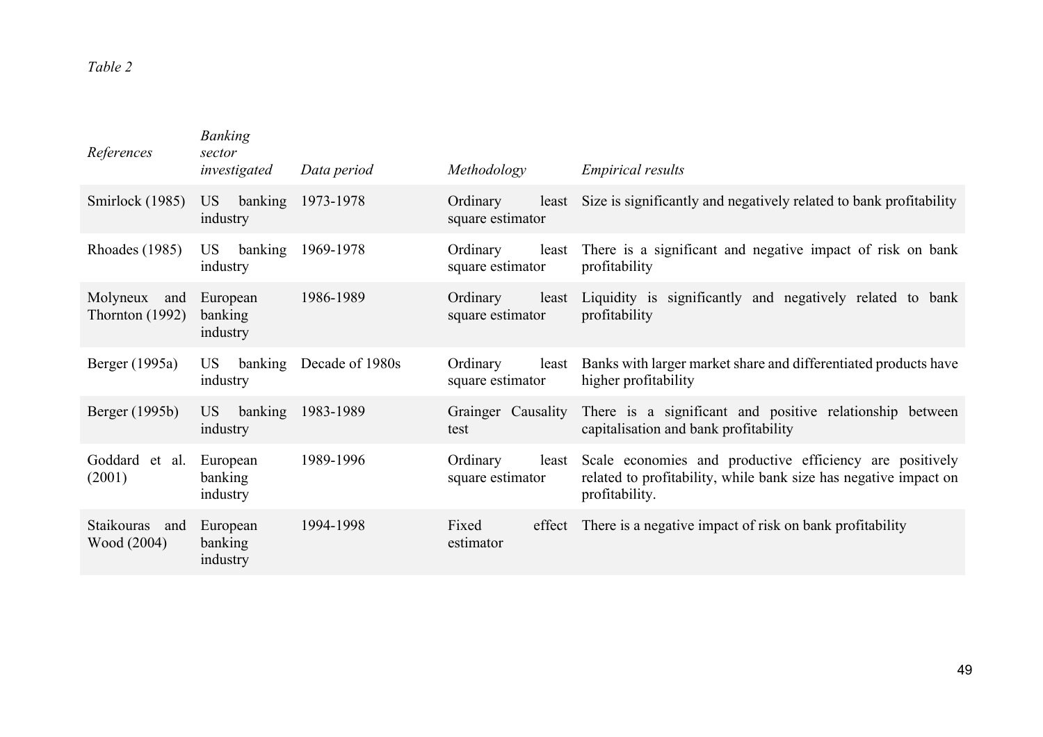*Table 2*

| *References* | *Banking sector investigated* | *Data period* | *Methodology* | *Empirical results* |
| --- | --- | --- | --- | --- |
| Smirlock (1985) | US banking industry | 1973-1978 | Ordinary least square estimator | Size is significantly and negatively related to bank profitability |
| Rhoades (1985) | US banking industry | 1969-1978 | Ordinary least square estimator | There is a significant and negative impact of risk on bank profitability |
| Molyneux and Thornton (1992) | European banking industry | 1986-1989 | Ordinary least square estimator | Liquidity is significantly and negatively related to bank profitability |
| Berger (1995a) | US banking industry | Decade of 1980s | Ordinary least square estimator | Banks with larger market share and differentiated products have higher profitability |
| Berger (1995b) | US banking industry | 1983-1989 | Grainger Causality test | There is a significant and positive relationship between capitalisation and bank profitability |
| Goddard et al. (2001) | European banking industry | 1989-1996 | Ordinary least square estimator | Scale economies and productive efficiency are positively related to profitability, while bank size has negative impact on profitability. |
| Staikouras and Wood (2004) | European banking industry | 1994-1998 | Fixed effect estimator | There is a negative impact of risk on bank profitability |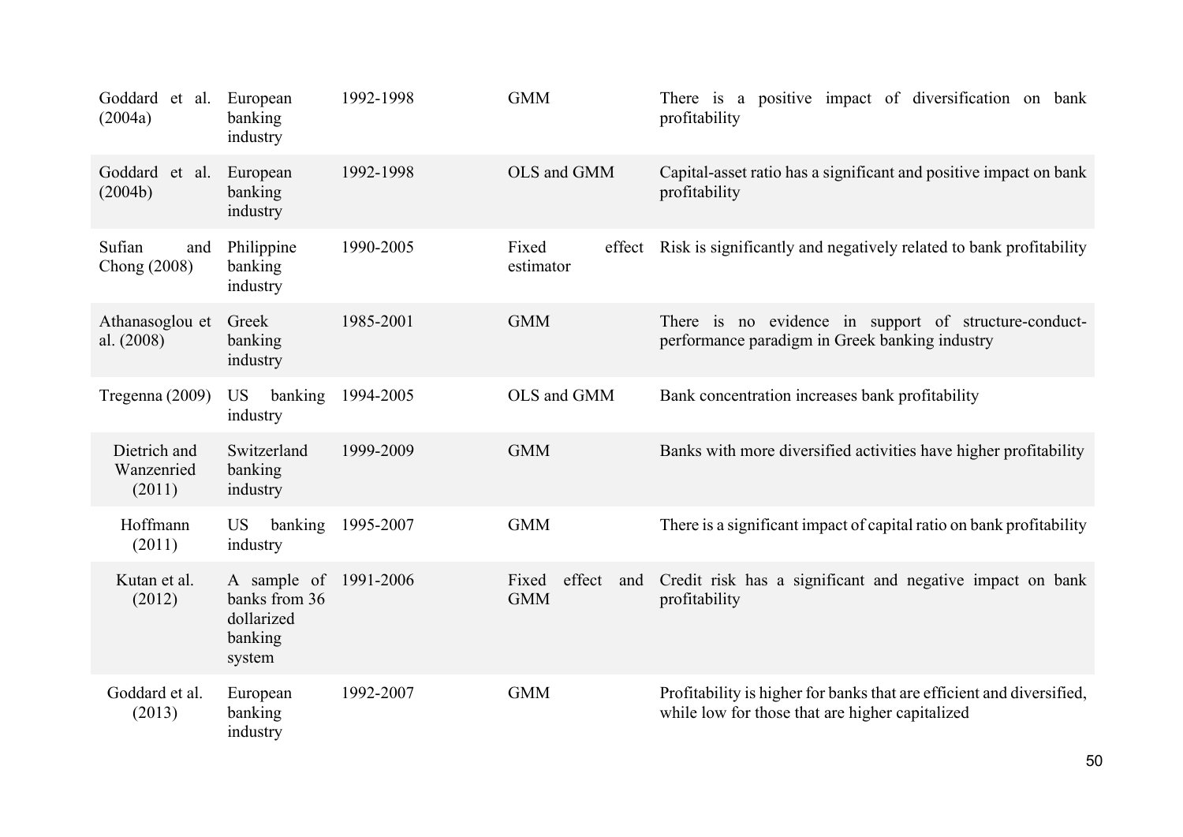| | | | | |
|---|---|---|---|---|
| Goddard et al. (2004a) | European banking industry | 1992-1998 | GMM | There is a positive impact of diversification on bank profitability |
| Goddard et al. (2004b) | European banking industry | 1992-1998 | OLS and GMM | Capital-asset ratio has a significant and positive impact on bank profitability |
| Sufian and Chong (2008) | Philippine banking industry | 1990-2005 | Fixed effect estimator | Risk is significantly and negatively related to bank profitability |
| Athanasoglou et al. (2008) | Greek banking industry | 1985-2001 | GMM | There is no evidence in support of structure-conduct-performance paradigm in Greek banking industry |
| Tregenna (2009) | US banking industry | 1994-2005 | OLS and GMM | Bank concentration increases bank profitability |
| Dietrich and Wanzenried (2011) | Switzerland banking industry | 1999-2009 | GMM | Banks with more diversified activities have higher profitability |
| Hoffmann (2011) | US banking industry | 1995-2007 | GMM | There is a significant impact of capital ratio on bank profitability |
| Kutan et al. (2012) | A sample of banks from 36 dollarized banking system | 1991-2006 | Fixed effect and GMM | Credit risk has a significant and negative impact on bank profitability |
| Goddard et al. (2013) | European banking industry | 1992-2007 | GMM | Profitability is higher for banks that are efficient and diversified, while low for those that are higher capitalized |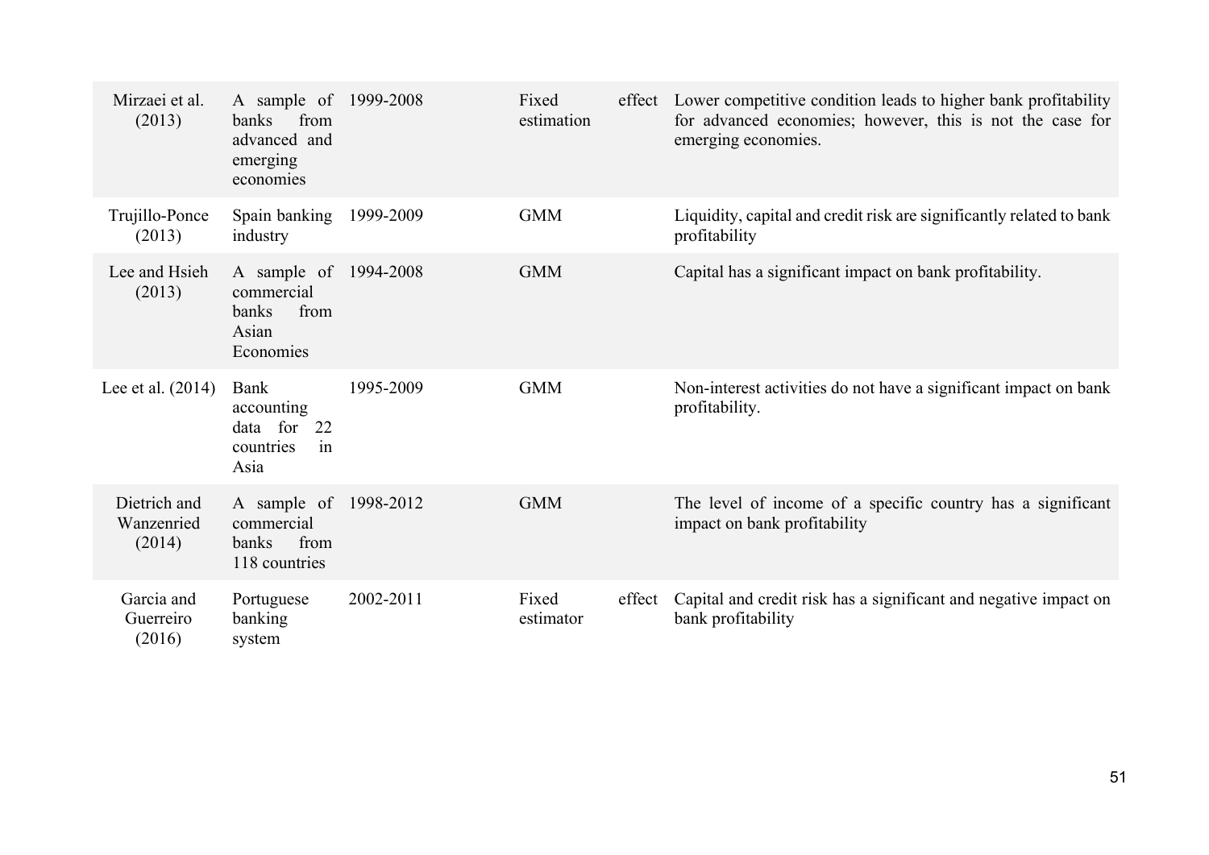| | | | | |
|---|---|---|---|---|
| Mirzaei et al. (2013) | A sample of banks from advanced and emerging economies | 1999-2008 | Fixed effect estimation | Lower competitive condition leads to higher bank profitability for advanced economies; however, this is not the case for emerging economies. |
| Trujillo-Ponce (2013) | Spain banking industry | 1999-2009 | GMM | Liquidity, capital and credit risk are significantly related to bank profitability |
| Lee and Hsieh (2013) | A sample of commercial banks from Asian Economies | 1994-2008 | GMM | Capital has a significant impact on bank profitability. |
| Lee et al. (2014) | Bank accounting data for 22 countries in Asia | 1995-2009 | GMM | Non-interest activities do not have a significant impact on bank profitability. |
| Dietrich and Wanzenried (2014) | A sample of commercial banks from 118 countries | 1998-2012 | GMM | The level of income of a specific country has a significant impact on bank profitability |
| Garcia and Guerreiro (2016) | Portuguese banking system | 2002-2011 | Fixed effect estimator | Capital and credit risk has a significant and negative impact on bank profitability |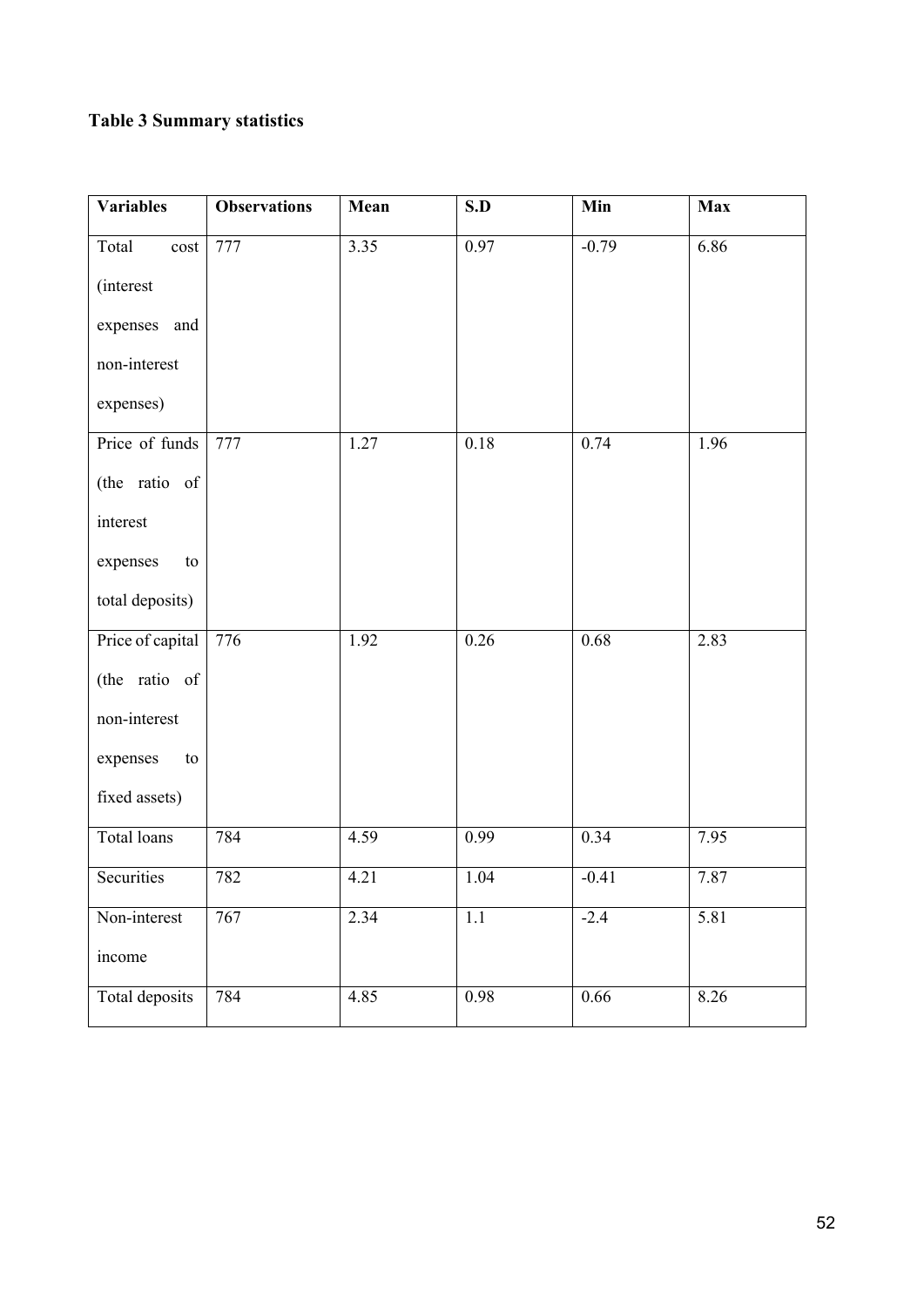**Table 3 Summary statistics**

| Variables | Observations | Mean | S.D | Min | Max |
|---|---|---|---|---|---|
| Total cost (interest expenses and non-interest expenses) | 777 | 3.35 | 0.97 | -0.79 | 6.86 |
| Price of funds (the ratio of interest expenses to total deposits) | 777 | 1.27 | 0.18 | 0.74 | 1.96 |
| Price of capital (the ratio of non-interest expenses to fixed assets) | 776 | 1.92 | 0.26 | 0.68 | 2.83 |
| Total loans | 784 | 4.59 | 0.99 | 0.34 | 7.95 |
| Securities | 782 | 4.21 | 1.04 | -0.41 | 7.87 |
| Non-interest income | 767 | 2.34 | 1.1 | -2.4 | 5.81 |
| Total deposits | 784 | 4.85 | 0.98 | 0.66 | 8.26 |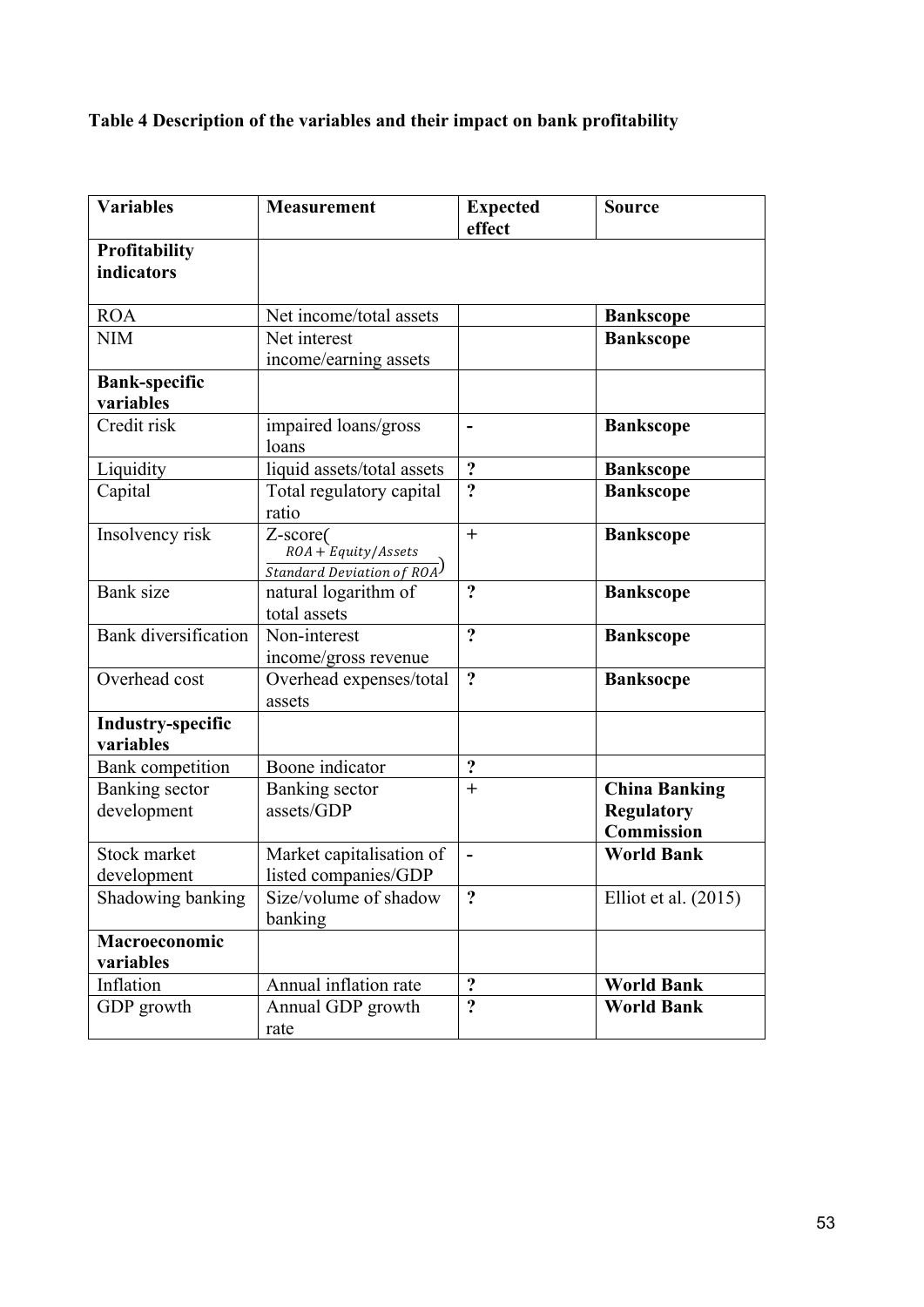**Table 4 Description of the variables and their impact on bank profitability**

| **Variables** | **Measurement** | **Expected effect** | **Source** |
|---|---|---|---|
| **Profitability indicators** | | | |
| ROA | Net income/total assets | | **Bankscope** |
| NIM | Net interest income/earning assets | | **Bankscope** |
| **Bank-specific variables** | | | |
| Credit risk | impaired loans/gross loans | **-** | **Bankscope** |
| Liquidity | liquid assets/total assets | **?** | **Bankscope** |
| Capital | Total regulatory capital ratio | **?** | **Bankscope** |
| Insolvency risk | Z-score( $\frac{ROA + Equity/Assets}{Standard\ Deviation\ of\ ROA}$ ) | + | **Bankscope** |
| Bank size | natural logarithm of total assets | **?** | **Bankscope** |
| Bank diversification | Non-interest income/gross revenue | **?** | **Bankscope** |
| Overhead cost | Overhead expenses/total assets | **?** | **Banksocpe** |
| **Industry-specific variables** | | | |
| Bank competition | Boone indicator | **?** | |
| Banking sector development | Banking sector assets/GDP | + | **China Banking Regulatory Commission** |
| Stock market development | Market capitalisation of listed companies/GDP | **-** | **World Bank** |
| Shadowing banking | Size/volume of shadow banking | **?** | Elliot et al. (2015) |
| **Macroeconomic variables** | | | |
| Inflation | Annual inflation rate | **?** | **World Bank** |
| GDP growth | Annual GDP growth rate | **?** | **World Bank** |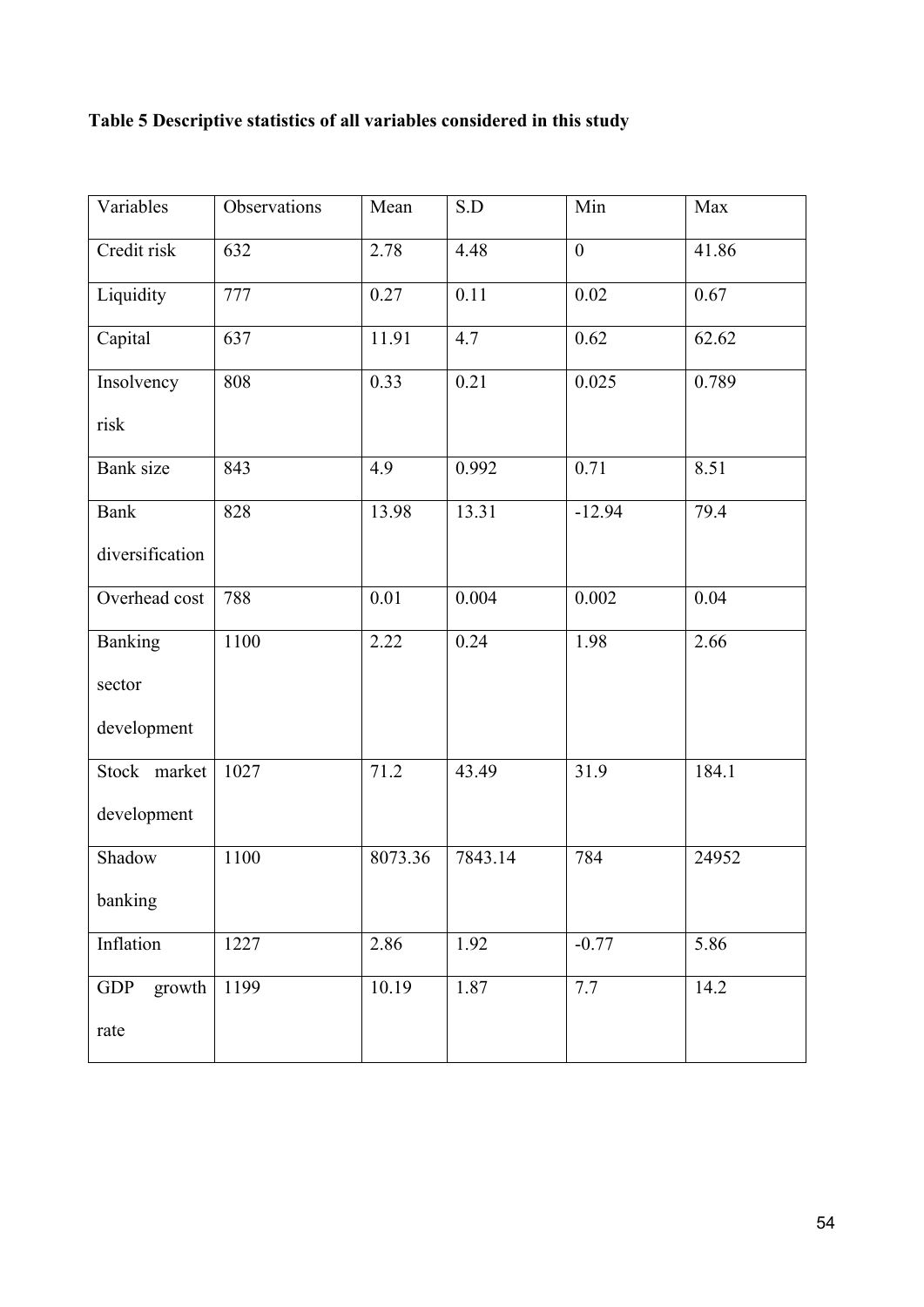**Table 5 Descriptive statistics of all variables considered in this study**

| Variables | Observations | Mean | S.D | Min | Max |
|---|---|---|---|---|---|
| Credit risk | 632 | 2.78 | 4.48 | 0 | 41.86 |
| Liquidity | 777 | 0.27 | 0.11 | 0.02 | 0.67 |
| Capital | 637 | 11.91 | 4.7 | 0.62 | 62.62 |
| Insolvency risk | 808 | 0.33 | 0.21 | 0.025 | 0.789 |
| Bank size | 843 | 4.9 | 0.992 | 0.71 | 8.51 |
| Bank diversification | 828 | 13.98 | 13.31 | -12.94 | 79.4 |
| Overhead cost | 788 | 0.01 | 0.004 | 0.002 | 0.04 |
| Banking sector development | 1100 | 2.22 | 0.24 | 1.98 | 2.66 |
| Stock market development | 1027 | 71.2 | 43.49 | 31.9 | 184.1 |
| Shadow banking | 1100 | 8073.36 | 7843.14 | 784 | 24952 |
| Inflation | 1227 | 2.86 | 1.92 | -0.77 | 5.86 |
| GDP growth rate | 1199 | 10.19 | 1.87 | 7.7 | 14.2 |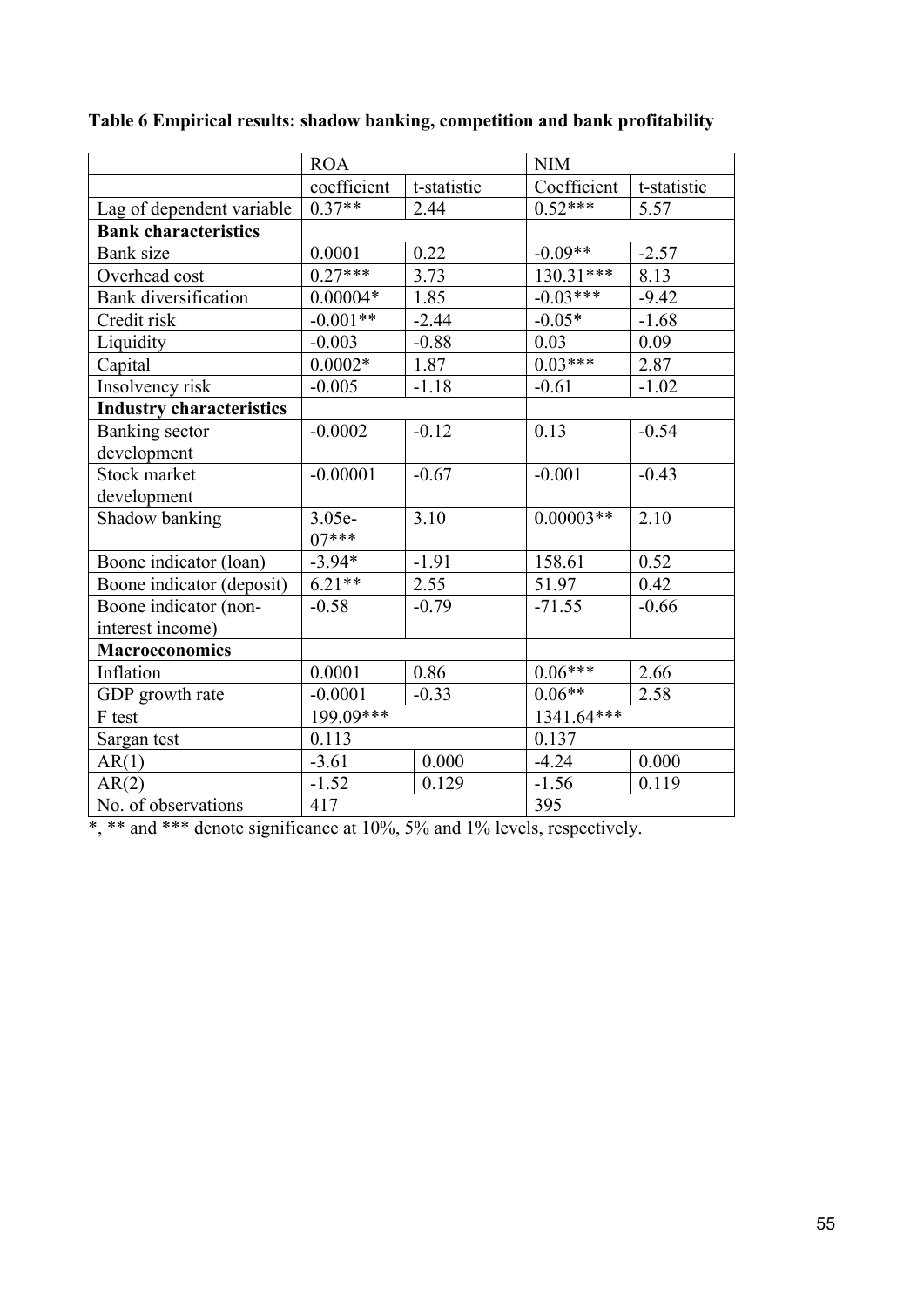**Table 6 Empirical results: shadow banking, competition and bank profitability**

| | ROA | | NIM | |
|---|---|---|---|---|
| | coefficient | t-statistic | Coefficient | t-statistic |
| Lag of dependent variable | 0.37** | 2.44 | 0.52*** | 5.57 |
| **Bank characteristics** | | | | |
| Bank size | 0.0001 | 0.22 | -0.09** | -2.57 |
| Overhead cost | 0.27*** | 3.73 | 130.31*** | 8.13 |
| Bank diversification | 0.00004* | 1.85 | -0.03*** | -9.42 |
| Credit risk | -0.001** | -2.44 | -0.05* | -1.68 |
| Liquidity | -0.003 | -0.88 | 0.03 | 0.09 |
| Capital | 0.0002* | 1.87 | 0.03*** | 2.87 |
| Insolvency risk | -0.005 | -1.18 | -0.61 | -1.02 |
| **Industry characteristics** | | | | |
| Banking sector development | -0.0002 | -0.12 | 0.13 | -0.54 |
| Stock market development | -0.00001 | -0.67 | -0.001 | -0.43 |
| Shadow banking | 3.05e-07*** | 3.10 | 0.00003** | 2.10 |
| Boone indicator (loan) | -3.94* | -1.91 | 158.61 | 0.52 |
| Boone indicator (deposit) | 6.21** | 2.55 | 51.97 | 0.42 |
| Boone indicator (non-interest income) | -0.58 | -0.79 | -71.55 | -0.66 |
| **Macroeconomics** | | | | |
| Inflation | 0.0001 | 0.86 | 0.06*** | 2.66 |
| GDP growth rate | -0.0001 | -0.33 | 0.06** | 2.58 |
| F test | 199.09*** | | 1341.64*** | |
| Sargan test | 0.113 | | 0.137 | |
| AR(1) | -3.61 | 0.000 | -4.24 | 0.000 |
| AR(2) | -1.52 | 0.129 | -1.56 | 0.119 |
| No. of observations | 417 | | 395 | |

*, ** and *** denote significance at 10%, 5% and 1% levels, respectively.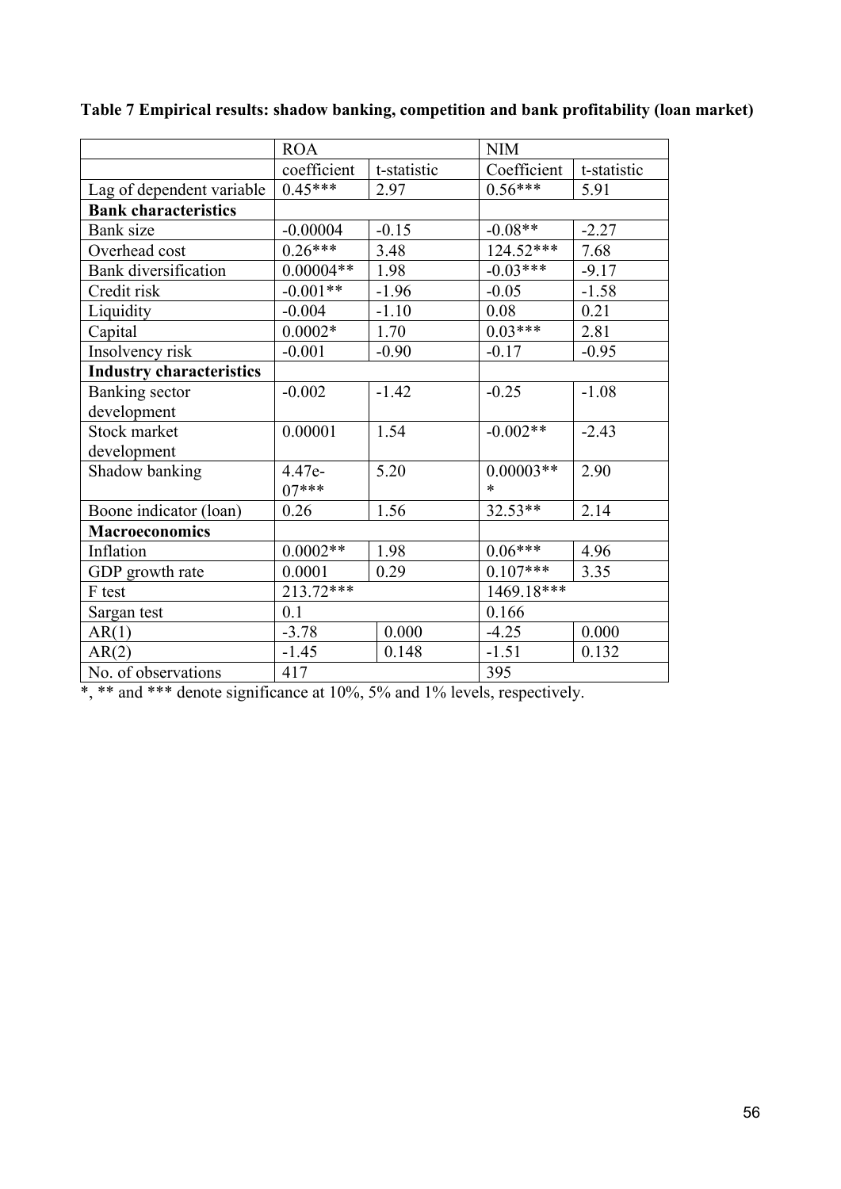**Table 7 Empirical results: shadow banking, competition and bank profitability (loan market)**

| | ROA | | NIM | |
|---|---|---|---|---|
| | coefficient | t-statistic | Coefficient | t-statistic |
| Lag of dependent variable | 0.45*** | 2.97 | 0.56*** | 5.91 |
| **Bank characteristics** | | | | |
| Bank size | -0.00004 | -0.15 | -0.08** | -2.27 |
| Overhead cost | 0.26*** | 3.48 | 124.52*** | 7.68 |
| Bank diversification | 0.00004** | 1.98 | -0.03*** | -9.17 |
| Credit risk | -0.001** | -1.96 | -0.05 | -1.58 |
| Liquidity | -0.004 | -1.10 | 0.08 | 0.21 |
| Capital | 0.0002* | 1.70 | 0.03*** | 2.81 |
| Insolvency risk | -0.001 | -0.90 | -0.17 | -0.95 |
| **Industry characteristics** | | | | |
| Banking sector development | -0.002 | -1.42 | -0.25 | -1.08 |
| Stock market development | 0.00001 | 1.54 | -0.002** | -2.43 |
| Shadow banking | 4.47e-07*** | 5.20 | 0.00003*** | 2.90 |
| Boone indicator (loan) | 0.26 | 1.56 | 32.53** | 2.14 |
| **Macroeconomics** | | | | |
| Inflation | 0.0002** | 1.98 | 0.06*** | 4.96 |
| GDP growth rate | 0.0001 | 0.29 | 0.107*** | 3.35 |
| F test | 213.72*** | | 1469.18*** | |
| Sargan test | 0.1 | | 0.166 | |
| AR(1) | -3.78 | 0.000 | -4.25 | 0.000 |
| AR(2) | -1.45 | 0.148 | -1.51 | 0.132 |
| No. of observations | 417 | | 395 | |

*, ** and *** denote significance at 10%, 5% and 1% levels, respectively.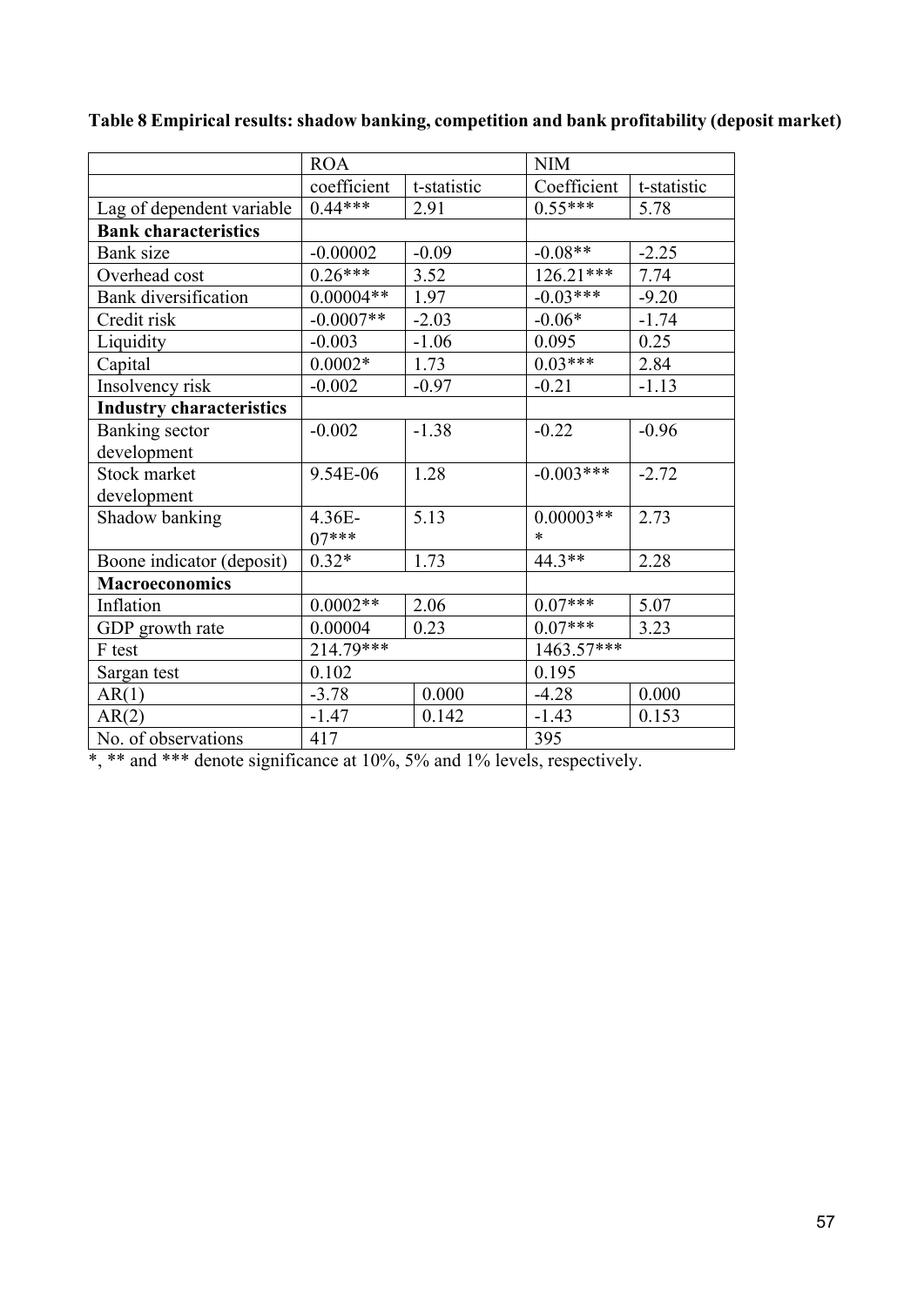**Table 8 Empirical results: shadow banking, competition and bank profitability (deposit market)**

| | ROA | | NIM | |
|---|---|---|---|---|
| | coefficient | t-statistic | Coefficient | t-statistic |
| Lag of dependent variable | 0.44*** | 2.91 | 0.55*** | 5.78 |
| **Bank characteristics** | | | | |
| Bank size | -0.00002 | -0.09 | -0.08** | -2.25 |
| Overhead cost | 0.26*** | 3.52 | 126.21*** | 7.74 |
| Bank diversification | 0.00004** | 1.97 | -0.03*** | -9.20 |
| Credit risk | -0.0007** | -2.03 | -0.06* | -1.74 |
| Liquidity | -0.003 | -1.06 | 0.095 | 0.25 |
| Capital | 0.0002* | 1.73 | 0.03*** | 2.84 |
| Insolvency risk | -0.002 | -0.97 | -0.21 | -1.13 |
| **Industry characteristics** | | | | |
| Banking sector development | -0.002 | -1.38 | -0.22 | -0.96 |
| Stock market development | 9.54E-06 | 1.28 | -0.003*** | -2.72 |
| Shadow banking | 4.36E-07*** | 5.13 | 0.00003*** | 2.73 |
| Boone indicator (deposit) | 0.32* | 1.73 | 44.3** | 2.28 |
| **Macroeconomics** | | | | |
| Inflation | 0.0002** | 2.06 | 0.07*** | 5.07 |
| GDP growth rate | 0.00004 | 0.23 | 0.07*** | 3.23 |
| F test | 214.79*** | | 1463.57*** | |
| Sargan test | 0.102 | | 0.195 | |
| AR(1) | -3.78 | 0.000 | -4.28 | 0.000 |
| AR(2) | -1.47 | 0.142 | -1.43 | 0.153 |
| No. of observations | 417 | | 395 | |

*, ** and *** denote significance at 10%, 5% and 1% levels, respectively.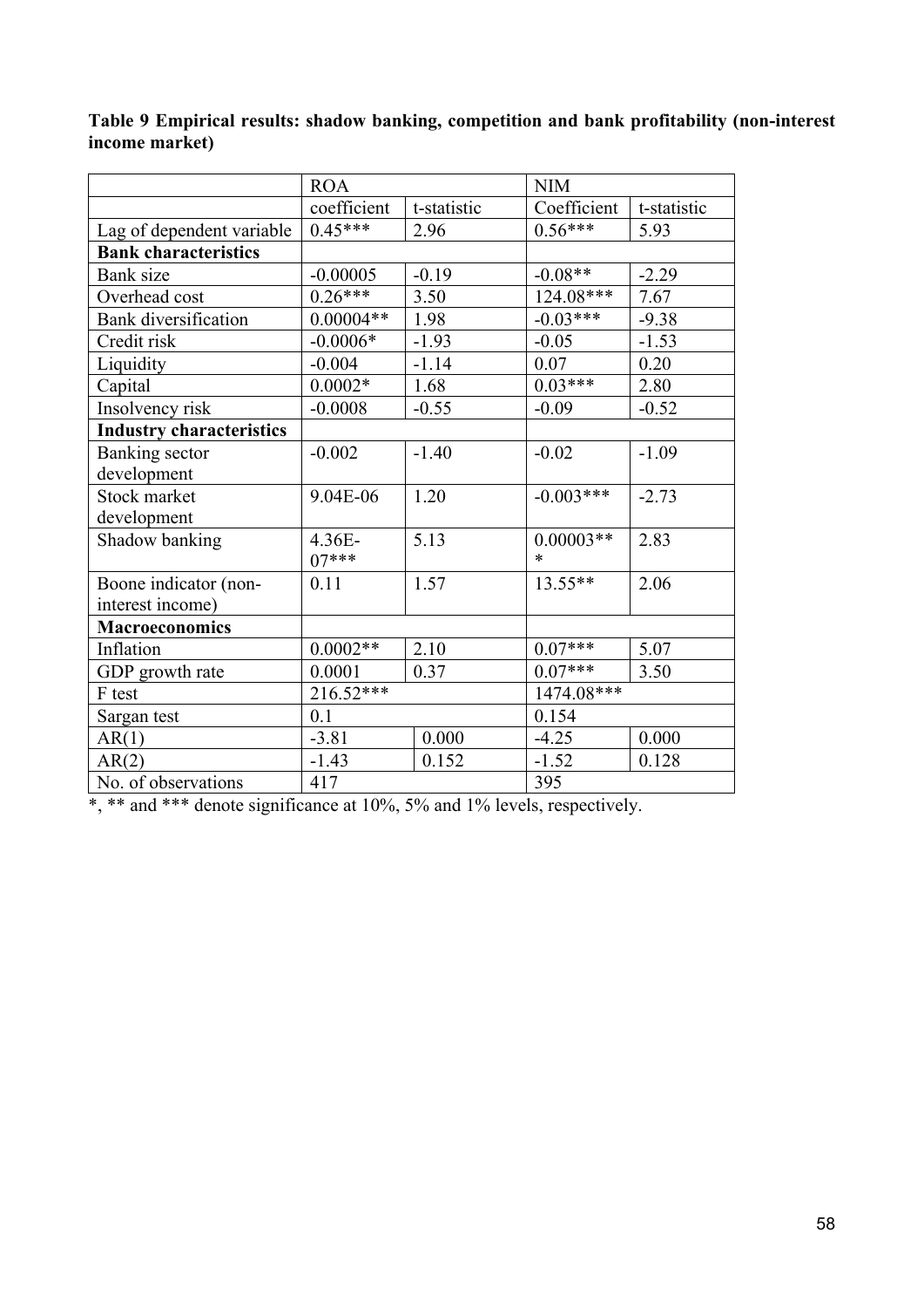**Table 9 Empirical results: shadow banking, competition and bank profitability (non-interest income market)**

| | ROA | | NIM | |
|---|---|---|---|---|
| | coefficient | t-statistic | Coefficient | t-statistic |
| Lag of dependent variable | 0.45*** | 2.96 | 0.56*** | 5.93 |
| **Bank characteristics** | | | | |
| Bank size | -0.00005 | -0.19 | -0.08** | -2.29 |
| Overhead cost | 0.26*** | 3.50 | 124.08*** | 7.67 |
| Bank diversification | 0.00004** | 1.98 | -0.03*** | -9.38 |
| Credit risk | -0.0006* | -1.93 | -0.05 | -1.53 |
| Liquidity | -0.004 | -1.14 | 0.07 | 0.20 |
| Capital | 0.0002* | 1.68 | 0.03*** | 2.80 |
| Insolvency risk | -0.0008 | -0.55 | -0.09 | -0.52 |
| **Industry characteristics** | | | | |
| Banking sector development | -0.002 | -1.40 | -0.02 | -1.09 |
| Stock market development | 9.04E-06 | 1.20 | -0.003*** | -2.73 |
| Shadow banking | 4.36E-07*** | 5.13 | 0.00003*** | 2.83 |
| Boone indicator (non-interest income) | 0.11 | 1.57 | 13.55** | 2.06 |
| **Macroeconomics** | | | | |
| Inflation | 0.0002** | 2.10 | 0.07*** | 5.07 |
| GDP growth rate | 0.0001 | 0.37 | 0.07*** | 3.50 |
| F test | 216.52*** | | 1474.08*** | |
| Sargan test | 0.1 | | 0.154 | |
| AR(1) | -3.81 | 0.000 | -4.25 | 0.000 |
| AR(2) | -1.43 | 0.152 | -1.52 | 0.128 |
| No. of observations | 417 | | 395 | |

*, ** and *** denote significance at 10%, 5% and 1% levels, respectively.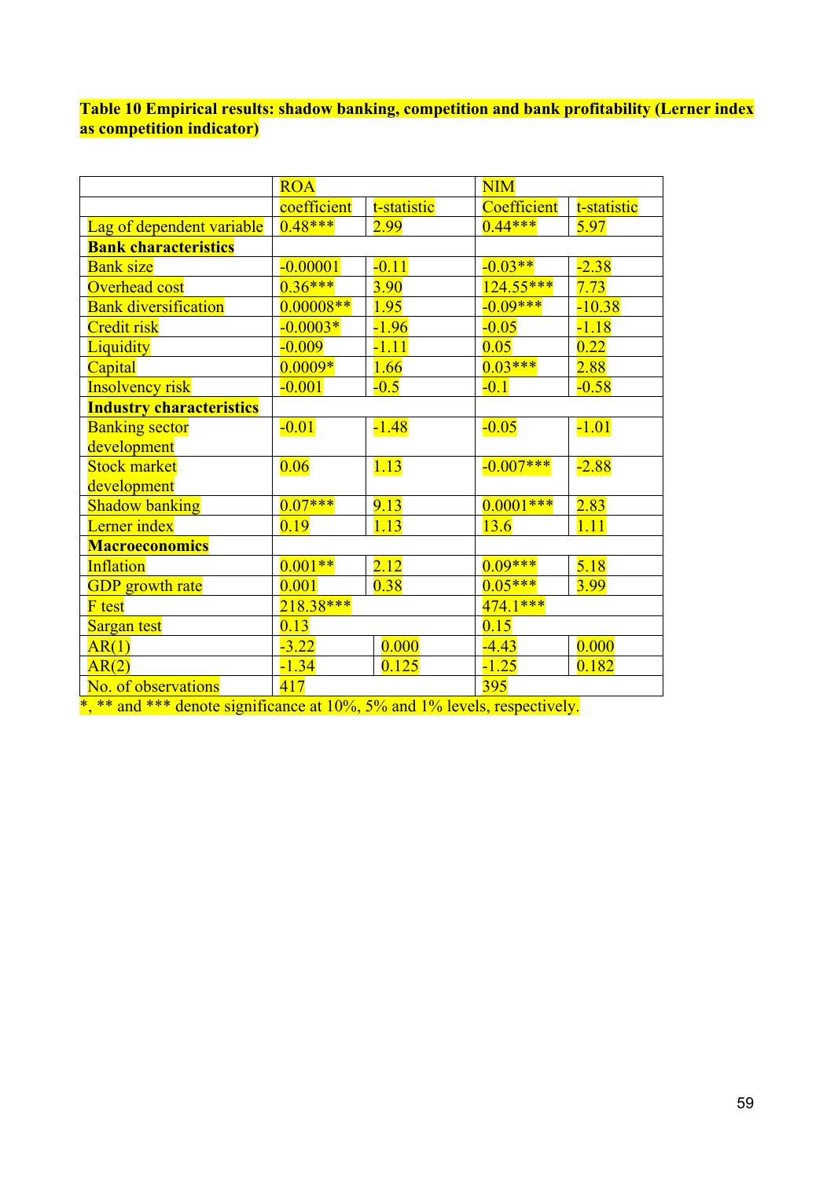**Table 10 Empirical results: shadow banking, competition and bank profitability (Lerner index as competition indicator)**

| | ROA | | NIM | |
|---|---|---|---|---|
| | coefficient | t-statistic | Coefficient | t-statistic |
| Lag of dependent variable | 0.48*** | 2.99 | 0.44*** | 5.97 |
| **Bank characteristics** | | | | |
| Bank size | -0.00001 | -0.11 | -0.03** | -2.38 |
| Overhead cost | 0.36*** | 3.90 | 124.55*** | 7.73 |
| Bank diversification | 0.00008** | 1.95 | -0.09*** | -10.38 |
| Credit risk | -0.0003* | -1.96 | -0.05 | -1.18 |
| Liquidity | -0.009 | -1.11 | 0.05 | 0.22 |
| Capital | 0.0009* | 1.66 | 0.03*** | 2.88 |
| Insolvency risk | -0.001 | -0.5 | -0.1 | -0.58 |
| **Industry characteristics** | | | | |
| Banking sector development | -0.01 | -1.48 | -0.05 | -1.01 |
| Stock market development | 0.06 | 1.13 | -0.007*** | -2.88 |
| Shadow banking | 0.07*** | 9.13 | 0.0001*** | 2.83 |
| Lerner index | 0.19 | 1.13 | 13.6 | 1.11 |
| **Macroeconomics** | | | | |
| Inflation | 0.001** | 2.12 | 0.09*** | 5.18 |
| GDP growth rate | 0.001 | 0.38 | 0.05*** | 3.99 |
| F test | 218.38*** | | 474.1*** | |
| Sargan test | 0.13 | | 0.15 | |
| AR(1) | -3.22 | 0.000 | -4.43 | 0.000 |
| AR(2) | -1.34 | 0.125 | -1.25 | 0.182 |
| No. of observations | 417 | | 395 | |

*, ** and *** denote significance at 10%, 5% and 1% levels, respectively.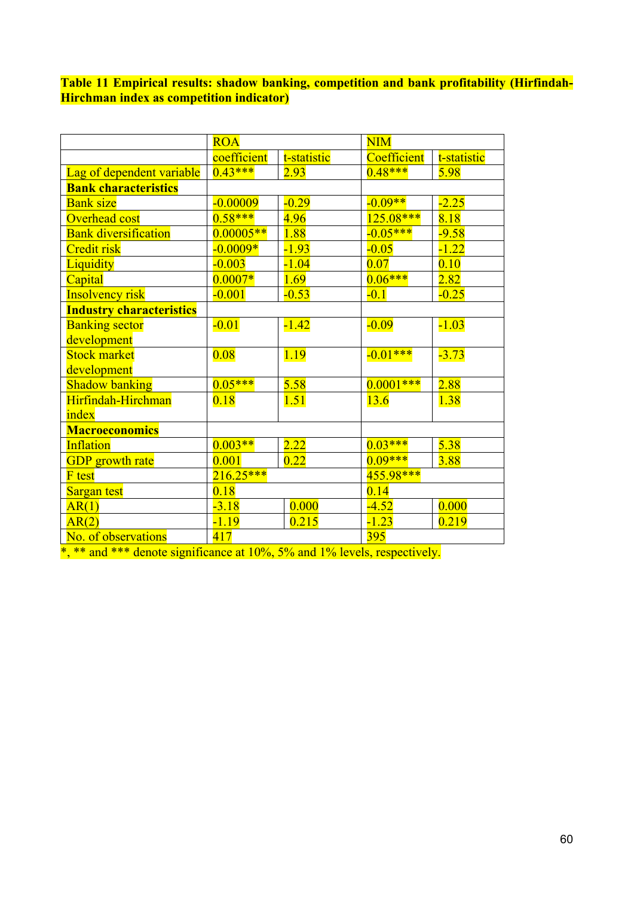**Table 11 Empirical results: shadow banking, competition and bank profitability (Hirfindah-Hirchman index as competition indicator)**

| | ROA | | NIM | |
|---|---|---|---|---|
| | coefficient | t-statistic | Coefficient | t-statistic |
| Lag of dependent variable | 0.43*** | 2.93 | 0.48*** | 5.98 |
| **Bank characteristics** | | | | |
| Bank size | -0.00009 | -0.29 | -0.09** | -2.25 |
| Overhead cost | 0.58*** | 4.96 | 125.08*** | 8.18 |
| Bank diversification | 0.00005** | 1.88 | -0.05*** | -9.58 |
| Credit risk | -0.0009* | -1.93 | -0.05 | -1.22 |
| Liquidity | -0.003 | -1.04 | 0.07 | 0.10 |
| Capital | 0.0007* | 1.69 | 0.06*** | 2.82 |
| Insolvency risk | -0.001 | -0.53 | -0.1 | -0.25 |
| **Industry characteristics** | | | | |
| Banking sector development | -0.01 | -1.42 | -0.09 | -1.03 |
| Stock market development | 0.08 | 1.19 | -0.01*** | -3.73 |
| Shadow banking | 0.05*** | 5.58 | 0.0001*** | 2.88 |
| Hirfindah-Hirchman index | 0.18 | 1.51 | 13.6 | 1.38 |
| **Macroeconomics** | | | | |
| Inflation | 0.003** | 2.22 | 0.03*** | 5.38 |
| GDP growth rate | 0.001 | 0.22 | 0.09*** | 3.88 |
| F test | 216.25*** | | 455.98*** | |
| Sargan test | 0.18 | | 0.14 | |
| AR(1) | -3.18 | 0.000 | -4.52 | 0.000 |
| AR(2) | -1.19 | 0.215 | -1.23 | 0.219 |
| No. of observations | 417 | | 395 | |

*, ** and *** denote significance at 10%, 5% and 1% levels, respectively.